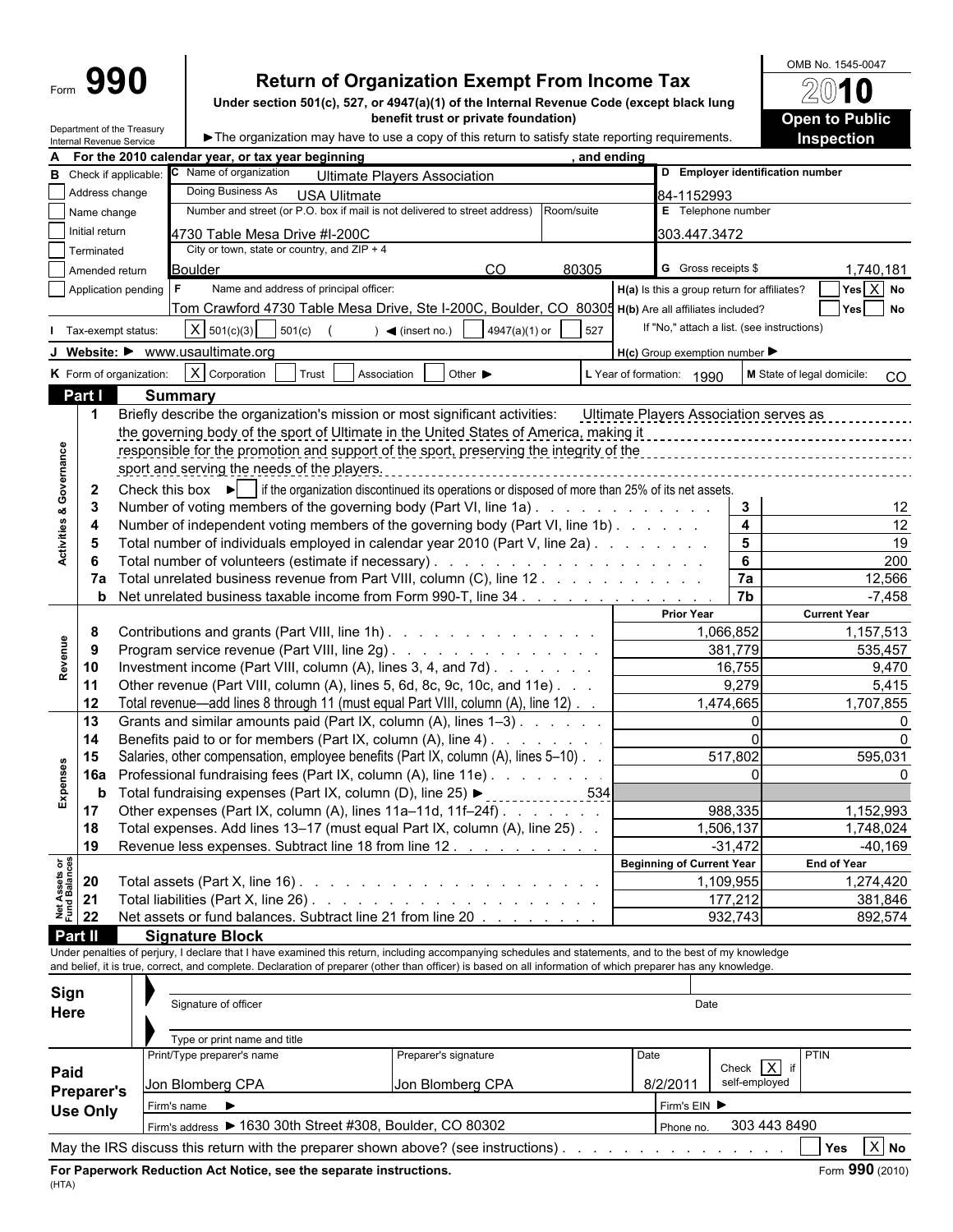Form **990**

# Return of Organization Exempt From Income Tax

**Under section 501(c), 527, or 4947(a)(1) of the Internal Revenue Code (except black lung benefit trust or private foundation)**

► The organization may have to use a copy of this return to satisfy state reporting requirements.

Department of the Treasury
Internal Revenue Service

OMB No. 1545-0047

**2010**

**Open to Public Inspection**

**A** For the 2010 calendar year, or tax year beginning , and ending

**B** Check if applicable:
- Address change
- Name change
- Initial return
- Terminated
- Amended return
- Application pending

**C** Name of organization: Ultimate Players Association
Doing Business As: USA Ulitmate
Number and street (or P.O. box if mail is not delivered to street address) / Room/suite: 4730 Table Mesa Drive #I-200C
City or town, state or country, and ZIP + 4: Boulder CO 80305

**D** Employer identification number: 84-1152993
**E** Telephone number: 303.447.3472
**G** Gross receipts $ 1,740,181

**F** Name and address of principal officer: Tom Crawford 4730 Table Mesa Drive, Ste I-200C, Boulder, CO 80305

**H(a)** Is this a group return for affiliates? Yes [X] No
**H(b)** Are all affiliates included? Yes No
If "No," attach a list. (see instructions)
**H(c)** Group exemption number ►

**I** Tax-exempt status: [X] 501(c)(3) 501(c) ( ) ◄ (insert no.) 4947(a)(1) or 527

**J** Website: ► www.usaultimate.org

**K** Form of organization: [X] Corporation Trust Association Other ►

**L** Year of formation: 1990 **M** State of legal domicile: CO

## Part I Summary

**Activities & Governance**

1 Briefly describe the organization's mission or most significant activities: Ultimate Players Association serves as the governing body of the sport of Ultimate in the United States of America, making it responsible for the promotion and support of the sport, preserving the integrity of the sport and serving the needs of the players.

2 Check this box ► [ ] if the organization discontinued its operations or disposed of more than 25% of its net assets.

| | | | |
|---|---|---|---|
| 3 | Number of voting members of the governing body (Part VI, line 1a) | 3 | 12 |
| 4 | Number of independent voting members of the governing body (Part VI, line 1b) | 4 | 12 |
| 5 | Total number of individuals employed in calendar year 2010 (Part V, line 2a) | 5 | 19 |
| 6 | Total number of volunteers (estimate if necessary) | 6 | 200 |
| 7a | Total unrelated business revenue from Part VIII, column (C), line 12 | 7a | 12,566 |
| b | Net unrelated business taxable income from Form 990-T, line 34 | 7b | -7,458 |

| | | | Prior Year | Current Year |
|---|---|---|---|---|
| **Revenue** | 8 | Contributions and grants (Part VIII, line 1h) | 1,066,852 | 1,157,513 |
| | 9 | Program service revenue (Part VIII, line 2g) | 381,779 | 535,457 |
| | 10 | Investment income (Part VIII, column (A), lines 3, 4, and 7d) | 16,755 | 9,470 |
| | 11 | Other revenue (Part VIII, column (A), lines 5, 6d, 8c, 9c, 10c, and 11e) | 9,279 | 5,415 |
| | 12 | Total revenue—add lines 8 through 11 (must equal Part VIII, column (A), line 12) | 1,474,665 | 1,707,855 |
| **Expenses** | 13 | Grants and similar amounts paid (Part IX, column (A), lines 1–3) | 0 | 0 |
| | 14 | Benefits paid to or for members (Part IX, column (A), line 4) | 0 | 0 |
| | 15 | Salaries, other compensation, employee benefits (Part IX, column (A), lines 5–10) | 517,802 | 595,031 |
| | 16a | Professional fundraising fees (Part IX, column (A), line 11e) | 0 | 0 |
| | b | Total fundraising expenses (Part IX, column (D), line 25) ► 534 | | |
| | 17 | Other expenses (Part IX, column (A), lines 11a–11d, 11f–24f) | 988,335 | 1,152,993 |
| | 18 | Total expenses. Add lines 13–17 (must equal Part IX, column (A), line 25) | 1,506,137 | 1,748,024 |
| | 19 | Revenue less expenses. Subtract line 18 from line 12 | -31,472 | -40,169 |

| | | | Beginning of Current Year | End of Year |
|---|---|---|---|---|
| **Net Assets or Fund Balances** | 20 | Total assets (Part X, line 16) | 1,109,955 | 1,274,420 |
| | 21 | Total liabilities (Part X, line 26) | 177,212 | 381,846 |
| | 22 | Net assets or fund balances. Subtract line 21 from line 20 | 932,743 | 892,574 |

## Part II Signature Block

Under penalties of perjury, I declare that I have examined this return, including accompanying schedules and statements, and to the best of my knowledge and belief, it is true, correct, and complete. Declaration of preparer (other than officer) is based on all information of which preparer has any knowledge.

**Sign Here**

Signature of officer — Date

Type or print name and title

**Paid Preparer's Use Only**

| Print/Type preparer's name | Preparer's signature | Date | Check [X] if self-employed | PTIN |
|---|---|---|---|---|
| Jon Blomberg CPA | Jon Blomberg CPA | 8/2/2011 | | |

Firm's name ► Firm's EIN ►

Firm's address ► 1630 30th Street #308, Boulder, CO 80302 Phone no. 303 443 8490

May the IRS discuss this return with the preparer shown above? (see instructions) Yes [X] No

**For Paperwork Reduction Act Notice, see the separate instructions.** Form **990** (2010)

(HTA)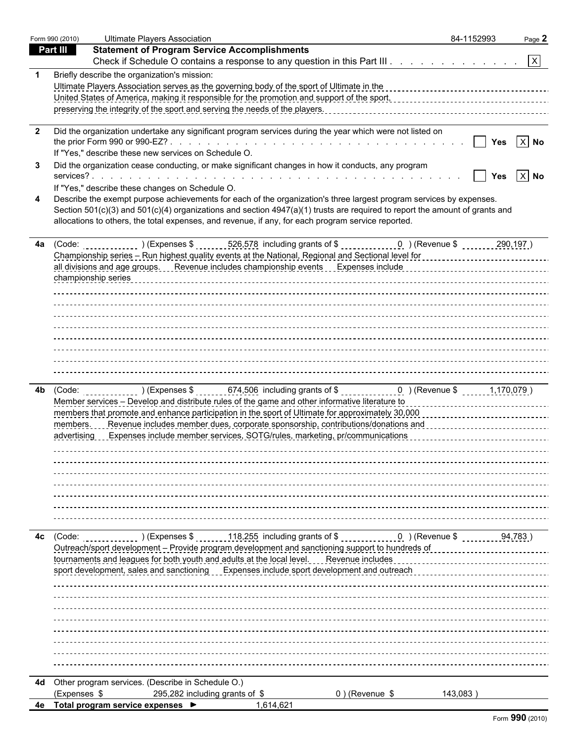Form 990 (2010) Ultimate Players Association 84-1152993 Page **2**

## Part III Statement of Program Service Accomplishments

Check if Schedule O contains a response to any question in this Part III . . . . . . . . . . . . . [X]

**1** Briefly describe the organization's mission:

Ultimate Players Association serves as the governing body of the sport of Ultimate in the United States of America, making it responsible for the promotion and support of the sport, preserving the integrity of the sport and serving the needs of the players.

**2** Did the organization undertake any significant program services during the year which were not listed on the prior Form 990 or 990-EZ? . . . . . . . . . . [ ] Yes [X] No

If "Yes," describe these new services on Schedule O.

**3** Did the organization cease conducting, or make significant changes in how it conducts, any program services? . . . . . . . . . . [ ] Yes [X] No

If "Yes," describe these changes on Schedule O.

**4** Describe the exempt purpose achievements for each of the organization's three largest program services by expenses. Section 501(c)(3) and 501(c)(4) organizations and section 4947(a)(1) trusts are required to report the amount of grants and allocations to others, the total expenses, and revenue, if any, for each program service reported.

**4a** (Code: ) (Expenses $ 526,578 including grants of $ 0 ) (Revenue $ 290,197 )

Championship series – Run highest quality events at the National, Regional and Sectional level for all divisions and age groups. Revenue includes championship events Expenses include championship series

**4b** (Code: ) (Expenses $ 674,506 including grants of $ 0 ) (Revenue $ 1,170,079 )

Member services – Develop and distribute rules of the game and other informative literature to members that promote and enhance participation in the sport of Ultimate for approximately 30,000 members. Revenue includes member dues, corporate sponsorship, contributions/donations and advertising Expenses include member services, SOTG/rules, marketing, pr/communications

**4c** (Code: ) (Expenses $ 118,255 including grants of $ 0 ) (Revenue $ 94,783 )

Outreach/sport development – Provide program development and sanctioning support to hundreds of tournaments and leagues for both youth and adults at the local level. Revenue includes sport development, sales and sanctioning Expenses include sport development and outreach

**4d** Other program services. (Describe in Schedule O.)

(Expenses $ 295,282 including grants of $ 0 ) (Revenue $ 143,083 )

**4e** **Total program service expenses** ► 1,614,621

Form **990** (2010)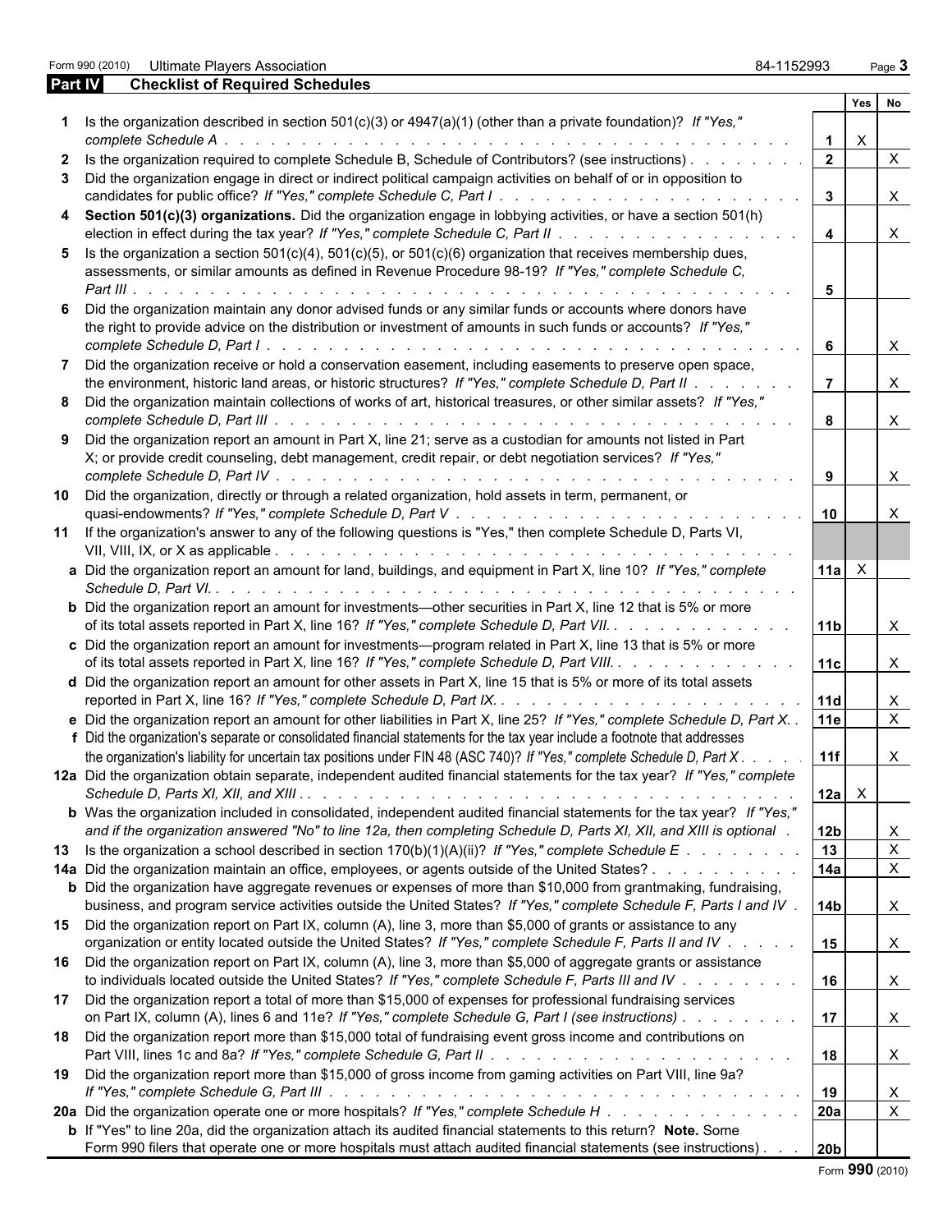Form 990 (2010) Ultimate Players Association 84-1152993

## Part IV Checklist of Required Schedules

| | | | Yes | No |
|---|---|---|---|---|
| **1** | Is the organization described in section 501(c)(3) or 4947(a)(1) (other than a private foundation)? *If "Yes," complete Schedule A* | 1 | X | |
| **2** | Is the organization required to complete Schedule B, Schedule of Contributors? (see instructions) | 2 | | X |
| **3** | Did the organization engage in direct or indirect political campaign activities on behalf of or in opposition to candidates for public office? *If "Yes," complete Schedule C, Part I* | 3 | | X |
| **4** | **Section 501(c)(3) organizations.** Did the organization engage in lobbying activities, or have a section 501(h) election in effect during the tax year? *If "Yes," complete Schedule C, Part II* | 4 | | X |
| **5** | Is the organization a section 501(c)(4), 501(c)(5), or 501(c)(6) organization that receives membership dues, assessments, or similar amounts as defined in Revenue Procedure 98-19? *If "Yes," complete Schedule C, Part III* | 5 | | |
| **6** | Did the organization maintain any donor advised funds or any similar funds or accounts where donors have the right to provide advice on the distribution or investment of amounts in such funds or accounts? *If "Yes," complete Schedule D, Part I* | 6 | | X |
| **7** | Did the organization receive or hold a conservation easement, including easements to preserve open space, the environment, historic land areas, or historic structures? *If "Yes," complete Schedule D, Part II* | 7 | | X |
| **8** | Did the organization maintain collections of works of art, historical treasures, or other similar assets? *If "Yes," complete Schedule D, Part III* | 8 | | X |
| **9** | Did the organization report an amount in Part X, line 21; serve as a custodian for amounts not listed in Part X; or provide credit counseling, debt management, credit repair, or debt negotiation services? *If "Yes," complete Schedule D, Part IV* | 9 | | X |
| **10** | Did the organization, directly or through a related organization, hold assets in term, permanent, or quasi-endowments? *If "Yes," complete Schedule D, Part V* | 10 | | X |
| **11** | If the organization's answer to any of the following questions is "Yes," then complete Schedule D, Parts VI, VII, VIII, IX, or X as applicable | | | |
| **a** | Did the organization report an amount for land, buildings, and equipment in Part X, line 10? *If "Yes," complete Schedule D, Part VI.* | 11a | X | |
| **b** | Did the organization report an amount for investments—other securities in Part X, line 12 that is 5% or more of its total assets reported in Part X, line 16? *If "Yes," complete Schedule D, Part VII.* | 11b | | X |
| **c** | Did the organization report an amount for investments—program related in Part X, line 13 that is 5% or more of its total assets reported in Part X, line 16? *If "Yes," complete Schedule D, Part VIII.* | 11c | | X |
| **d** | Did the organization report an amount for other assets in Part X, line 15 that is 5% or more of its total assets reported in Part X, line 16? *If "Yes," complete Schedule D, Part IX.* | 11d | | X |
| **e** | Did the organization report an amount for other liabilities in Part X, line 25? *If "Yes," complete Schedule D, Part X.* | 11e | | X |
| **f** | Did the organization's separate or consolidated financial statements for the tax year include a footnote that addresses the organization's liability for uncertain tax positions under FIN 48 (ASC 740)? *If "Yes," complete Schedule D, Part X* | 11f | | X |
| **12a** | Did the organization obtain separate, independent audited financial statements for the tax year? *If "Yes," complete Schedule D, Parts XI, XII, and XIII* | 12a | X | |
| **b** | Was the organization included in consolidated, independent audited financial statements for the tax year? *If "Yes," and if the organization answered "No" to line 12a, then completing Schedule D, Parts XI, XII, and XIII is optional* | 12b | | X |
| **13** | Is the organization a school described in section 170(b)(1)(A)(ii)? *If "Yes," complete Schedule E* | 13 | | X |
| **14a** | Did the organization maintain an office, employees, or agents outside of the United States? | 14a | | X |
| **b** | Did the organization have aggregate revenues or expenses of more than $10,000 from grantmaking, fundraising, business, and program service activities outside the United States? *If "Yes," complete Schedule F, Parts I and IV* | 14b | | X |
| **15** | Did the organization report on Part IX, column (A), line 3, more than $5,000 of grants or assistance to any organization or entity located outside the United States? *If "Yes," complete Schedule F, Parts II and IV* | 15 | | X |
| **16** | Did the organization report on Part IX, column (A), line 3, more than $5,000 of aggregate grants or assistance to individuals located outside the United States? *If "Yes," complete Schedule F, Parts III and IV* | 16 | | X |
| **17** | Did the organization report a total of more than $15,000 of expenses for professional fundraising services on Part IX, column (A), lines 6 and 11e? *If "Yes," complete Schedule G, Part I (see instructions)* | 17 | | X |
| **18** | Did the organization report more than $15,000 total of fundraising event gross income and contributions on Part VIII, lines 1c and 8a? *If "Yes," complete Schedule G, Part II* | 18 | | X |
| **19** | Did the organization report more than $15,000 of gross income from gaming activities on Part VIII, line 9a? *If "Yes," complete Schedule G, Part III* | 19 | | X |
| **20a** | Did the organization operate one or more hospitals? *If "Yes," complete Schedule H* | 20a | | X |
| **b** | If "Yes" to line 20a, did the organization attach its audited financial statements to this return? **Note.** Some Form 990 filers that operate one or more hospitals must attach audited financial statements (see instructions) | 20b | | |

Form **990** (2010)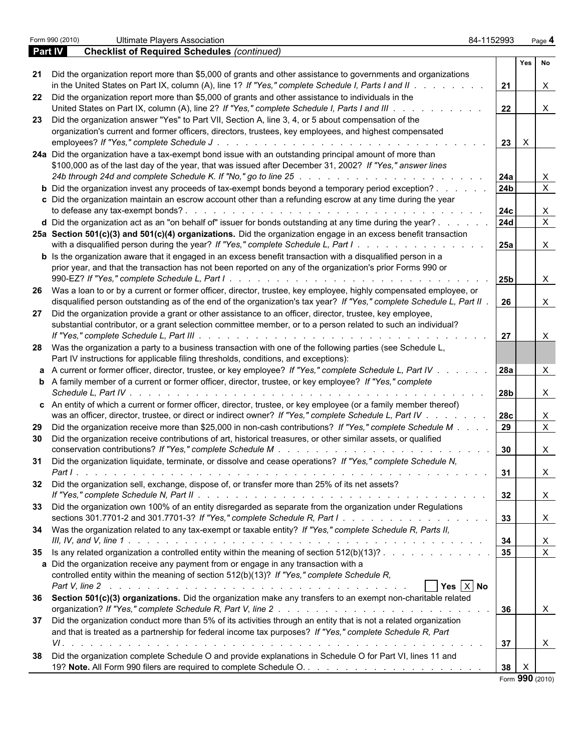Form 990 (2010) Ultimate Players Association 84-1152993 Page **4**

## Part IV — Checklist of Required Schedules *(continued)*

| | | | Yes | No |
|---|---|---|---|---|
| **21** | Did the organization report more than $5,000 of grants and other assistance to governments and organizations in the United States on Part IX, column (A), line 1? *If "Yes," complete Schedule I, Parts I and II* | **21** | | X |
| **22** | Did the organization report more than $5,000 of grants and other assistance to individuals in the United States on Part IX, column (A), line 2? *If "Yes," complete Schedule I, Parts I and III* | **22** | | X |
| **23** | Did the organization answer "Yes" to Part VII, Section A, line 3, 4, or 5 about compensation of the organization's current and former officers, directors, trustees, key employees, and highest compensated employees? *If "Yes," complete Schedule J* | **23** | X | |
| **24a** | Did the organization have a tax-exempt bond issue with an outstanding principal amount of more than $100,000 as of the last day of the year, that was issued after December 31, 2002? *If "Yes," answer lines 24b through 24d and complete Schedule K. If "No," go to line 25* | **24a** | | X |
| **b** | Did the organization invest any proceeds of tax-exempt bonds beyond a temporary period exception? | **24b** | | X |
| **c** | Did the organization maintain an escrow account other than a refunding escrow at any time during the year to defease any tax-exempt bonds? | **24c** | | X |
| **d** | Did the organization act as an "on behalf of" issuer for bonds outstanding at any time during the year? | **24d** | | X |
| **25a** | **Section 501(c)(3) and 501(c)(4) organizations.** Did the organization engage in an excess benefit transaction with a disqualified person during the year? *If "Yes," complete Schedule L, Part I* | **25a** | | X |
| **b** | Is the organization aware that it engaged in an excess benefit transaction with a disqualified person in a prior year, and that the transaction has not been reported on any of the organization's prior Forms 990 or 990-EZ? *If "Yes," complete Schedule L, Part I* | **25b** | | X |
| **26** | Was a loan to or by a current or former officer, director, trustee, key employee, highly compensated employee, or disqualified person outstanding as of the end of the organization's tax year? *If "Yes," complete Schedule L, Part II* | **26** | | X |
| **27** | Did the organization provide a grant or other assistance to an officer, director, trustee, key employee, substantial contributor, or a grant selection committee member, or to a person related to such an individual? *If "Yes," complete Schedule L, Part III* | **27** | | X |
| **28** | Was the organization a party to a business transaction with one of the following parties (see Schedule L, Part IV instructions for applicable filing thresholds, conditions, and exceptions): | | | |
| **a** | A current or former officer, director, trustee, or key employee? *If "Yes," complete Schedule L, Part IV* | **28a** | | X |
| **b** | A family member of a current or former officer, director, trustee, or key employee? *If "Yes," complete Schedule L, Part IV* | **28b** | | X |
| **c** | An entity of which a current or former officer, director, trustee, or key employee (or a family member thereof) was an officer, director, trustee, or direct or indirect owner? *If "Yes," complete Schedule L, Part IV* | **28c** | | X |
| **29** | Did the organization receive more than $25,000 in non-cash contributions? *If "Yes," complete Schedule M* | **29** | | X |
| **30** | Did the organization receive contributions of art, historical treasures, or other similar assets, or qualified conservation contributions? *If "Yes," complete Schedule M* | **30** | | X |
| **31** | Did the organization liquidate, terminate, or dissolve and cease operations? *If "Yes," complete Schedule N, Part I* | **31** | | X |
| **32** | Did the organization sell, exchange, dispose of, or transfer more than 25% of its net assets? *If "Yes," complete Schedule N, Part II* | **32** | | X |
| **33** | Did the organization own 100% of an entity disregarded as separate from the organization under Regulations sections 301.7701-2 and 301.7701-3? *If "Yes," complete Schedule R, Part I* | **33** | | X |
| **34** | Was the organization related to any tax-exempt or taxable entity? *If "Yes," complete Schedule R, Parts II, III, IV, and V, line 1* | **34** | | X |
| **35** | Is any related organization a controlled entity within the meaning of section 512(b)(13)? | **35** | | X |
| **a** | Did the organization receive any payment from or engage in any transaction with a controlled entity within the meaning of section 512(b)(13)? *If "Yes," complete Schedule R, Part V, line 2* ☐ Yes ☒ No | | | |
| **36** | **Section 501(c)(3) organizations.** Did the organization make any transfers to an exempt non-charitable related organization? *If "Yes," complete Schedule R, Part V, line 2* | **36** | | X |
| **37** | Did the organization conduct more than 5% of its activities through an entity that is not a related organization and that is treated as a partnership for federal income tax purposes? *If "Yes," complete Schedule R, Part VI* | **37** | | X |
| **38** | Did the organization complete Schedule O and provide explanations in Schedule O for Part VI, lines 11 and 19? **Note.** All Form 990 filers are required to complete Schedule O. | **38** | X | |

Form **990** (2010)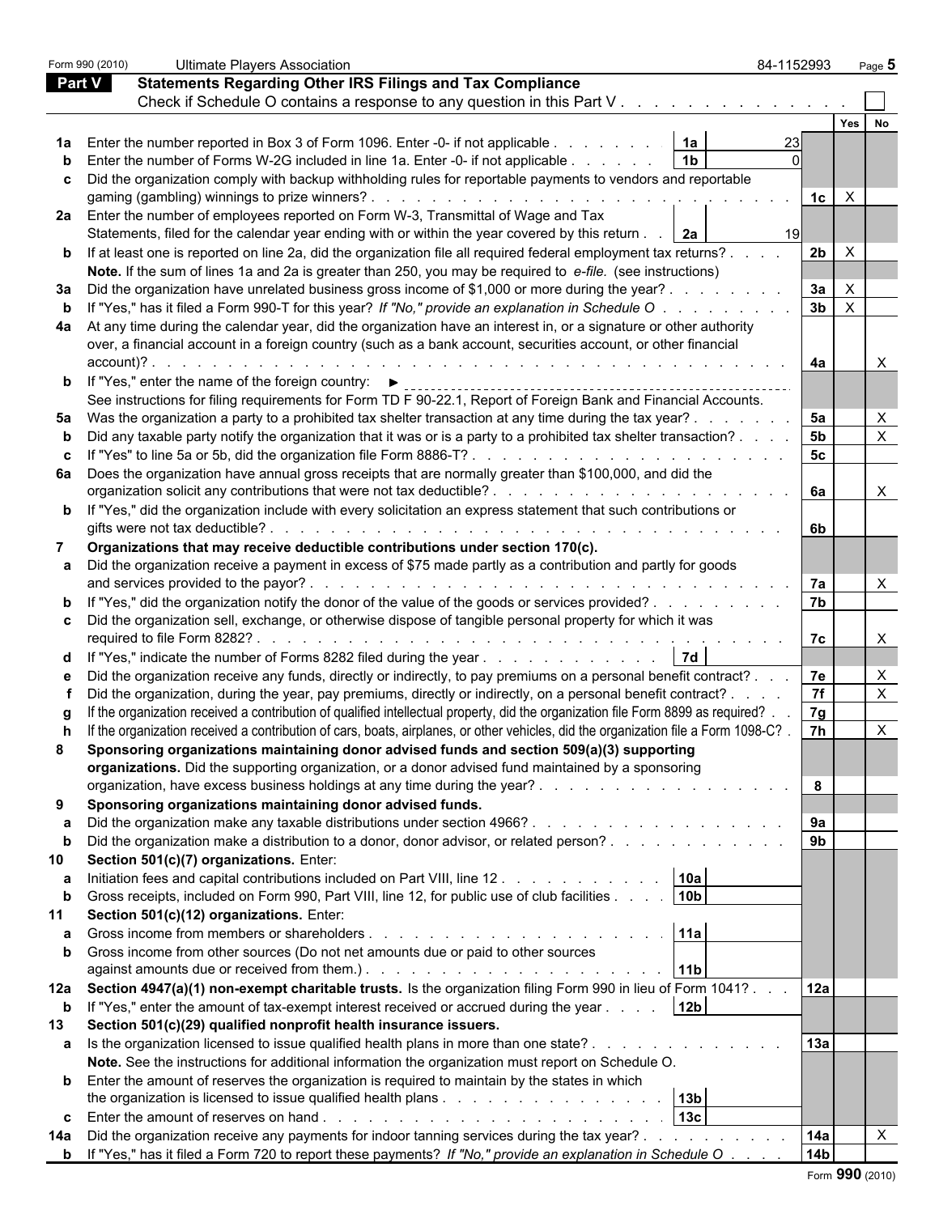Form 990 (2010) Ultimate Players Association 84-1152993 Page 5

## Part V Statements Regarding Other IRS Filings and Tax Compliance

Check if Schedule O contains a response to any question in this Part V . . . . . . . . . . . . . . ☐

| | | | | | Yes | No |
|---|---|---|---|---|---|---|
| **1a** | Enter the number reported in Box 3 of Form 1096. Enter -0- if not applicable . . . . . . . | **1a** | 23 | | | |
| **b** | Enter the number of Forms W-2G included in line 1a. Enter -0- if not applicable . . . . . . | **1b** | 0 | | | |
| **c** | Did the organization comply with backup withholding rules for reportable payments to vendors and reportable gaming (gambling) winnings to prize winners? . . . . . . . . . . . . . . . . . . . . . . . . . . . | | | **1c** | X | |
| **2a** | Enter the number of employees reported on Form W-3, Transmittal of Wage and Tax Statements, filed for the calendar year ending with or within the year covered by this return . . | **2a** | 19 | | | |
| **b** | If at least one is reported on line 2a, did the organization file all required federal employment tax returns? . . . . | | | **2b** | X | |
| | **Note.** If the sum of lines 1a and 2a is greater than 250, you may be required to *e-file.* (see instructions) | | | | | |
| **3a** | Did the organization have unrelated business gross income of $1,000 or more during the year? . . . . . . . . | | | **3a** | X | |
| **b** | If "Yes," has it filed a Form 990-T for this year? *If "No," provide an explanation in Schedule O* . . . . . . . . . | | | **3b** | X | |
| **4a** | At any time during the calendar year, did the organization have an interest in, or a signature or other authority over, a financial account in a foreign country (such as a bank account, securities account, or other financial account)? . . . . . . . . . . . . . . . . . . . . . . . . . . . . . . . . . . . . . . | | | **4a** | | X |
| **b** | If "Yes," enter the name of the foreign country: ► | | | | | |
| | See instructions for filing requirements for Form TD F 90-22.1, Report of Foreign Bank and Financial Accounts. | | | | | |
| **5a** | Was the organization a party to a prohibited tax shelter transaction at any time during the tax year? . . . . . . . | | | **5a** | | X |
| **b** | Did any taxable party notify the organization that it was or is a party to a prohibited tax shelter transaction? . . . . | | | **5b** | | X |
| **c** | If "Yes" to line 5a or 5b, did the organization file Form 8886-T? . . . . . . . . . . . . . . . . . . . . . . | | | **5c** | | |
| **6a** | Does the organization have annual gross receipts that are normally greater than $100,000, and did the organization solicit any contributions that were not tax deductible? . . . . . . . . . . . . . . . . . . . . | | | **6a** | | X |
| **b** | If "Yes," did the organization include with every solicitation an express statement that such contributions or gifts were not tax deductible? . . . . . . . . . . . . . . . . . . . . . . . . . . . . . . . . . | | | **6b** | | |
| **7** | **Organizations that may receive deductible contributions under section 170(c).** | | | | | |
| **a** | Did the organization receive a payment in excess of $75 made partly as a contribution and partly for goods and services provided to the payor? . . . . . . . . . . . . . . . . . . . . . . . . . . . . . . . | | | **7a** | | X |
| **b** | If "Yes," did the organization notify the donor of the value of the goods or services provided? . . . . . . . . . | | | **7b** | | |
| **c** | Did the organization sell, exchange, or otherwise dispose of tangible personal property for which it was required to file Form 8282? . . . . . . . . . . . . . . . . . . . . . . . . . . . . . . . . . . . . . | | | **7c** | | X |
| **d** | If "Yes," indicate the number of Forms 8282 filed during the year . . . . . . . . . . . . . | **7d** | | | | |
| **e** | Did the organization receive any funds, directly or indirectly, to pay premiums on a personal benefit contract? . . . | | | **7e** | | X |
| **f** | Did the organization, during the year, pay premiums, directly or indirectly, on a personal benefit contract? . . . . | | | **7f** | | X |
| **g** | If the organization received a contribution of qualified intellectual property, did the organization file Form 8899 as required? . . | | | **7g** | | |
| **h** | If the organization received a contribution of cars, boats, airplanes, or other vehicles, did the organization file a Form 1098-C? . | | | **7h** | | X |
| **8** | **Sponsoring organizations maintaining donor advised funds and section 509(a)(3) supporting organizations.** Did the supporting organization, or a donor advised fund maintained by a sponsoring organization, have excess business holdings at any time during the year? . . . . . . . . . . . . . . . . . | | | **8** | | |
| **9** | **Sponsoring organizations maintaining donor advised funds.** | | | | | |
| **a** | Did the organization make any taxable distributions under section 4966? . . . . . . . . . . . . . . . . . . | | | **9a** | | |
| **b** | Did the organization make a distribution to a donor, donor advisor, or related person? . . . . . . . . . . . . | | | **9b** | | |
| **10** | **Section 501(c)(7) organizations.** Enter: | | | | | |
| **a** | Initiation fees and capital contributions included on Part VIII, line 12 . . . . . . . . . . . | **10a** | | | | |
| **b** | Gross receipts, included on Form 990, Part VIII, line 12, for public use of club facilities . . . . | **10b** | | | | |
| **11** | **Section 501(c)(12) organizations.** Enter: | | | | | |
| **a** | Gross income from members or shareholders . . . . . . . . . . . . . . . . . . . . . | **11a** | | | | |
| **b** | Gross income from other sources (Do not net amounts due or paid to other sources against amounts due or received from them.) . . . . . . . . . . . . . . . . . . . . . . | **11b** | | | | |
| **12a** | **Section 4947(a)(1) non-exempt charitable trusts.** Is the organization filing Form 990 in lieu of Form 1041? . . . | | | **12a** | | |
| **b** | If "Yes," enter the amount of tax-exempt interest received or accrued during the year . . . . | **12b** | | | | |
| **13** | **Section 501(c)(29) qualified nonprofit health insurance issuers.** | | | | | |
| **a** | Is the organization licensed to issue qualified health plans in more than one state? . . . . . . . . . . . . . . | | | **13a** | | |
| | **Note.** See the instructions for additional information the organization must report on Schedule O. | | | | | |
| **b** | Enter the amount of reserves the organization is required to maintain by the states in which the organization is licensed to issue qualified health plans . . . . . . . . . . . . . . . . | **13b** | | | | |
| **c** | Enter the amount of reserves on hand . . . . . . . . . . . . . . . . . . . . . . . . . | **13c** | | | | |
| **14a** | Did the organization receive any payments for indoor tanning services during the tax year? . . . . . . . . . . | | | **14a** | | X |
| **b** | If "Yes," has it filed a Form 720 to report these payments? *If "No," provide an explanation in Schedule O* . . . . | | | **14b** | | |

Form **990** (2010)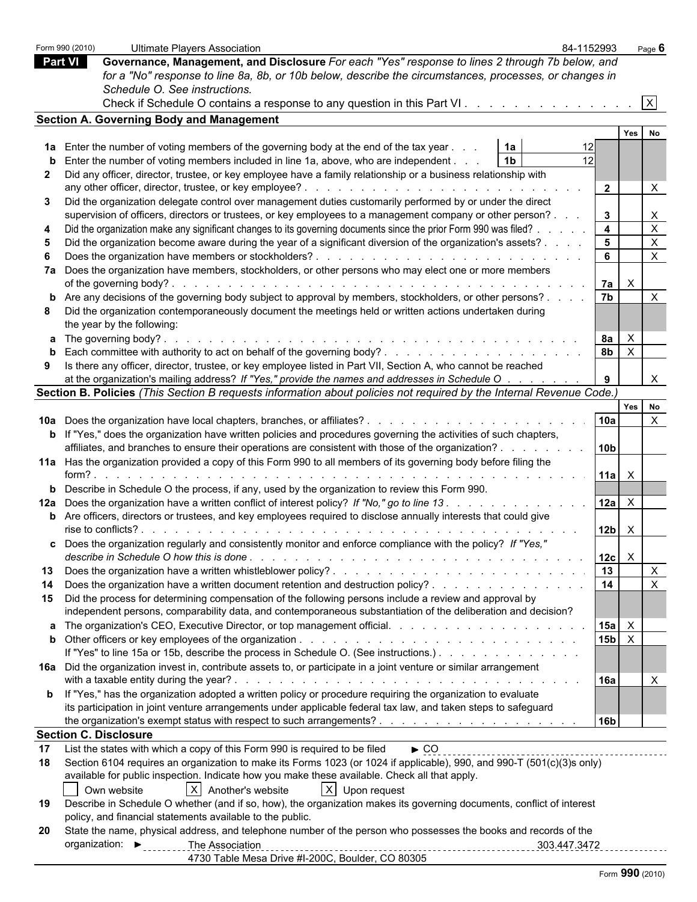Form 990 (2010) Ultimate Players Association 84-1152993 Page **6**

## Part VI Governance, Management, and Disclosure

*For each "Yes" response to lines 2 through 7b below, and for a "No" response to line 8a, 8b, or 10b below, describe the circumstances, processes, or changes in Schedule O. See instructions.*

Check if Schedule O contains a response to any question in this Part VI . . . . . . . . . . . . . . . [X]

### Section A. Governing Body and Management

| | | | Yes | No |
|---|---|---|---|---|
| **1a** | Enter the number of voting members of the governing body at the end of the tax year . . . **1a** 12 | | | |
| **b** | Enter the number of voting members included in line 1a, above, who are independent . . . **1b** 12 | | | |
| **2** | Did any officer, director, trustee, or key employee have a family relationship or a business relationship with any other officer, director, trustee, or key employee? | **2** | | X |
| **3** | Did the organization delegate control over management duties customarily performed by or under the direct supervision of officers, directors or trustees, or key employees to a management company or other person? | **3** | | X |
| **4** | Did the organization make any significant changes to its governing documents since the prior Form 990 was filed? | **4** | | X |
| **5** | Did the organization become aware during the year of a significant diversion of the organization's assets? | **5** | | X |
| **6** | Does the organization have members or stockholders? | **6** | | X |
| **7a** | Does the organization have members, stockholders, or other persons who may elect one or more members of the governing body? | **7a** | X | |
| **b** | Are any decisions of the governing body subject to approval by members, stockholders, or other persons? | **7b** | | X |
| **8** | Did the organization contemporaneously document the meetings held or written actions undertaken during the year by the following: | | | |
| **a** | The governing body? | **8a** | X | |
| **b** | Each committee with authority to act on behalf of the governing body? | **8b** | X | |
| **9** | Is there any officer, director, trustee, or key employee listed in Part VII, Section A, who cannot be reached at the organization's mailing address? *If "Yes," provide the names and addresses in Schedule O* | **9** | | X |

### Section B. Policies *(This Section B requests information about policies not required by the Internal Revenue Code.)*

| | | | Yes | No |
|---|---|---|---|---|
| **10a** | Does the organization have local chapters, branches, or affiliates? | **10a** | | X |
| **b** | If "Yes," does the organization have written policies and procedures governing the activities of such chapters, affiliates, and branches to ensure their operations are consistent with those of the organization? | **10b** | | |
| **11a** | Has the organization provided a copy of this Form 990 to all members of its governing body before filing the form? | **11a** | X | |
| **b** | Describe in Schedule O the process, if any, used by the organization to review this Form 990. | | | |
| **12a** | Does the organization have a written conflict of interest policy? *If "No," go to line 13* | **12a** | X | |
| **b** | Are officers, directors or trustees, and key employees required to disclose annually interests that could give rise to conflicts? | **12b** | X | |
| **c** | Does the organization regularly and consistently monitor and enforce compliance with the policy? *If "Yes," describe in Schedule O how this is done* | **12c** | X | |
| **13** | Does the organization have a written whistleblower policy? | **13** | | X |
| **14** | Does the organization have a written document retention and destruction policy? | **14** | | X |
| **15** | Did the process for determining compensation of the following persons include a review and approval by independent persons, comparability data, and contemporaneous substantiation of the deliberation and decision? | | | |
| **a** | The organization's CEO, Executive Director, or top management official. | **15a** | X | |
| **b** | Other officers or key employees of the organization. If "Yes" to line 15a or 15b, describe the process in Schedule O. (See instructions.) | **15b** | X | |
| **16a** | Did the organization invest in, contribute assets to, or participate in a joint venture or similar arrangement with a taxable entity during the year? | **16a** | | X |
| **b** | If "Yes," has the organization adopted a written policy or procedure requiring the organization to evaluate its participation in joint venture arrangements under applicable federal tax law, and taken steps to safeguard the organization's exempt status with respect to such arrangements? | **16b** | | |

### Section C. Disclosure

**17** List the states with which a copy of this Form 990 is required to be filed ► CO

**18** Section 6104 requires an organization to make its Forms 1023 (or 1024 if applicable), 990, and 990-T (501(c)(3)s only) available for public inspection. Indicate how you make these available. Check all that apply.

[ ] Own website [X] Another's website [X] Upon request

**19** Describe in Schedule O whether (and if so, how), the organization makes its governing documents, conflict of interest policy, and financial statements available to the public.

**20** State the name, physical address, and telephone number of the person who possesses the books and records of the organization: ► The Association 303.447.3472
4730 Table Mesa Drive #I-200C, Boulder, CO 80305

Form **990** (2010)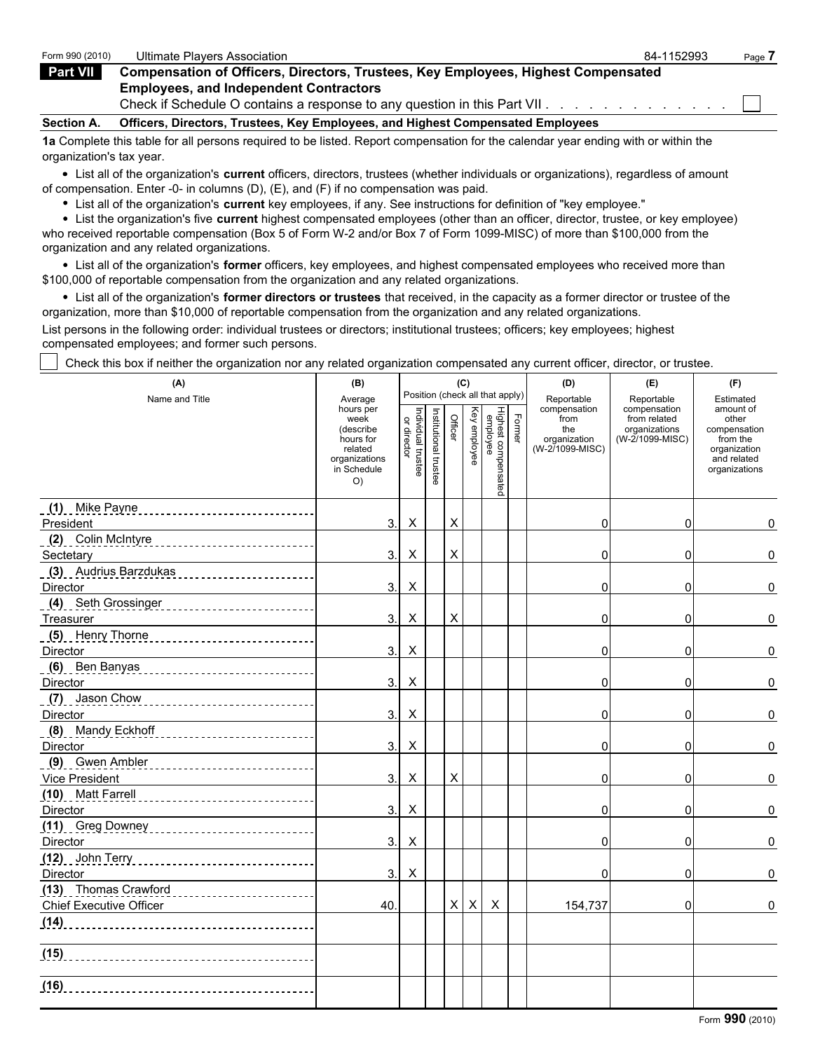Form 990 (2010) Ultimate Players Association 84-1152993

**Part VII** **Compensation of Officers, Directors, Trustees, Key Employees, Highest Compensated Employees, and Independent Contractors**

Check if Schedule O contains a response to any question in this Part VII . . . . . . . . . . . . . ☐

**Section A. Officers, Directors, Trustees, Key Employees, and Highest Compensated Employees**

**1a** Complete this table for all persons required to be listed. Report compensation for the calendar year ending with or within the organization's tax year.

- List all of the organization's **current** officers, directors, trustees (whether individuals or organizations), regardless of amount of compensation. Enter -0- in columns (D), (E), and (F) if no compensation was paid.
- List all of the organization's **current** key employees, if any. See instructions for definition of "key employee."
- List the organization's five **current** highest compensated employees (other than an officer, director, trustee, or key employee) who received reportable compensation (Box 5 of Form W-2 and/or Box 7 of Form 1099-MISC) of more than $100,000 from the organization and any related organizations.
- List all of the organization's **former** officers, key employees, and highest compensated employees who received more than $100,000 of reportable compensation from the organization and any related organizations.
- List all of the organization's **former directors or trustees** that received, in the capacity as a former director or trustee of the organization, more than $10,000 of reportable compensation from the organization and any related organizations.

List persons in the following order: individual trustees or directors; institutional trustees; officers; key employees; highest compensated employees; and former such persons.

☐ Check this box if neither the organization nor any related organization compensated any current officer, director, or trustee.

| (A) Name and Title | (B) Average hours per week (describe hours for related organizations in Schedule O) | (C) Position (check all that apply) Individual trustee or director | Institutional trustee | Officer | Key employee | Highest compensated employee | Former | (D) Reportable compensation from the organization (W-2/1099-MISC) | (E) Reportable compensation from related organizations (W-2/1099-MISC) | (F) Estimated amount of other compensation from the organization and related organizations |
|---|---|---|---|---|---|---|---|---|---|---|
| (1) Mike Payne<br>President | 3. | X | | X | | | | 0 | 0 | 0 |
| (2) Colin McIntyre<br>Sectetary | 3. | X | | X | | | | 0 | 0 | 0 |
| (3) Audrius Barzdukas<br>Director | 3. | X | | | | | | 0 | 0 | 0 |
| (4) Seth Grossinger<br>Treasurer | 3. | X | | X | | | | 0 | 0 | 0 |
| (5) Henry Thorne<br>Director | 3. | X | | | | | | 0 | 0 | 0 |
| (6) Ben Banyas<br>Director | 3. | X | | | | | | 0 | 0 | 0 |
| (7) Jason Chow<br>Director | 3. | X | | | | | | 0 | 0 | 0 |
| (8) Mandy Eckhoff<br>Director | 3. | X | | | | | | 0 | 0 | 0 |
| (9) Gwen Ambler<br>Vice President | 3. | X | | X | | | | 0 | 0 | 0 |
| (10) Matt Farrell<br>Director | 3. | X | | | | | | 0 | 0 | 0 |
| (11) Greg Downey<br>Director | 3. | X | | | | | | 0 | 0 | 0 |
| (12) John Terry<br>Director | 3. | X | | | | | | 0 | 0 | 0 |
| (13) Thomas Crawford<br>Chief Executive Officer | 40. | | | X | X | X | | 154,737 | 0 | 0 |
| (14) | | | | | | | | | | |
| (15) | | | | | | | | | | |
| (16) | | | | | | | | | | |

Form **990** (2010)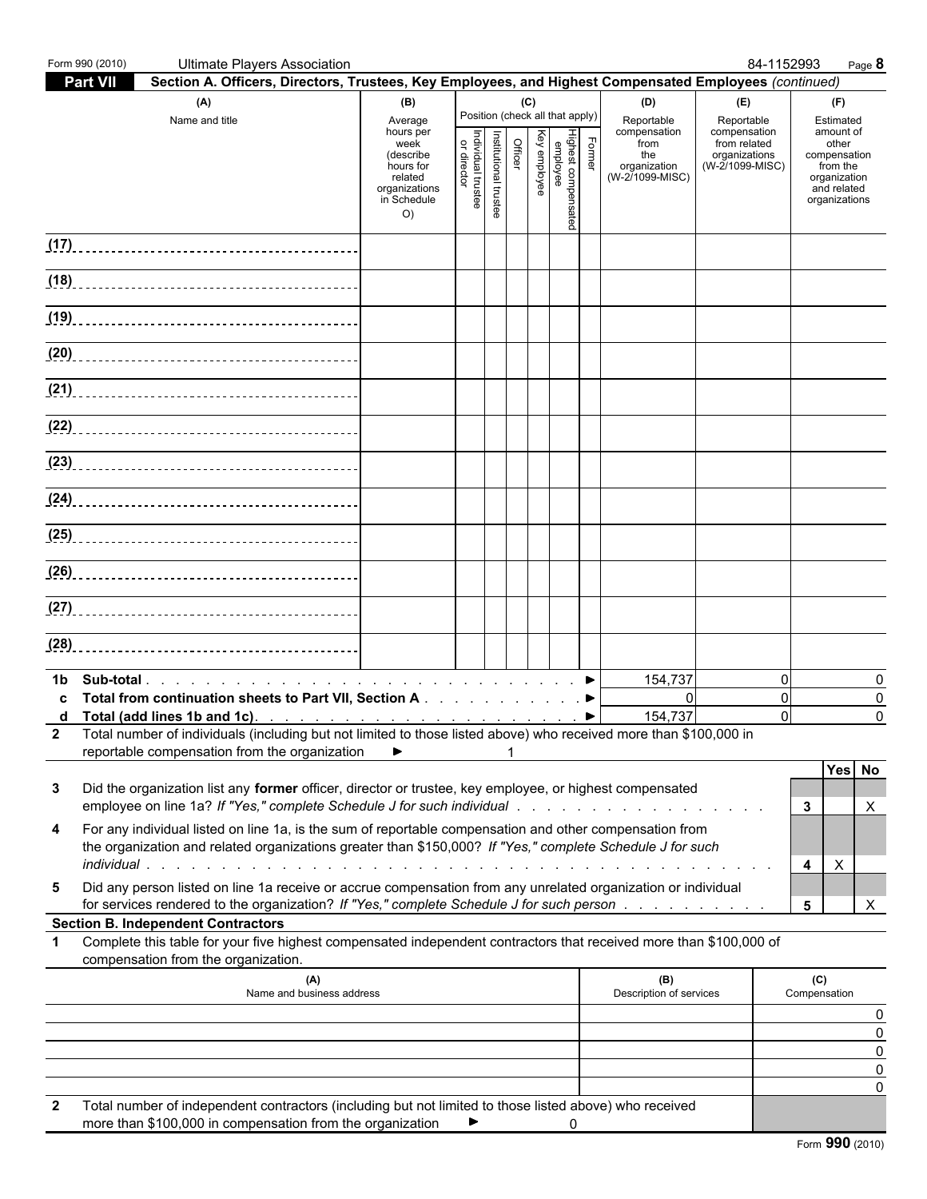Form 990 (2010) Ultimate Players Association 84-1152993 Page **8**

**Part VII** **Section A. Officers, Directors, Trustees, Key Employees, and Highest Compensated Employees** *(continued)*

| (A) Name and title | (B) Average hours per week (describe hours for related organizations in Schedule O) | (C) Position (check all that apply): Individual trustee or director | Institutional trustee | Officer | Key employee | Highest compensated employee | Former | (D) Reportable compensation from the organization (W-2/1099-MISC) | (E) Reportable compensation from related organizations (W-2/1099-MISC) | (F) Estimated amount of other compensation from the organization and related organizations |
|---|---|---|---|---|---|---|---|---|---|---|
| (17) | | | | | | | | | | |
| (18) | | | | | | | | | | |
| (19) | | | | | | | | | | |
| (20) | | | | | | | | | | |
| (21) | | | | | | | | | | |
| (22) | | | | | | | | | | |
| (23) | | | | | | | | | | |
| (24) | | | | | | | | | | |
| (25) | | | | | | | | | | |
| (26) | | | | | | | | | | |
| (27) | | | | | | | | | | |
| (28) | | | | | | | | | | |

| | | (D) | (E) | (F) |
|---|---|---|---|---|
| 1b | **Sub-total** ▶ | 154,737 | 0 | 0 |
| c | **Total from continuation sheets to Part VII, Section A** ▶ | 0 | 0 | 0 |
| d | **Total (add lines 1b and 1c)** ▶ | 154,737 | 0 | 0 |

2 Total number of individuals (including but not limited to those listed above) who received more than $100,000 in reportable compensation from the organization ▶ 1

| | | | Yes | No |
|---|---|---|---|---|
| 3 | Did the organization list any **former** officer, director or trustee, key employee, or highest compensated employee on line 1a? *If "Yes," complete Schedule J for such individual* | 3 | | X |
| 4 | For any individual listed on line 1a, is the sum of reportable compensation and other compensation from the organization and related organizations greater than $150,000? *If "Yes," complete Schedule J for such individual* | 4 | X | |
| 5 | Did any person listed on line 1a receive or accrue compensation from any unrelated organization or individual for services rendered to the organization? *If "Yes," complete Schedule J for such person* | 5 | | X |

**Section B. Independent Contractors**

1 Complete this table for your five highest compensated independent contractors that received more than $100,000 of compensation from the organization.

| (A) Name and business address | (B) Description of services | (C) Compensation |
|---|---|---|
| | | 0 |
| | | 0 |
| | | 0 |
| | | 0 |
| | | 0 |

2 Total number of independent contractors (including but not limited to those listed above) who received more than $100,000 in compensation from the organization ▶ 0

Form **990** (2010)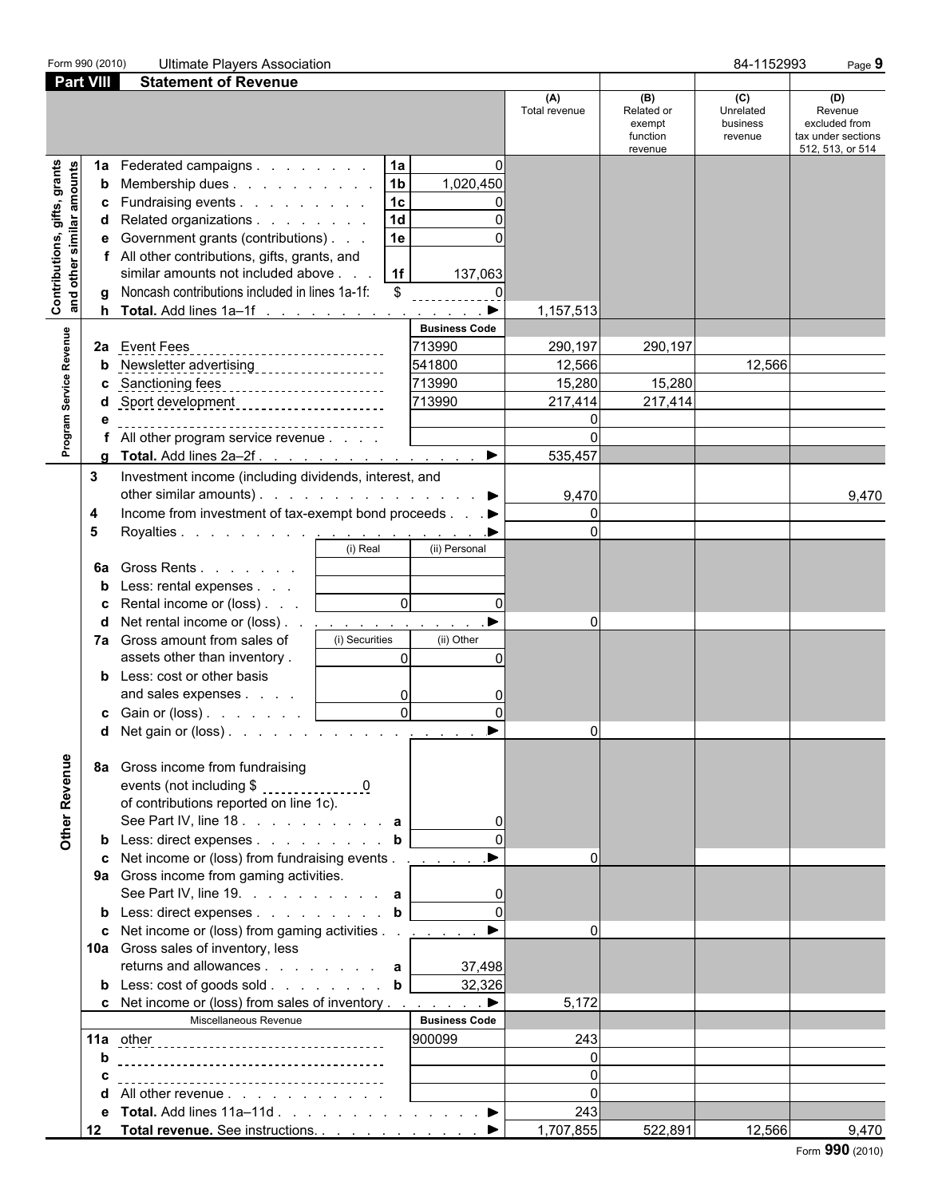Form 990 (2010) Ultimate Players Association 84-1152993

## Part VIII Statement of Revenue

| | | | (A) Total revenue | (B) Related or exempt function revenue | (C) Unrelated business revenue | (D) Revenue excluded from tax under sections 512, 513, or 514 |
|---|---|---|---|---|---|---|
| **Contributions, gifts, grants and other similar amounts** | | | | | | |
| 1a Federated campaigns | 1a | 0 | | | | |
| b Membership dues | 1b | 1,020,450 | | | | |
| c Fundraising events | 1c | 0 | | | | |
| d Related organizations | 1d | 0 | | | | |
| e Government grants (contributions) | 1e | 0 | | | | |
| f All other contributions, gifts, grants, and similar amounts not included above | 1f | 137,063 | | | | |
| g Noncash contributions included in lines 1a-1f: $ 0 | | | | | | |
| h **Total.** Add lines 1a–1f | | | 1,157,513 | | | |
| **Program Service Revenue** | | Business Code | | | | |
| 2a Event Fees | | 713990 | 290,197 | 290,197 | | |
| b Newsletter advertising | | 541800 | 12,566 | | 12,566 | |
| c Sanctioning fees | | 713990 | 15,280 | 15,280 | | |
| d Sport development | | 713990 | 217,414 | 217,414 | | |
| e | | | 0 | | | |
| f All other program service revenue | | | 0 | | | |
| g **Total.** Add lines 2a–2f | | | 535,457 | | | |
| **Other Revenue** | | | | | | |
| 3 Investment income (including dividends, interest, and other similar amounts) | | | 9,470 | | | 9,470 |
| 4 Income from investment of tax-exempt bond proceeds | | | 0 | | | |
| 5 Royalties | | | 0 | | | |
| | (i) Real | (ii) Personal | | | | |
| 6a Gross Rents | | | | | | |
| b Less: rental expenses | | | | | | |
| c Rental income or (loss) | 0 | 0 | | | | |
| d Net rental income or (loss) | | | 0 | | | |
| 7a Gross amount from sales of assets other than inventory | (i) Securities 0 | (ii) Other 0 | | | | |
| b Less: cost or other basis and sales expenses | 0 | 0 | | | | |
| c Gain or (loss) | 0 | 0 | | | | |
| d Net gain or (loss) | | | 0 | | | |
| 8a Gross income from fundraising events (not including $ 0 of contributions reported on line 1c). See Part IV, line 18 | a | 0 | | | | |
| b Less: direct expenses | b | 0 | | | | |
| c Net income or (loss) from fundraising events | | | 0 | | | |
| 9a Gross income from gaming activities. See Part IV, line 19. | a | 0 | | | | |
| b Less: direct expenses | b | 0 | | | | |
| c Net income or (loss) from gaming activities | | | 0 | | | |
| 10a Gross sales of inventory, less returns and allowances | a | 37,498 | | | | |
| b Less: cost of goods sold | b | 32,326 | | | | |
| c Net income or (loss) from sales of inventory | | | 5,172 | | | |
| Miscellaneous Revenue | | Business Code | | | | |
| 11a other | | 900099 | 243 | | | |
| b | | | 0 | | | |
| c | | | 0 | | | |
| d All other revenue | | | 0 | | | |
| e **Total.** Add lines 11a–11d | | | 243 | | | |
| 12 **Total revenue.** See instructions. | | | 1,707,855 | 522,891 | 12,566 | 9,470 |

Form **990** (2010)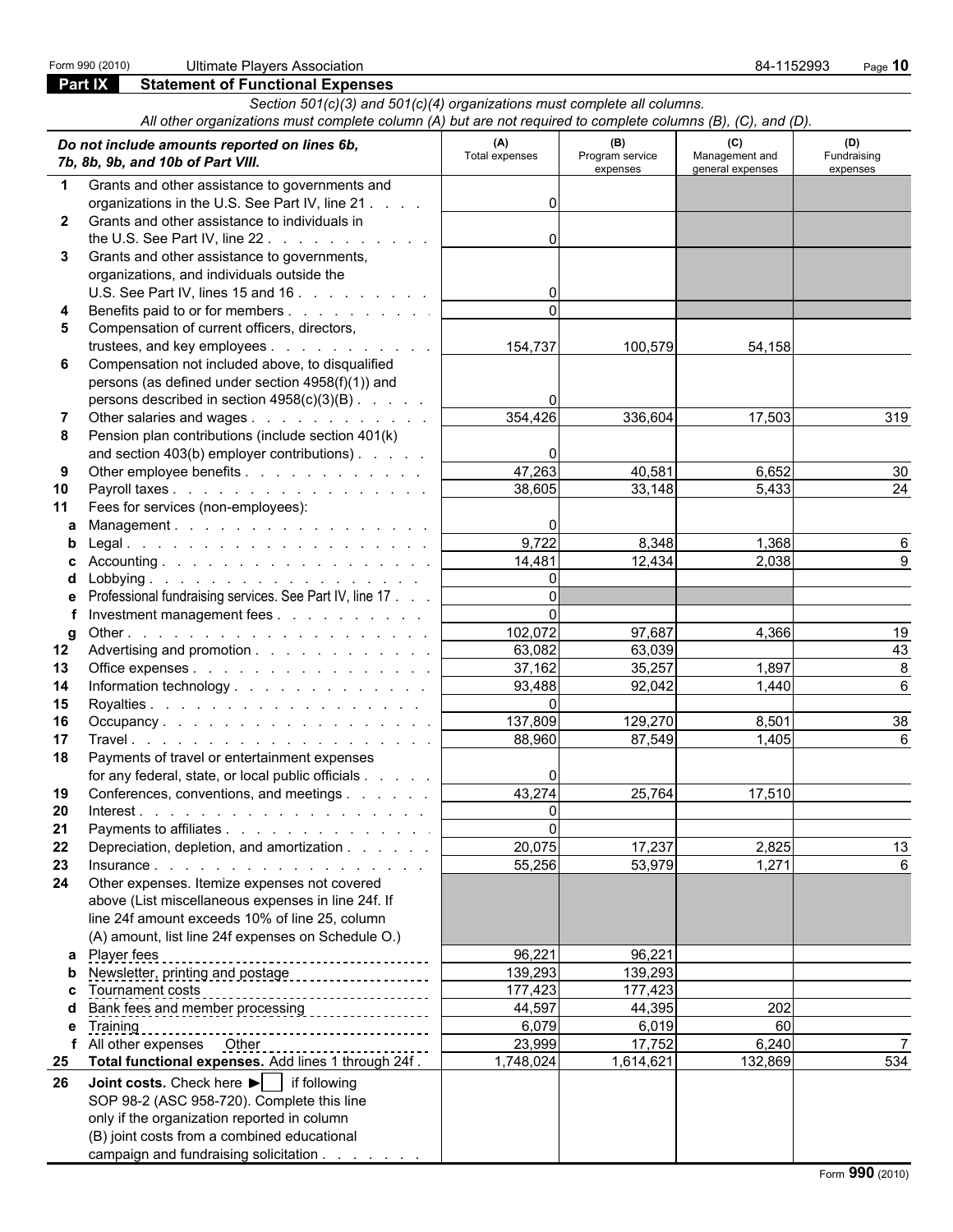Form 990 (2010) Ultimate Players Association 84-1152993 Page **10**

## Part IX Statement of Functional Expenses

*Section 501(c)(3) and 501(c)(4) organizations must complete all columns.*
*All other organizations must complete column (A) but are not required to complete columns (B), (C), and (D).*

| | *Do not include amounts reported on lines 6b, 7b, 8b, 9b, and 10b of Part VIII.* | (A) Total expenses | (B) Program service expenses | (C) Management and general expenses | (D) Fundraising expenses |
|---|---|---|---|---|---|
| 1 | Grants and other assistance to governments and organizations in the U.S. See Part IV, line 21 | 0 | | | |
| 2 | Grants and other assistance to individuals in the U.S. See Part IV, line 22 | 0 | | | |
| 3 | Grants and other assistance to governments, organizations, and individuals outside the U.S. See Part IV, lines 15 and 16 | 0 | | | |
| 4 | Benefits paid to or for members | 0 | | | |
| 5 | Compensation of current officers, directors, trustees, and key employees | 154,737 | 100,579 | 54,158 | |
| 6 | Compensation not included above, to disqualified persons (as defined under section 4958(f)(1)) and persons described in section 4958(c)(3)(B) | 0 | | | |
| 7 | Other salaries and wages | 354,426 | 336,604 | 17,503 | 319 |
| 8 | Pension plan contributions (include section 401(k) and section 403(b) employer contributions) | 0 | | | |
| 9 | Other employee benefits | 47,263 | 40,581 | 6,652 | 30 |
| 10 | Payroll taxes | 38,605 | 33,148 | 5,433 | 24 |
| 11 | Fees for services (non-employees): | | | | |
| a | Management | 0 | | | |
| b | Legal | 9,722 | 8,348 | 1,368 | 6 |
| c | Accounting | 14,481 | 12,434 | 2,038 | 9 |
| d | Lobbying | 0 | | | |
| e | Professional fundraising services. See Part IV, line 17 | 0 | | | |
| f | Investment management fees | 0 | | | |
| g | Other | 102,072 | 97,687 | 4,366 | 19 |
| 12 | Advertising and promotion | 63,082 | 63,039 | | 43 |
| 13 | Office expenses | 37,162 | 35,257 | 1,897 | 8 |
| 14 | Information technology | 93,488 | 92,042 | 1,440 | 6 |
| 15 | Royalties | 0 | | | |
| 16 | Occupancy | 137,809 | 129,270 | 8,501 | 38 |
| 17 | Travel | 88,960 | 87,549 | 1,405 | 6 |
| 18 | Payments of travel or entertainment expenses for any federal, state, or local public officials | 0 | | | |
| 19 | Conferences, conventions, and meetings | 43,274 | 25,764 | 17,510 | |
| 20 | Interest | 0 | | | |
| 21 | Payments to affiliates | 0 | | | |
| 22 | Depreciation, depletion, and amortization | 20,075 | 17,237 | 2,825 | 13 |
| 23 | Insurance | 55,256 | 53,979 | 1,271 | 6 |
| 24 | Other expenses. Itemize expenses not covered above (List miscellaneous expenses in line 24f. If line 24f amount exceeds 10% of line 25, column (A) amount, list line 24f expenses on Schedule O.) | | | | |
| a | Player fees | 96,221 | 96,221 | | |
| b | Newsletter, printing and postage | 139,293 | 139,293 | | |
| c | Tournament costs | 177,423 | 177,423 | | |
| d | Bank fees and member processing | 44,597 | 44,395 | 202 | |
| e | Training | 6,079 | 6,019 | 60 | |
| f | All other expenses Other | 23,999 | 17,752 | 6,240 | 7 |
| 25 | **Total functional expenses.** Add lines 1 through 24f | 1,748,024 | 1,614,621 | 132,869 | 534 |
| 26 | **Joint costs.** Check here ▶ ☐ if following SOP 98-2 (ASC 958-720). Complete this line only if the organization reported in column (B) joint costs from a combined educational campaign and fundraising solicitation | | | | |

Form **990** (2010)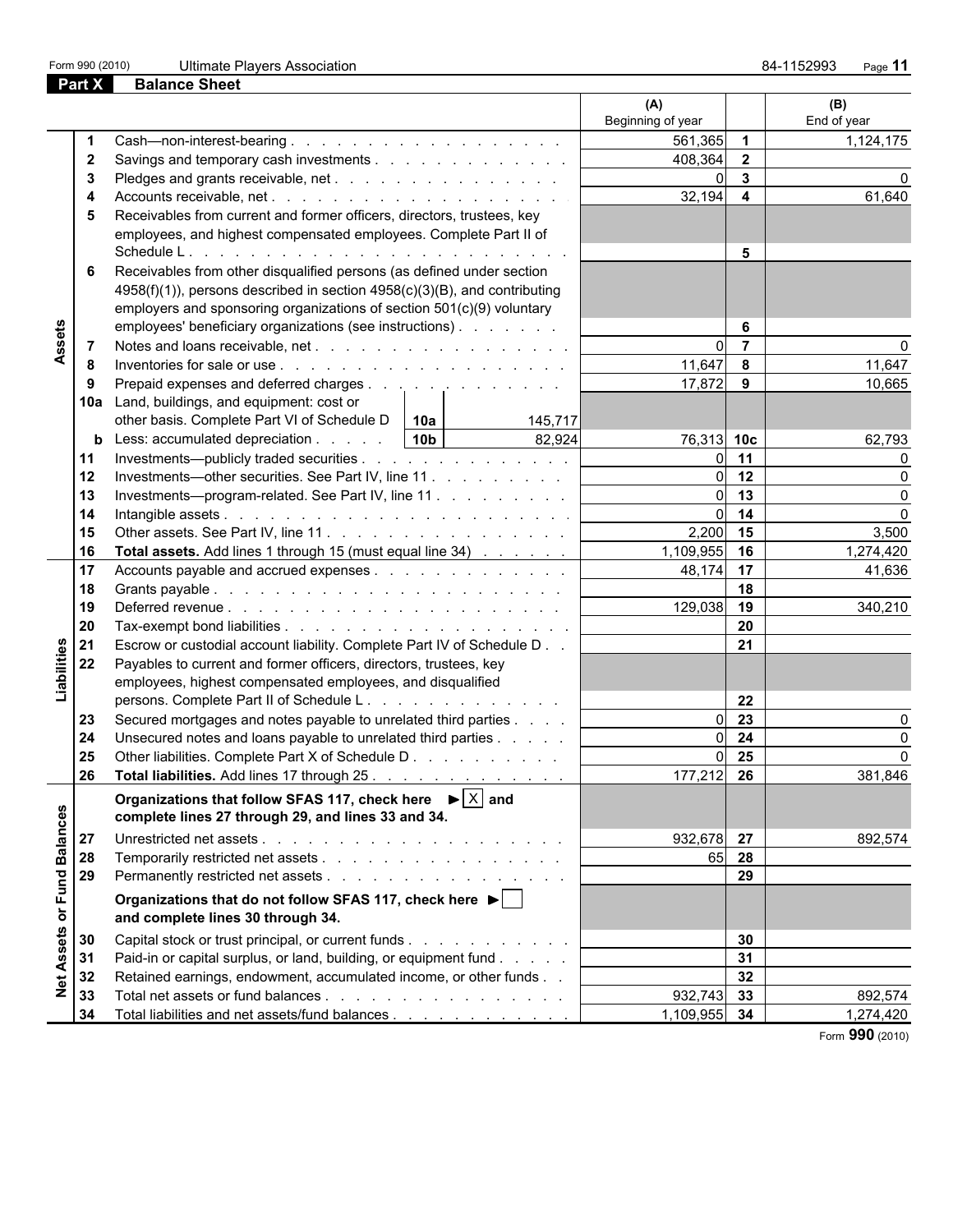Form 990 (2010) Ultimate Players Association 84-1152993 Page **11**

## Part X Balance Sheet

| | | | (A) Beginning of year | | (B) End of year |
|---|---|---|---|---|---|
| **Assets** | 1 | Cash—non-interest-bearing | 561,365 | 1 | 1,124,175 |
| | 2 | Savings and temporary cash investments | 408,364 | 2 | |
| | 3 | Pledges and grants receivable, net | 0 | 3 | 0 |
| | 4 | Accounts receivable, net | 32,194 | 4 | 61,640 |
| | 5 | Receivables from current and former officers, directors, trustees, key employees, and highest compensated employees. Complete Part II of Schedule L | | 5 | |
| | 6 | Receivables from other disqualified persons (as defined under section 4958(f)(1)), persons described in section 4958(c)(3)(B), and contributing employers and sponsoring organizations of section 501(c)(9) voluntary employees' beneficiary organizations (see instructions) | | 6 | |
| | 7 | Notes and loans receivable, net | 0 | 7 | 0 |
| | 8 | Inventories for sale or use | 11,647 | 8 | 11,647 |
| | 9 | Prepaid expenses and deferred charges | 17,872 | 9 | 10,665 |
| | 10a | Land, buildings, and equipment: cost or other basis. Complete Part VI of Schedule D — 10a: 145,717 | | | |
| | b | Less: accumulated depreciation — 10b: 82,924 | 76,313 | 10c | 62,793 |
| | 11 | Investments—publicly traded securities | 0 | 11 | 0 |
| | 12 | Investments—other securities. See Part IV, line 11 | 0 | 12 | 0 |
| | 13 | Investments—program-related. See Part IV, line 11 | 0 | 13 | 0 |
| | 14 | Intangible assets | 0 | 14 | 0 |
| | 15 | Other assets. See Part IV, line 11 | 2,200 | 15 | 3,500 |
| | 16 | **Total assets.** Add lines 1 through 15 (must equal line 34) | 1,109,955 | 16 | 1,274,420 |
| **Liabilities** | 17 | Accounts payable and accrued expenses | 48,174 | 17 | 41,636 |
| | 18 | Grants payable | | 18 | |
| | 19 | Deferred revenue | 129,038 | 19 | 340,210 |
| | 20 | Tax-exempt bond liabilities | | 20 | |
| | 21 | Escrow or custodial account liability. Complete Part IV of Schedule D | | 21 | |
| | 22 | Payables to current and former officers, directors, trustees, key employees, highest compensated employees, and disqualified persons. Complete Part II of Schedule L | | 22 | |
| | 23 | Secured mortgages and notes payable to unrelated third parties | 0 | 23 | 0 |
| | 24 | Unsecured notes and loans payable to unrelated third parties | 0 | 24 | 0 |
| | 25 | Other liabilities. Complete Part X of Schedule D | 0 | 25 | 0 |
| | 26 | **Total liabilities.** Add lines 17 through 25 | 177,212 | 26 | 381,846 |
| **Net Assets or Fund Balances** | | **Organizations that follow SFAS 117, check here ► [X] and complete lines 27 through 29, and lines 33 and 34.** | | | |
| | 27 | Unrestricted net assets | 932,678 | 27 | 892,574 |
| | 28 | Temporarily restricted net assets | 65 | 28 | |
| | 29 | Permanently restricted net assets | | 29 | |
| | | **Organizations that do not follow SFAS 117, check here ► [ ] and complete lines 30 through 34.** | | | |
| | 30 | Capital stock or trust principal, or current funds | | 30 | |
| | 31 | Paid-in or capital surplus, or land, building, or equipment fund | | 31 | |
| | 32 | Retained earnings, endowment, accumulated income, or other funds | | 32 | |
| | 33 | Total net assets or fund balances | 932,743 | 33 | 892,574 |
| | 34 | Total liabilities and net assets/fund balances | 1,109,955 | 34 | 1,274,420 |

Form **990** (2010)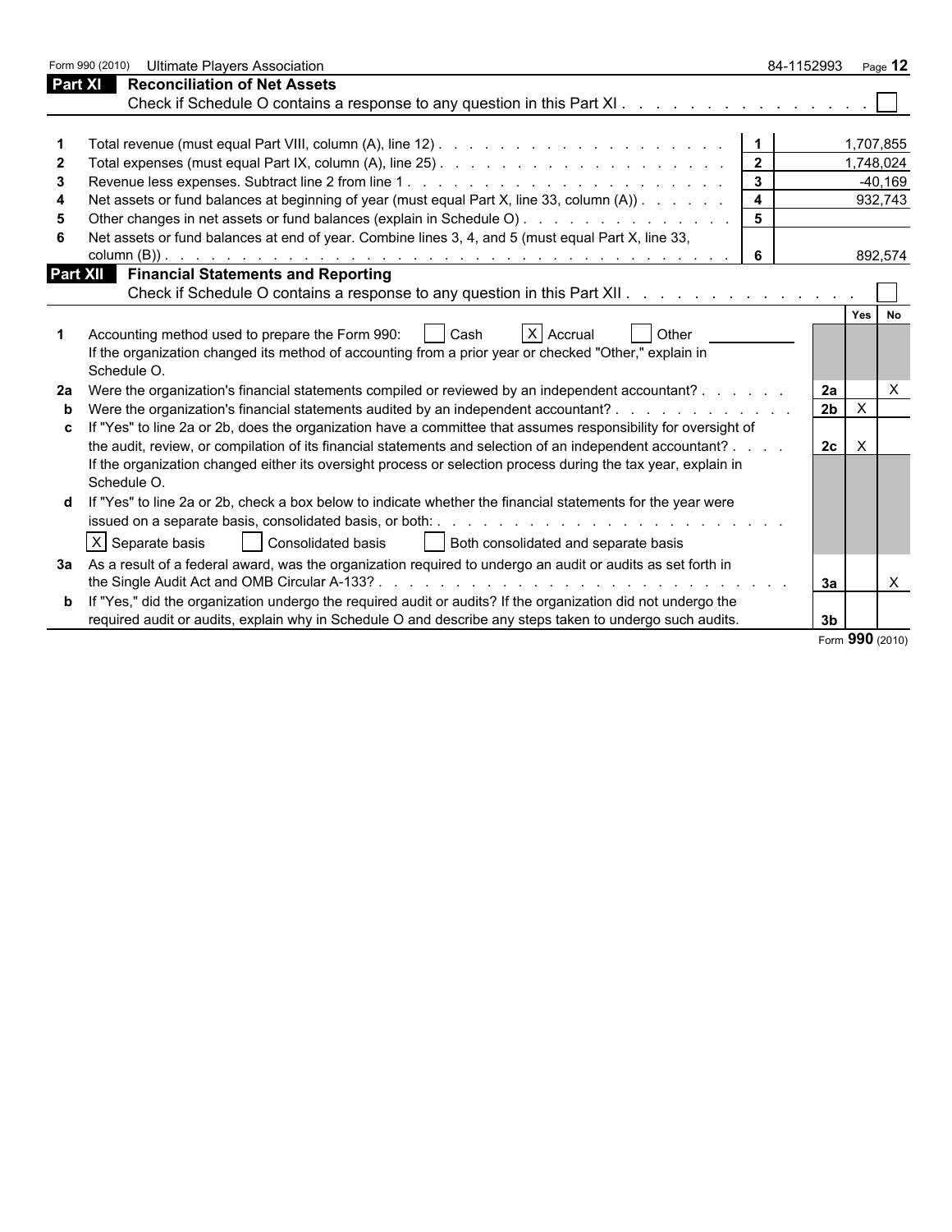Form 990 (2010) Ultimate Players Association 84-1152993

## Part XI Reconciliation of Net Assets

Check if Schedule O contains a response to any question in this Part XI . . . . . . . . . . . . . . . . ☐

| | | | |
|---|---|---|---|
| 1 | Total revenue (must equal Part VIII, column (A), line 12) | 1 | 1,707,855 |
| 2 | Total expenses (must equal Part IX, column (A), line 25) | 2 | 1,748,024 |
| 3 | Revenue less expenses. Subtract line 2 from line 1 | 3 | -40,169 |
| 4 | Net assets or fund balances at beginning of year (must equal Part X, line 33, column (A)) | 4 | 932,743 |
| 5 | Other changes in net assets or fund balances (explain in Schedule O) | 5 | |
| 6 | Net assets or fund balances at end of year. Combine lines 3, 4, and 5 (must equal Part X, line 33, column (B)) | 6 | 892,574 |

## Part XII Financial Statements and Reporting

Check if Schedule O contains a response to any question in this Part XII . . . . . . . . . . . . . . . ☐

| | | | Yes | No |
|---|---|---|---|---|
| 1 | Accounting method used to prepare the Form 990: ☐ Cash ☒ Accrual ☐ Other<br>If the organization changed its method of accounting from a prior year or checked "Other," explain in Schedule O. | | | |
| 2a | Were the organization's financial statements compiled or reviewed by an independent accountant? | 2a | | X |
| b | Were the organization's financial statements audited by an independent accountant? | 2b | X | |
| c | If "Yes" to line 2a or 2b, does the organization have a committee that assumes responsibility for oversight of the audit, review, or compilation of its financial statements and selection of an independent accountant? | 2c | X | |
| | If the organization changed either its oversight process or selection process during the tax year, explain in Schedule O. | | | |
| d | If "Yes" to line 2a or 2b, check a box below to indicate whether the financial statements for the year were issued on a separate basis, consolidated basis, or both:<br>☒ Separate basis ☐ Consolidated basis ☐ Both consolidated and separate basis | | | |
| 3a | As a result of a federal award, was the organization required to undergo an audit or audits as set forth in the Single Audit Act and OMB Circular A-133? | 3a | | X |
| b | If "Yes," did the organization undergo the required audit or audits? If the organization did not undergo the required audit or audits, explain why in Schedule O and describe any steps taken to undergo such audits. | 3b | | |

Form **990** (2010)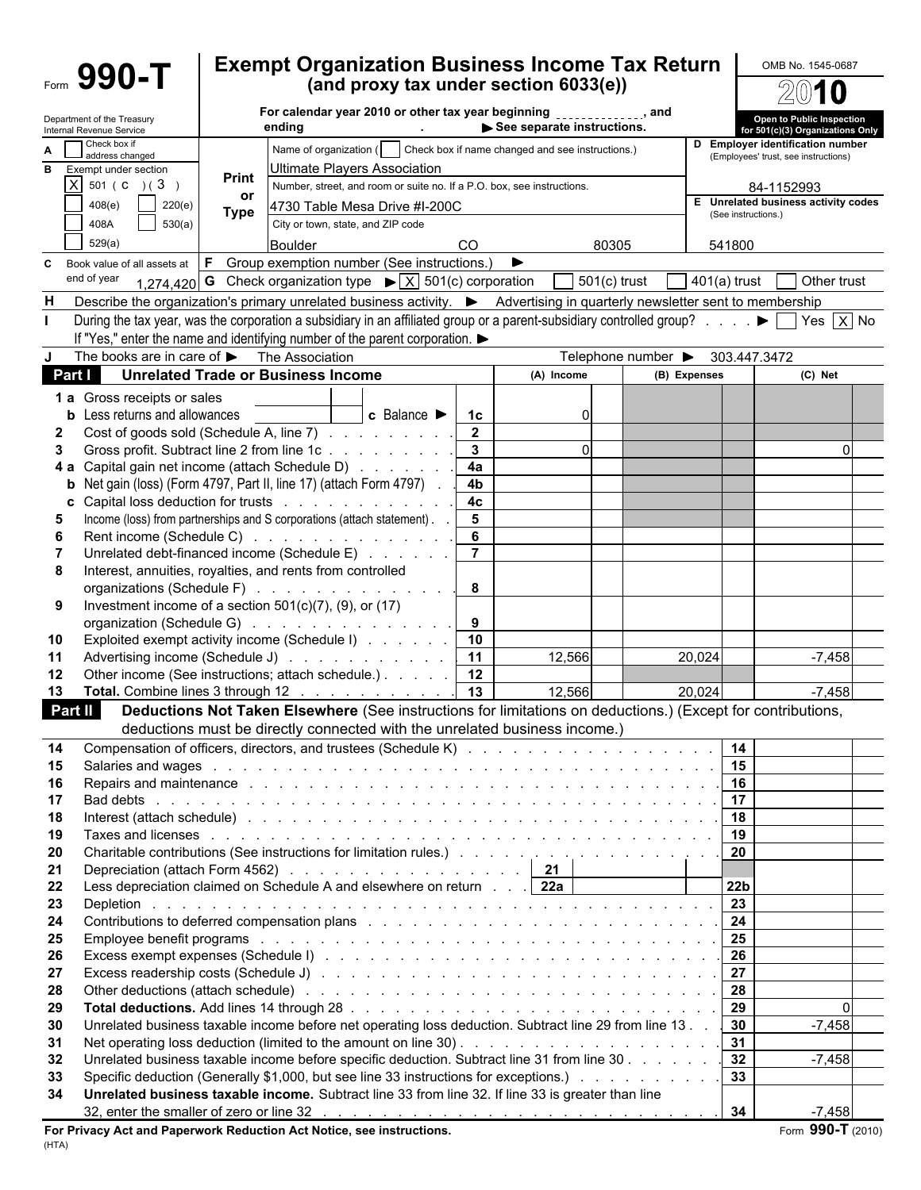# Form 990-T

## Exempt Organization Business Income Tax Return (and proxy tax under section 6033(e))

Department of the Treasury
Internal Revenue Service

For calendar year 2010 or other tax year beginning ____________, and ending ____________ . ▶ See separate instructions.

OMB No. 1545-0687

**2010**

**Open to Public Inspection for 501(c)(3) Organizations Only**

**A** ☐ Check box if address changed

**B** Exempt under section
☒ 501 ( C ) ( 3 )
☐ 408(e) ☐ 220(e)
☐ 408A ☐ 530(a)
☐ 529(a)

**Print or Type**

Name of organization ( ☐ Check box if name changed and see instructions.)
Ultimate Players Association

Number, street, and room or suite no. If a P.O. box, see instructions.
4730 Table Mesa Drive #I-200C

City or town, state, and ZIP code
Boulder CO 80305

**D** Employer identification number (Employees' trust, see instructions)
84-1152993

**E** Unrelated business activity codes (See instructions.)
541800

**C** Book value of all assets at end of year 1,274,420

**F** Group exemption number (See instructions.) ▶

**G** Check organization type ▶ ☒ 501(c) corporation ☐ 501(c) trust ☐ 401(a) trust ☐ Other trust

**H** Describe the organization's primary unrelated business activity. ▶ Advertising in quarterly newsletter sent to membership

**I** During the tax year, was the corporation a subsidiary in an affiliated group or a parent-subsidiary controlled group? . . . . ▶ ☐ Yes ☒ No
If "Yes," enter the name and identifying number of the parent corporation. ▶

**J** The books are in care of ▶ The Association Telephone number ▶ 303.447.3472

### Part I Unrelated Trade or Business Income

| | | | (A) Income | (B) Expenses | (C) Net |
|---|---|---|---|---|---|
| 1a | Gross receipts or sales | | | | |
| b | Less returns and allowances c Balance ▶ | 1c | 0 | | |
| 2 | Cost of goods sold (Schedule A, line 7) | 2 | | | |
| 3 | Gross profit. Subtract line 2 from line 1c | 3 | 0 | | 0 |
| 4a | Capital gain net income (attach Schedule D) | 4a | | | |
| b | Net gain (loss) (Form 4797, Part II, line 17) (attach Form 4797) | 4b | | | |
| c | Capital loss deduction for trusts | 4c | | | |
| 5 | Income (loss) from partnerships and S corporations (attach statement) | 5 | | | |
| 6 | Rent income (Schedule C) | 6 | | | |
| 7 | Unrelated debt-financed income (Schedule E) | 7 | | | |
| 8 | Interest, annuities, royalties, and rents from controlled organizations (Schedule F) | 8 | | | |
| 9 | Investment income of a section 501(c)(7), (9), or (17) organization (Schedule G) | 9 | | | |
| 10 | Exploited exempt activity income (Schedule I) | 10 | | | |
| 11 | Advertising income (Schedule J) | 11 | 12,566 | 20,024 | -7,458 |
| 12 | Other income (See instructions; attach schedule.) | 12 | | | |
| 13 | **Total.** Combine lines 3 through 12 | 13 | 12,566 | 20,024 | -7,458 |

### Part II Deductions Not Taken Elsewhere (See instructions for limitations on deductions.) (Except for contributions, deductions must be directly connected with the unrelated business income.)

| | | | |
|---|---|---|---|
| 14 | Compensation of officers, directors, and trustees (Schedule K) | 14 | |
| 15 | Salaries and wages | 15 | |
| 16 | Repairs and maintenance | 16 | |
| 17 | Bad debts | 17 | |
| 18 | Interest (attach schedule) | 18 | |
| 19 | Taxes and licenses | 19 | |
| 20 | Charitable contributions (See instructions for limitation rules.) | 20 | |
| 21 | Depreciation (attach Form 4562) 21 | | |
| 22 | Less depreciation claimed on Schedule A and elsewhere on return 22a | 22b | |
| 23 | Depletion | 23 | |
| 24 | Contributions to deferred compensation plans | 24 | |
| 25 | Employee benefit programs | 25 | |
| 26 | Excess exempt expenses (Schedule I) | 26 | |
| 27 | Excess readership costs (Schedule J) | 27 | |
| 28 | Other deductions (attach schedule) | 28 | |
| 29 | **Total deductions.** Add lines 14 through 28 | 29 | 0 |
| 30 | Unrelated business taxable income before net operating loss deduction. Subtract line 29 from line 13 | 30 | -7,458 |
| 31 | Net operating loss deduction (limited to the amount on line 30) | 31 | |
| 32 | Unrelated business taxable income before specific deduction. Subtract line 31 from line 30 | 32 | -7,458 |
| 33 | Specific deduction (Generally $1,000, but see line 33 instructions for exceptions.) | 33 | |
| 34 | **Unrelated business taxable income.** Subtract line 33 from line 32. If line 33 is greater than line 32, enter the smaller of zero or line 32 | 34 | -7,458 |

**For Privacy Act and Paperwork Reduction Act Notice, see instructions.**
(HTA)

Form **990-T** (2010)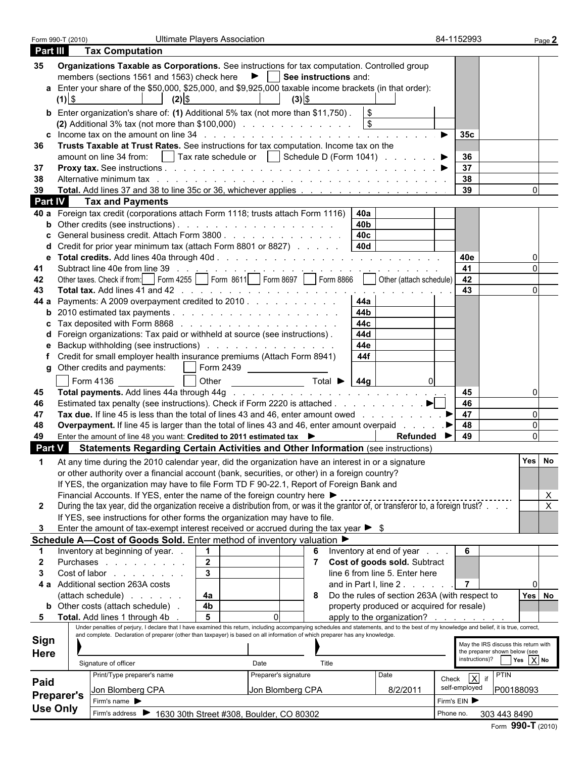Form 990-T (2010) Ultimate Players Association 84-1152993

## Part III Tax Computation

| | | | |
|---|---|---|---|
| **35** | **Organizations Taxable as Corporations.** See instructions for tax computation. Controlled group members (sections 1561 and 1563) check here ▶ ☐ **See instructions** and: | | |
| **a** | Enter your share of the $50,000, $25,000, and $9,925,000 taxable income brackets (in that order): (1) $ (2) $ (3) $ | | |
| **b** | Enter organization's share of: **(1)** Additional 5% tax (not more than $11,750) . $ **(2)** Additional 3% tax (not more than $100,000) $ | | |
| **c** | Income tax on the amount on line 34 ▶ | 35c | |
| **36** | **Trusts Taxable at Trust Rates.** See instructions for tax computation. Income tax on the amount on line 34 from: ☐ Tax rate schedule or ☐ Schedule D (Form 1041) ▶ | 36 | |
| **37** | **Proxy tax.** See instructions ▶ | 37 | |
| **38** | Alternative minimum tax | 38 | |
| **39** | **Total.** Add lines 37 and 38 to line 35c or 36, whichever applies | 39 | 0 |

## Part IV Tax and Payments

| | | | | | |
|---|---|---|---|---|---|
| **40 a** | Foreign tax credit (corporations attach Form 1118; trusts attach Form 1116) | 40a | | | |
| **b** | Other credits (see instructions) | 40b | | | |
| **c** | General business credit. Attach Form 3800 | 40c | | | |
| **d** | Credit for prior year minimum tax (attach Form 8801 or 8827) | 40d | | | |
| **e** | **Total credits.** Add lines 40a through 40d | | | 40e | 0 |
| **41** | Subtract line 40e from line 39 | | | 41 | 0 |
| **42** | Other taxes. Check if from: ☐ Form 4255 ☐ Form 8611 ☐ Form 8697 ☐ Form 8866 ☐ Other (attach schedule) | | | 42 | |
| **43** | **Total tax.** Add lines 41 and 42 | | | 43 | 0 |
| **44 a** | Payments: A 2009 overpayment credited to 2010 | 44a | | | |
| **b** | 2010 estimated tax payments | 44b | | | |
| **c** | Tax deposited with Form 8868 | 44c | | | |
| **d** | Foreign organizations: Tax paid or withheld at source (see instructions) | 44d | | | |
| **e** | Backup withholding (see instructions) | 44e | | | |
| **f** | Credit for small employer health insurance premiums (Attach Form 8941) | 44f | | | |
| **g** | Other credits and payments: ☐ Form 2439 ☐ Form 4136 ☐ Other Total ▶ | 44g | 0 | | |
| **45** | **Total payments.** Add lines 44a through 44g | | | 45 | 0 |
| **46** | Estimated tax penalty (see instructions). Check if Form 2220 is attached ▶ ☐ | | | 46 | |
| **47** | **Tax due.** If line 45 is less than the total of lines 43 and 46, enter amount owed ▶ | | | 47 | 0 |
| **48** | **Overpayment.** If line 45 is larger than the total of lines 43 and 46, enter amount overpaid ▶ | | | 48 | 0 |
| **49** | Enter the amount of line 48 you want: **Credited to 2011 estimated tax** ▶ **Refunded** ▶ | | | 49 | 0 |

## Part V Statements Regarding Certain Activities and Other Information (see instructions)

| | | Yes | No |
|---|---|---|---|
| **1** | At any time during the 2010 calendar year, did the organization have an interest in or a signature or other authority over a financial account (bank, securities, or other) in a foreign country? If YES, the organization may have to file Form TD F 90-22.1, Report of Foreign Bank and Financial Accounts. If YES, enter the name of the foreign country here ▶ | | X |
| **2** | During the tax year, did the organization receive a distribution from, or was it the grantor of, or transferor to, a foreign trust? If YES, see instructions for other forms the organization may have to file. | | X |
| **3** | Enter the amount of tax-exempt interest received or accrued during the tax year ▶ $ | | |

## Schedule A—Cost of Goods Sold. Enter method of inventory valuation ▶

| | | | | | | | |
|---|---|---|---|---|---|---|---|
| **1** | Inventory at beginning of year | 1 | | **6** | Inventory at end of year | 6 | |
| **2** | Purchases | 2 | | **7** | **Cost of goods sold.** Subtract line 6 from line 5. Enter here and in Part I, line 2 | 7 | 0 |
| **3** | Cost of labor | 3 | | | | | |
| **4 a** | Additional section 263A costs (attach schedule) | 4a | | **8** | Do the rules of section 263A (with respect to property produced or acquired for resale) apply to the organization? | Yes | No |
| **b** | Other costs (attach schedule) | 4b | | | | | |
| **5** | **Total.** Add lines 1 through 4b | 5 | 0 | | | | |

**Sign Here**

Under penalties of perjury, I declare that I have examined this return, including accompanying schedules and statements, and to the best of my knowledge and belief, it is true, correct, and complete. Declaration of preparer (other than taxpayer) is based on all information of which preparer has any knowledge.

Signature of officer | Date | Title

May the IRS discuss this return with the preparer shown below (see instructions)? ☐ Yes ☒ No

**Paid Preparer's Use Only**

| Print/Type preparer's name | Preparer's signature | Date | Check ☒ if self-employed | PTIN |
|---|---|---|---|---|
| Jon Blomberg CPA | Jon Blomberg CPA | 8/2/2011 | | P00188093 |

Firm's name ▶ | Firm's EIN ▶

Firm's address ▶ 1630 30th Street #308, Boulder, CO 80302 | Phone no. 303 443 8490

Form **990-T** (2010)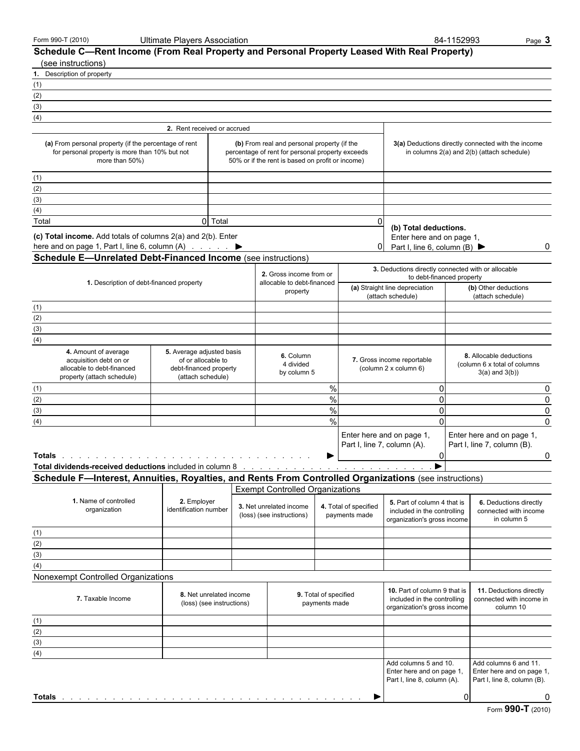Form 990-T (2010) Ultimate Players Association 84-1152993

## Schedule C—Rent Income (From Real Property and Personal Property Leased With Real Property)

(see instructions)

| 1. Description of property |
|---|
| (1) |
| (2) |
| (3) |
| (4) |

| 2. Rent received or accrued | | |
|---|---|---|
| **(a)** From personal property (if the percentage of rent for personal property is more than 10% but not more than 50%) | **(b)** From real and personal property (if the percentage of rent for personal property exceeds 50% or if the rent is based on profit or income) | **3(a)** Deductions directly connected with the income in columns 2(a) and 2(b) (attach schedule) |
| (1) | | |
| (2) | | |
| (3) | | |
| (4) | | |
| Total 0 | Total 0 | **(b) Total deductions.** Enter here and on page 1, Part I, line 6, column (B) ▶ 0 |
| **(c) Total income.** Add totals of columns 2(a) and 2(b). Enter here and on page 1, Part I, line 6, column (A) ▶ | 0 | |

## Schedule E—Unrelated Debt-Financed Income (see instructions)

| 1. Description of debt-financed property | 2. Gross income from or allocable to debt-financed property | 3. Deductions directly connected with or allocable to debt-financed property | |
|---|---|---|---|
| | | (a) Straight line depreciation (attach schedule) | (b) Other deductions (attach schedule) |
| (1) | | | |
| (2) | | | |
| (3) | | | |
| (4) | | | |

| 4. Amount of average acquisition debt on or allocable to debt-financed property (attach schedule) | 5. Average adjusted basis of or allocable to debt-financed property (attach schedule) | 6. Column 4 divided by column 5 | 7. Gross income reportable (column 2 x column 6) | 8. Allocable deductions (column 6 x total of columns 3(a) and 3(b)) |
|---|---|---|---|---|
| (1) | | % | 0 | 0 |
| (2) | | % | 0 | 0 |
| (3) | | % | 0 | 0 |
| (4) | | % | 0 | 0 |
| | | | Enter here and on page 1, Part I, line 7, column (A). | Enter here and on page 1, Part I, line 7, column (B). |
| **Totals** ▶ | | | 0 | 0 |
| **Total dividends-received deductions** included in column 8 ▶ | | | | |

## Schedule F—Interest, Annuities, Royalties, and Rents From Controlled Organizations (see instructions)

Exempt Controlled Organizations

| 1. Name of controlled organization | 2. Employer identification number | 3. Net unrelated income (loss) (see instructions) | 4. Total of specified payments made | 5. Part of column 4 that is included in the controlling organization's gross income | 6. Deductions directly connected with income in column 5 |
|---|---|---|---|---|---|
| (1) | | | | | |
| (2) | | | | | |
| (3) | | | | | |
| (4) | | | | | |

Nonexempt Controlled Organizations

| 7. Taxable Income | 8. Net unrelated income (loss) (see instructions) | 9. Total of specified payments made | 10. Part of column 9 that is included in the controlling organization's gross income | 11. Deductions directly connected with income in column 10 |
|---|---|---|---|---|
| (1) | | | | |
| (2) | | | | |
| (3) | | | | |
| (4) | | | | |
| | | | Add columns 5 and 10. Enter here and on page 1, Part I, line 8, column (A). | Add columns 6 and 11. Enter here and on page 1, Part I, line 8, column (B). |
| **Totals** ▶ | | | 0 | 0 |

Form **990-T** (2010)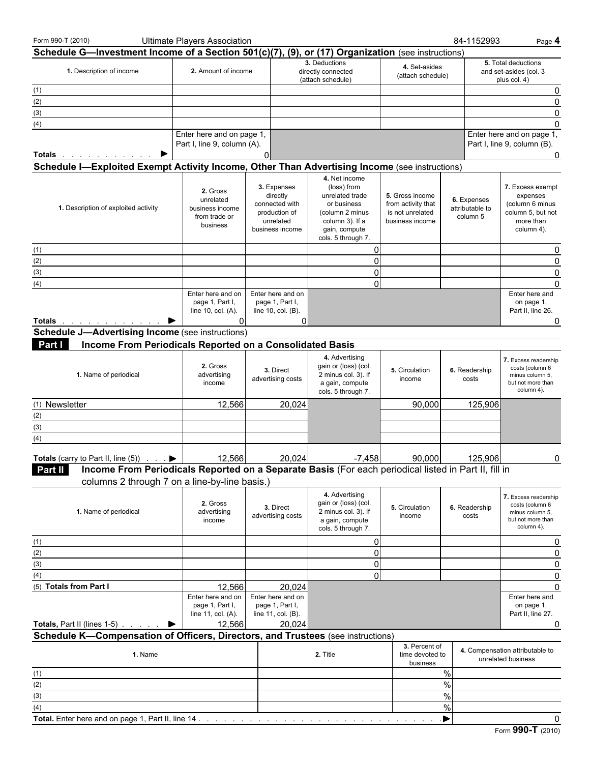Form 990-T (2010) Ultimate Players Association 84-1152993

## Schedule G—Investment Income of a Section 501(c)(7), (9), or (17) Organization (see instructions)

| 1. Description of income | 2. Amount of income | 3. Deductions directly connected (attach schedule) | 4. Set-asides (attach schedule) | 5. Total deductions and set-asides (col. 3 plus col. 4) |
|---|---|---|---|---|
| (1) | | | | 0 |
| (2) | | | | 0 |
| (3) | | | | 0 |
| (4) | | | | 0 |
| **Totals** ▶ | Enter here and on page 1, Part I, line 9, column (A). 0 | | | Enter here and on page 1, Part I, line 9, column (B). 0 |

## Schedule I—Exploited Exempt Activity Income, Other Than Advertising Income (see instructions)

| 1. Description of exploited activity | 2. Gross unrelated business income from trade or business | 3. Expenses directly connected with production of unrelated business income | 4. Net income (loss) from unrelated trade or business (column 2 minus column 3). If a gain, compute cols. 5 through 7. | 5. Gross income from activity that is not unrelated business income | 6. Expenses attributable to column 5 | 7. Excess exempt expenses (column 6 minus column 5, but not more than column 4). |
|---|---|---|---|---|---|---|
| (1) | | | 0 | | | 0 |
| (2) | | | 0 | | | 0 |
| (3) | | | 0 | | | 0 |
| (4) | | | 0 | | | 0 |
| **Totals** ▶ | Enter here and on page 1, Part I, line 10, col. (A). 0 | Enter here and on page 1, Part I, line 10, col. (B). 0 | | | | Enter here and on page 1, Part II, line 26. 0 |

## Schedule J—Advertising Income (see instructions)

### Part I Income From Periodicals Reported on a Consolidated Basis

| 1. Name of periodical | 2. Gross advertising income | 3. Direct advertising costs | 4. Advertising gain or (loss) (col. 2 minus col. 3). If a gain, compute cols. 5 through 7. | 5. Circulation income | 6. Readership costs | 7. Excess readership costs (column 6 minus column 5, but not more than column 4). |
|---|---|---|---|---|---|---|
| (1) Newsletter | 12,566 | 20,024 | | 90,000 | 125,906 | |
| (2) | | | | | | |
| (3) | | | | | | |
| (4) | | | | | | |
| **Totals** (carry to Part II, line (5)) ▶ | 12,566 | 20,024 | -7,458 | 90,000 | 125,906 | 0 |

### Part II Income From Periodicals Reported on a Separate Basis (For each periodical listed in Part II, fill in columns 2 through 7 on a line-by-line basis.)

| 1. Name of periodical | 2. Gross advertising income | 3. Direct advertising costs | 4. Advertising gain or (loss) (col. 2 minus col. 3). If a gain, compute cols. 5 through 7. | 5. Circulation income | 6. Readership costs | 7. Excess readership costs (column 6 minus column 5, but not more than column 4). |
|---|---|---|---|---|---|---|
| (1) | | | 0 | | | 0 |
| (2) | | | 0 | | | 0 |
| (3) | | | 0 | | | 0 |
| (4) | | | 0 | | | 0 |
| (5) **Totals from Part I** | 12,566 | 20,024 | | | | 0 |
| **Totals,** Part II (lines 1-5) ▶ | Enter here and on page 1, Part I, line 11, col. (A). 12,566 | Enter here and on page 1, Part I, line 11, col. (B). 20,024 | | | | Enter here and on page 1, Part II, line 27. 0 |

## Schedule K—Compensation of Officers, Directors, and Trustees (see instructions)

| 1. Name | 2. Title | 3. Percent of time devoted to business | 4. Compensation attributable to unrelated business |
|---|---|---|---|
| (1) | | % | |
| (2) | | % | |
| (3) | | % | |
| (4) | | % | |
| **Total.** Enter here and on page 1, Part II, line 14 ▶ | | | 0 |

Form **990-T** (2010)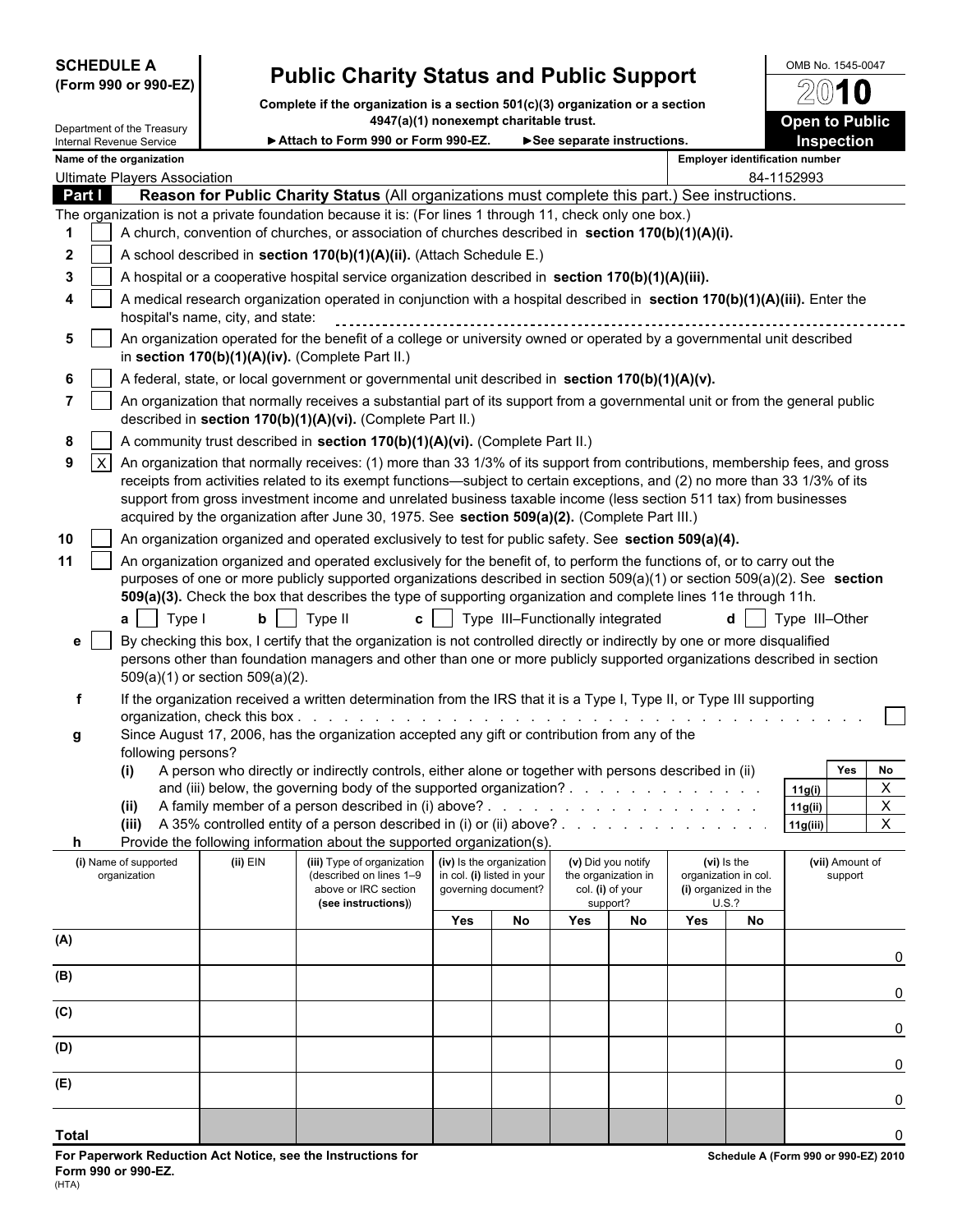**SCHEDULE A (Form 990 or 990-EZ)**

Department of the Treasury
Internal Revenue Service

# Public Charity Status and Public Support

**Complete if the organization is a section 501(c)(3) organization or a section 4947(a)(1) nonexempt charitable trust.**

► Attach to Form 990 or Form 990-EZ. ► See separate instructions.

OMB No. 1545-0047

**2010**

**Open to Public Inspection**

**Name of the organization:** Ultimate Players Association

**Employer identification number:** 84-1152993

## Part I Reason for Public Charity Status (All organizations must complete this part.) See instructions.

The organization is not a private foundation because it is: (For lines 1 through 11, check only one box.)

1. [ ] A church, convention of churches, or association of churches described in **section 170(b)(1)(A)(i).**
2. [ ] A school described in **section 170(b)(1)(A)(ii).** (Attach Schedule E.)
3. [ ] A hospital or a cooperative hospital service organization described in **section 170(b)(1)(A)(iii).**
4. [ ] A medical research organization operated in conjunction with a hospital described in **section 170(b)(1)(A)(iii).** Enter the hospital's name, city, and state:
5. [ ] An organization operated for the benefit of a college or university owned or operated by a governmental unit described in **section 170(b)(1)(A)(iv).** (Complete Part II.)
6. [ ] A federal, state, or local government or governmental unit described in **section 170(b)(1)(A)(v).**
7. [ ] An organization that normally receives a substantial part of its support from a governmental unit or from the general public described in **section 170(b)(1)(A)(vi).** (Complete Part II.)
8. [ ] A community trust described in **section 170(b)(1)(A)(vi).** (Complete Part II.)
9. [X] An organization that normally receives: (1) more than 33 1/3% of its support from contributions, membership fees, and gross receipts from activities related to its exempt functions—subject to certain exceptions, and (2) no more than 33 1/3% of its support from gross investment income and unrelated business taxable income (less section 511 tax) from businesses acquired by the organization after June 30, 1975. See **section 509(a)(2).** (Complete Part III.)
10. [ ] An organization organized and operated exclusively to test for public safety. See **section 509(a)(4).**
11. [ ] An organization organized and operated exclusively for the benefit of, to perform the functions of, or to carry out the purposes of one or more publicly supported organizations described in section 509(a)(1) or section 509(a)(2). See **section 509(a)(3).** Check the box that describes the type of supporting organization and complete lines 11e through 11h.

   **a** [ ] Type I **b** [ ] Type II **c** [ ] Type III–Functionally integrated **d** [ ] Type III–Other

   **e** [ ] By checking this box, I certify that the organization is not controlled directly or indirectly by one or more disqualified persons other than foundation managers and other than one or more publicly supported organizations described in section 509(a)(1) or section 509(a)(2).

   **f** If the organization received a written determination from the IRS that it is a Type I, Type II, or Type III supporting organization, check this box . . . [ ]

   **g** Since August 17, 2006, has the organization accepted any gift or contribution from any of the following persons?

| | | | Yes | No |
|---|---|---|---|---|
| **(i)** | A person who directly or indirectly controls, either alone or together with persons described in (ii) and (iii) below, the governing body of the supported organization? | 11g(i) | | X |
| **(ii)** | A family member of a person described in (i) above? | 11g(ii) | | X |
| **(iii)** | A 35% controlled entity of a person described in (i) or (ii) above? | 11g(iii) | | X |

   **h** Provide the following information about the supported organization(s).

| (i) Name of supported organization | (ii) EIN | (iii) Type of organization (described on lines 1–9 above or IRC section (see instructions)) | (iv) Is the organization in col. (i) listed in your governing document? Yes | No | (v) Did you notify the organization in col. (i) of your support? Yes | No | (vi) Is the organization in col. (i) organized in the U.S.? Yes | No | (vii) Amount of support |
|---|---|---|---|---|---|---|---|---|---|
| (A) | | | | | | | | | 0 |
| (B) | | | | | | | | | 0 |
| (C) | | | | | | | | | 0 |
| (D) | | | | | | | | | 0 |
| (E) | | | | | | | | | 0 |
| **Total** | | | | | | | | | 0 |

**For Paperwork Reduction Act Notice, see the Instructions for Form 990 or 990-EZ.**
(HTA)

**Schedule A (Form 990 or 990-EZ) 2010**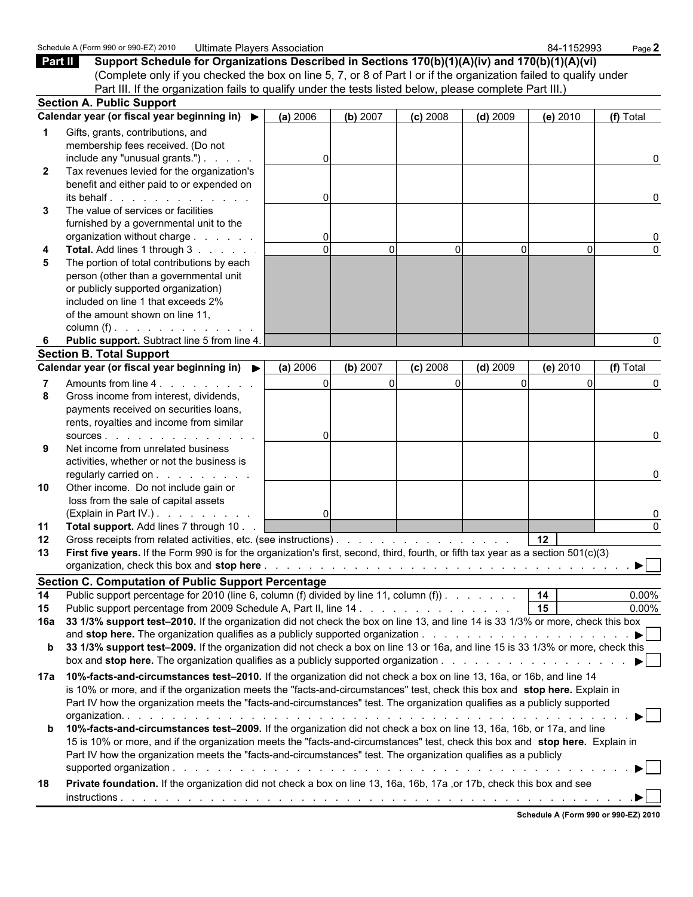Schedule A (Form 990 or 990-EZ) 2010 Ultimate Players Association 84-1152993

**Part II** **Support Schedule for Organizations Described in Sections 170(b)(1)(A)(iv) and 170(b)(1)(A)(vi)** (Complete only if you checked the box on line 5, 7, or 8 of Part I or if the organization failed to qualify under Part III. If the organization fails to qualify under the tests listed below, please complete Part III.)

### Section A. Public Support

| | Calendar year (or fiscal year beginning in) ▶ | (a) 2006 | (b) 2007 | (c) 2008 | (d) 2009 | (e) 2010 | (f) Total |
|---|---|---|---|---|---|---|---|
| 1 | Gifts, grants, contributions, and membership fees received. (Do not include any "unusual grants.") | 0 | | | | | 0 |
| 2 | Tax revenues levied for the organization's benefit and either paid to or expended on its behalf | 0 | | | | | 0 |
| 3 | The value of services or facilities furnished by a governmental unit to the organization without charge | 0 | | | | | 0 |
| 4 | **Total.** Add lines 1 through 3 | 0 | 0 | 0 | 0 | 0 | 0 |
| 5 | The portion of total contributions by each person (other than a governmental unit or publicly supported organization) included on line 1 that exceeds 2% of the amount shown on line 11, column (f) | | | | | | |
| 6 | **Public support.** Subtract line 5 from line 4. | | | | | | 0 |

### Section B. Total Support

| | Calendar year (or fiscal year beginning in) ▶ | (a) 2006 | (b) 2007 | (c) 2008 | (d) 2009 | (e) 2010 | (f) Total |
|---|---|---|---|---|---|---|---|
| 7 | Amounts from line 4 | 0 | 0 | 0 | 0 | 0 | 0 |
| 8 | Gross income from interest, dividends, payments received on securities loans, rents, royalties and income from similar sources | 0 | | | | | 0 |
| 9 | Net income from unrelated business activities, whether or not the business is regularly carried on | | | | | | 0 |
| 10 | Other income. Do not include gain or loss from the sale of capital assets (Explain in Part IV.) | 0 | | | | | 0 |
| 11 | **Total support.** Add lines 7 through 10 | | | | | | 0 |

12 Gross receipts from related activities, etc. (see instructions) . . . **12**

13 **First five years.** If the Form 990 is for the organization's first, second, third, fourth, or fifth tax year as a section 501(c)(3) organization, check this box and **stop here** ▶ ☐

### Section C. Computation of Public Support Percentage

| | | | |
|---|---|---|---|
| 14 | Public support percentage for 2010 (line 6, column (f) divided by line 11, column (f)) | 14 | 0.00% |
| 15 | Public support percentage from 2009 Schedule A, Part II, line 14 | 15 | 0.00% |

**16a** **33 1/3% support test–2010.** If the organization did not check the box on line 13, and line 14 is 33 1/3% or more, check this box and **stop here.** The organization qualifies as a publicly supported organization ▶ ☐

**b** **33 1/3% support test–2009.** If the organization did not check a box on line 13 or 16a, and line 15 is 33 1/3% or more, check this box and **stop here.** The organization qualifies as a publicly supported organization ▶ ☐

**17a** **10%-facts-and-circumstances test–2010.** If the organization did not check a box on line 13, 16a, or 16b, and line 14 is 10% or more, and if the organization meets the "facts-and-circumstances" test, check this box and **stop here.** Explain in Part IV how the organization meets the "facts-and-circumstances" test. The organization qualifies as a publicly supported organization. ▶ ☐

**b** **10%-facts-and-circumstances test–2009.** If the organization did not check a box on line 13, 16a, 16b, or 17a, and line 15 is 10% or more, and if the organization meets the "facts-and-circumstances" test, check this box and **stop here.** Explain in Part IV how the organization meets the "facts-and-circumstances" test. The organization qualifies as a publicly supported organization ▶ ☐

**18** **Private foundation.** If the organization did not check a box on line 13, 16a, 16b, 17a ,or 17b, check this box and see instructions ▶ ☐

Schedule A (Form 990 or 990-EZ) 2010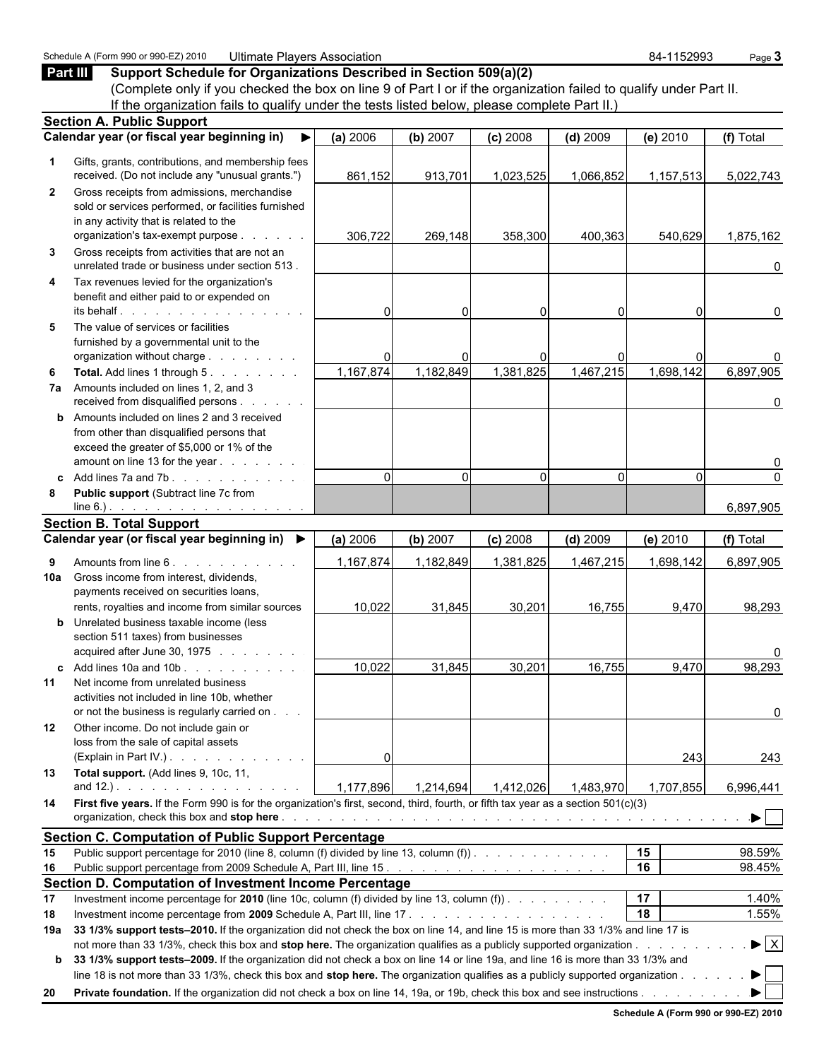Schedule A (Form 990 or 990-EZ) 2010 Ultimate Players Association 84-1152993

## Part III Support Schedule for Organizations Described in Section 509(a)(2)

(Complete only if you checked the box on line 9 of Part I or if the organization failed to qualify under Part II. If the organization fails to qualify under the tests listed below, please complete Part II.)

### Section A. Public Support

| | Calendar year (or fiscal year beginning in) ▶ | (a) 2006 | (b) 2007 | (c) 2008 | (d) 2009 | (e) 2010 | (f) Total |
|---|---|---|---|---|---|---|---|
| 1 | Gifts, grants, contributions, and membership fees received. (Do not include any "unusual grants.") | 861,152 | 913,701 | 1,023,525 | 1,066,852 | 1,157,513 | 5,022,743 |
| 2 | Gross receipts from admissions, merchandise sold or services performed, or facilities furnished in any activity that is related to the organization's tax-exempt purpose | 306,722 | 269,148 | 358,300 | 400,363 | 540,629 | 1,875,162 |
| 3 | Gross receipts from activities that are not an unrelated trade or business under section 513 | | | | | | 0 |
| 4 | Tax revenues levied for the organization's benefit and either paid to or expended on its behalf | 0 | 0 | 0 | 0 | 0 | 0 |
| 5 | The value of services or facilities furnished by a governmental unit to the organization without charge | 0 | 0 | 0 | 0 | 0 | 0 |
| 6 | **Total.** Add lines 1 through 5 | 1,167,874 | 1,182,849 | 1,381,825 | 1,467,215 | 1,698,142 | 6,897,905 |
| 7a | Amounts included on lines 1, 2, and 3 received from disqualified persons | | | | | | 0 |
| b | Amounts included on lines 2 and 3 received from other than disqualified persons that exceed the greater of $5,000 or 1% of the amount on line 13 for the year | | | | | | 0 |
| c | Add lines 7a and 7b | 0 | 0 | 0 | 0 | 0 | 0 |
| 8 | **Public support** (Subtract line 7c from line 6.) | | | | | | 6,897,905 |

### Section B. Total Support

| | Calendar year (or fiscal year beginning in) ▶ | (a) 2006 | (b) 2007 | (c) 2008 | (d) 2009 | (e) 2010 | (f) Total |
|---|---|---|---|---|---|---|---|
| 9 | Amounts from line 6 | 1,167,874 | 1,182,849 | 1,381,825 | 1,467,215 | 1,698,142 | 6,897,905 |
| 10a | Gross income from interest, dividends, payments received on securities loans, rents, royalties and income from similar sources | 10,022 | 31,845 | 30,201 | 16,755 | 9,470 | 98,293 |
| b | Unrelated business taxable income (less section 511 taxes) from businesses acquired after June 30, 1975 | | | | | | 0 |
| c | Add lines 10a and 10b | 10,022 | 31,845 | 30,201 | 16,755 | 9,470 | 98,293 |
| 11 | Net income from unrelated business activities not included in line 10b, whether or not the business is regularly carried on | | | | | | 0 |
| 12 | Other income. Do not include gain or loss from the sale of capital assets (Explain in Part IV.) | 0 | | | | 243 | 243 |
| 13 | **Total support.** (Add lines 9, 10c, 11, and 12.) | 1,177,896 | 1,214,694 | 1,412,026 | 1,483,970 | 1,707,855 | 6,996,441 |

14 **First five years.** If the Form 990 is for the organization's first, second, third, fourth, or fifth tax year as a section 501(c)(3) organization, check this box and **stop here** ▶ ☐

### Section C. Computation of Public Support Percentage

| | | | |
|---|---|---|---|
| 15 | Public support percentage for 2010 (line 8, column (f) divided by line 13, column (f)) | 15 | 98.59% |
| 16 | Public support percentage from 2009 Schedule A, Part III, line 15 | 16 | 98.45% |

### Section D. Computation of Investment Income Percentage

| | | | |
|---|---|---|---|
| 17 | Investment income percentage for **2010** (line 10c, column (f) divided by line 13, column (f)) | 17 | 1.40% |
| 18 | Investment income percentage from **2009** Schedule A, Part III, line 17 | 18 | 1.55% |

19a **33 1/3% support tests–2010.** If the organization did not check the box on line 14, and line 15 is more than 33 1/3% and line 17 is not more than 33 1/3%, check this box and **stop here.** The organization qualifies as a publicly supported organization ▶ ☒

b **33 1/3% support tests–2009.** If the organization did not check a box on line 14 or line 19a, and line 16 is more than 33 1/3% and line 18 is not more than 33 1/3%, check this box and **stop here.** The organization qualifies as a publicly supported organization ▶ ☐

20 **Private foundation.** If the organization did not check a box on line 14, 19a, or 19b, check this box and see instructions ▶ ☐

**Schedule A (Form 990 or 990-EZ) 2010**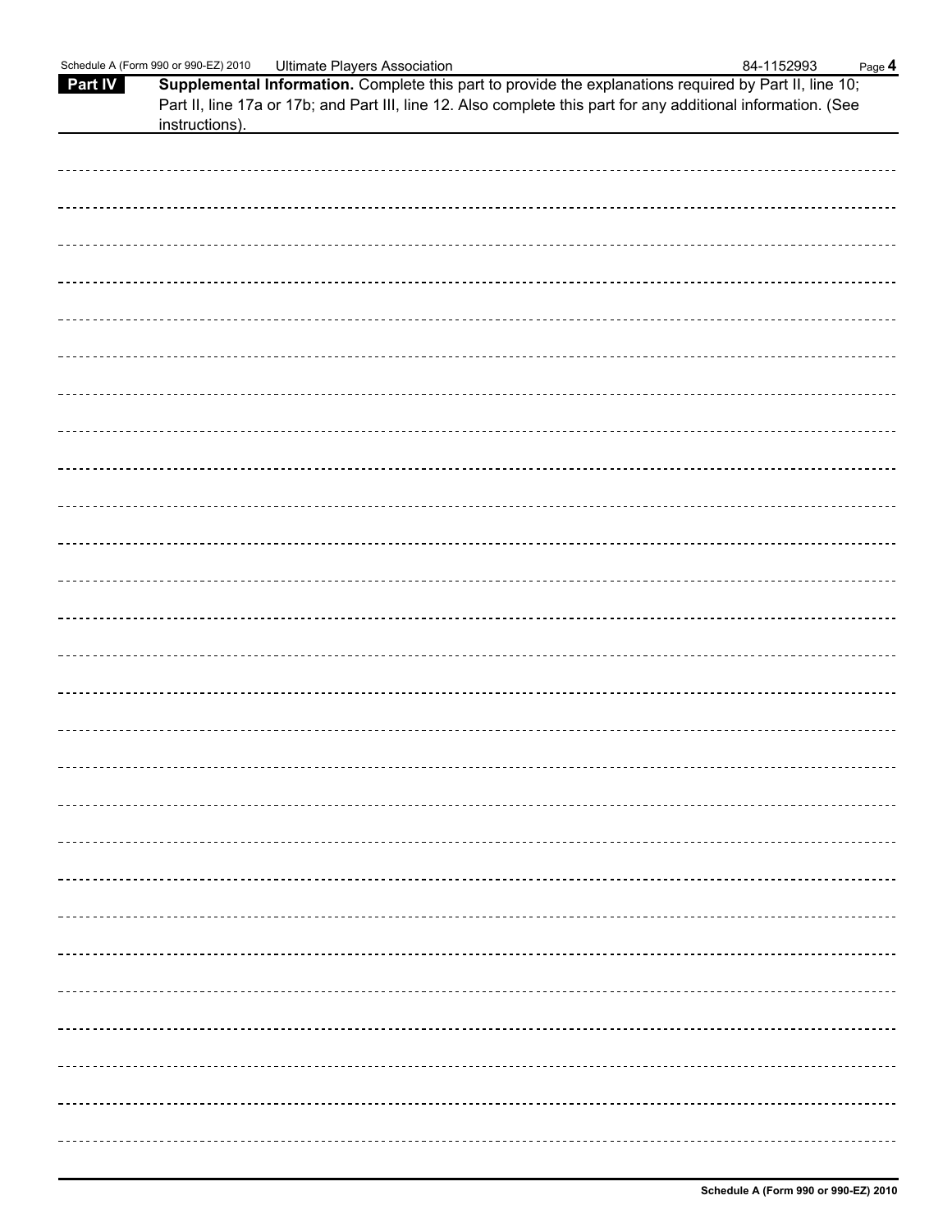## Part IV Supplemental Information.

Complete this part to provide the explanations required by Part II, line 10; Part II, line 17a or 17b; and Part III, line 12. Also complete this part for any additional information. (See instructions).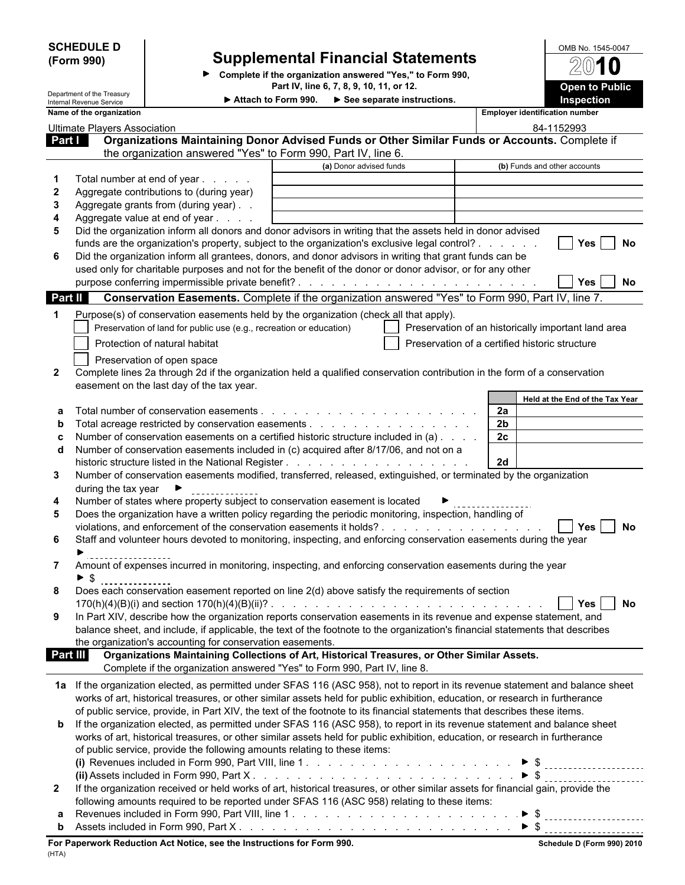**SCHEDULE D (Form 990)**

Department of the Treasury
Internal Revenue Service

# Supplemental Financial Statements

► Complete if the organization answered "Yes," to Form 990, Part IV, line 6, 7, 8, 9, 10, 11, or 12.

► Attach to Form 990. ► See separate instructions.

OMB No. 1545-0047

**2010**

**Open to Public Inspection**

| Name of the organization | Employer identification number |
|---|---|
| Ultimate Players Association | 84-1152993 |

## Part I Organizations Maintaining Donor Advised Funds or Other Similar Funds or Accounts.

Complete if the organization answered "Yes" to Form 990, Part IV, line 6.

| | | (a) Donor advised funds | (b) Funds and other accounts |
|---|---|---|---|
| 1 | Total number at end of year | | |
| 2 | Aggregate contributions to (during year) | | |
| 3 | Aggregate grants from (during year) | | |
| 4 | Aggregate value at end of year | | |

5 Did the organization inform all donors and donor advisors in writing that the assets held in donor advised funds are the organization's property, subject to the organization's exclusive legal control? ☐ Yes ☐ No

6 Did the organization inform all grantees, donors, and donor advisors in writing that grant funds can be used only for charitable purposes and not for the benefit of the donor or donor advisor, or for any other purpose conferring impermissible private benefit? ☐ Yes ☐ No

## Part II Conservation Easements.

Complete if the organization answered "Yes" to Form 990, Part IV, line 7.

1 Purpose(s) of conservation easements held by the organization (check all that apply).

- ☐ Preservation of land for public use (e.g., recreation or education)
- ☐ Preservation of an historically important land area
- ☐ Protection of natural habitat
- ☐ Preservation of a certified historic structure
- ☐ Preservation of open space

2 Complete lines 2a through 2d if the organization held a qualified conservation contribution in the form of a conservation easement on the last day of the tax year.

| | | | Held at the End of the Tax Year |
|---|---|---|---|
| a | Total number of conservation easements | 2a | |
| b | Total acreage restricted by conservation easements | 2b | |
| c | Number of conservation easements on a certified historic structure included in (a) | 2c | |
| d | Number of conservation easements included in (c) acquired after 8/17/06, and not on a historic structure listed in the National Register | 2d | |

3 Number of conservation easements modified, transferred, released, extinguished, or terminated by the organization during the tax year ►

4 Number of states where property subject to conservation easement is located ►

5 Does the organization have a written policy regarding the periodic monitoring, inspection, handling of violations, and enforcement of the conservation easements it holds? ☐ Yes ☐ No

6 Staff and volunteer hours devoted to monitoring, inspecting, and enforcing conservation easements during the year ►

7 Amount of expenses incurred in monitoring, inspecting, and enforcing conservation easements during the year ► $

8 Does each conservation easement reported on line 2(d) above satisfy the requirements of section 170(h)(4)(B)(i) and section 170(h)(4)(B)(ii)? ☐ Yes ☐ No

9 In Part XIV, describe how the organization reports conservation easements in its revenue and expense statement, and balance sheet, and include, if applicable, the text of the footnote to the organization's financial statements that describes the organization's accounting for conservation easements.

## Part III Organizations Maintaining Collections of Art, Historical Treasures, or Other Similar Assets.

Complete if the organization answered "Yes" to Form 990, Part IV, line 8.

**1a** If the organization elected, as permitted under SFAS 116 (ASC 958), not to report in its revenue statement and balance sheet works of art, historical treasures, or other similar assets held for public exhibition, education, or research in furtherance of public service, provide, in Part XIV, the text of the footnote to its financial statements that describes these items.

**b** If the organization elected, as permitted under SFAS 116 (ASC 958), to report in its revenue statement and balance sheet works of art, historical treasures, or other similar assets held for public exhibition, education, or research in furtherance of public service, provide the following amounts relating to these items:

**(i)** Revenues included in Form 990, Part VIII, line 1 ► $

**(ii)** Assets included in Form 990, Part X ► $

**2** If the organization received or held works of art, historical treasures, or other similar assets for financial gain, provide the following amounts required to be reported under SFAS 116 (ASC 958) relating to these items:

**a** Revenues included in Form 990, Part VIII, line 1 ► $

**b** Assets included in Form 990, Part X ► $

**For Paperwork Reduction Act Notice, see the Instructions for Form 990.** Schedule D (Form 990) 2010

(HTA)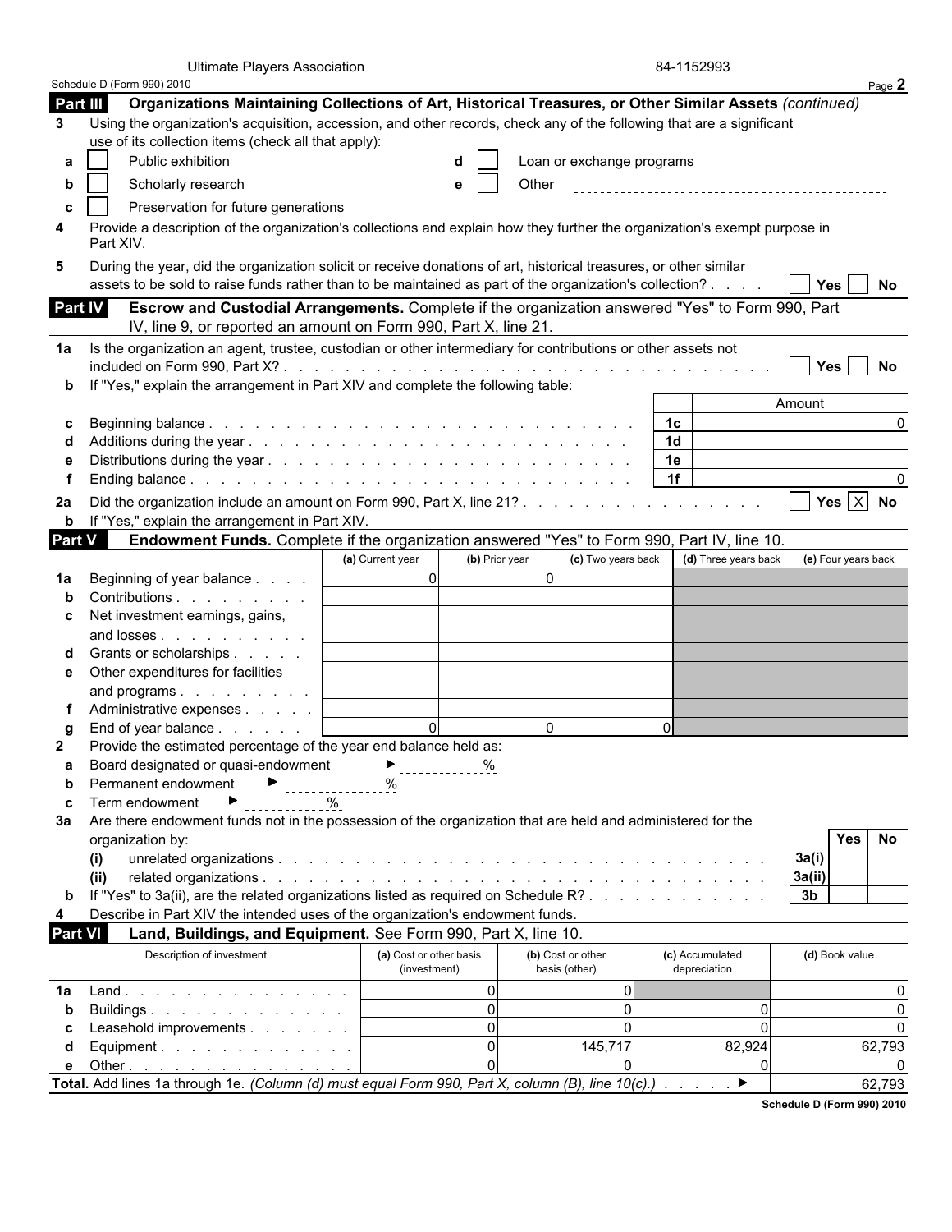Ultimate Players Association 84-1152993

Schedule D (Form 990) 2010

## Part III Organizations Maintaining Collections of Art, Historical Treasures, or Other Similar Assets *(continued)*

**3** Using the organization's acquisition, accession, and other records, check any of the following that are a significant use of its collection items (check all that apply):

- **a** ☐ Public exhibition
- **b** ☐ Scholarly research
- **c** ☐ Preservation for future generations
- **d** ☐ Loan or exchange programs
- **e** ☐ Other

**4** Provide a description of the organization's collections and explain how they further the organization's exempt purpose in Part XIV.

**5** During the year, did the organization solicit or receive donations of art, historical treasures, or other similar assets to be sold to raise funds rather than to be maintained as part of the organization's collection? ☐ Yes ☐ No

## Part IV Escrow and Custodial Arrangements. 

Complete if the organization answered "Yes" to Form 990, Part IV, line 9, or reported an amount on Form 990, Part X, line 21.

**1a** Is the organization an agent, trustee, custodian or other intermediary for contributions or other assets not included on Form 990, Part X? ☐ Yes ☐ No

**b** If "Yes," explain the arrangement in Part XIV and complete the following table:

| | | | Amount |
|---|---|---|---|
| **c** | Beginning balance | 1c | 0 |
| **d** | Additions during the year | 1d | |
| **e** | Distributions during the year | 1e | |
| **f** | Ending balance | 1f | 0 |

**2a** Did the organization include an amount on Form 990, Part X, line 21? ☐ Yes ☒ No

**b** If "Yes," explain the arrangement in Part XIV.

## Part V Endowment Funds. 

Complete if the organization answered "Yes" to Form 990, Part IV, line 10.

| | | (a) Current year | (b) Prior year | (c) Two years back | (d) Three years back | (e) Four years back |
|---|---|---|---|---|---|---|
| **1a** | Beginning of year balance | 0 | 0 | | | |
| **b** | Contributions | | | | | |
| **c** | Net investment earnings, gains, and losses | | | | | |
| **d** | Grants or scholarships | | | | | |
| **e** | Other expenditures for facilities and programs | | | | | |
| **f** | Administrative expenses | | | | | |
| **g** | End of year balance | 0 | 0 | 0 | | |

**2** Provide the estimated percentage of the year end balance held as:

- **a** Board designated or quasi-endowment ▶ %
- **b** Permanent endowment ▶ %
- **c** Term endowment ▶ %

**3a** Are there endowment funds not in the possession of the organization that are held and administered for the organization by:

| | | | Yes | No |
|---|---|---|---|---|
| (i) | unrelated organizations | 3a(i) | | |
| (ii) | related organizations | 3a(ii) | | |
| **b** | If "Yes" to 3a(ii), are the related organizations listed as required on Schedule R? | 3b | | |

**4** Describe in Part XIV the intended uses of the organization's endowment funds.

## Part VI Land, Buildings, and Equipment. 

See Form 990, Part X, line 10.

| | Description of investment | (a) Cost or other basis (investment) | (b) Cost or other basis (other) | (c) Accumulated depreciation | (d) Book value |
|---|---|---|---|---|---|
| **1a** | Land | 0 | 0 | | 0 |
| **b** | Buildings | 0 | 0 | 0 | 0 |
| **c** | Leasehold improvements | 0 | 0 | 0 | 0 |
| **d** | Equipment | 0 | 145,717 | 82,924 | 62,793 |
| **e** | Other | 0 | 0 | 0 | 0 |

**Total.** Add lines 1a through 1e. *(Column (d) must equal Form 990, Part X, column (B), line 10(c).)* ▶ 62,793

Schedule D (Form 990) 2010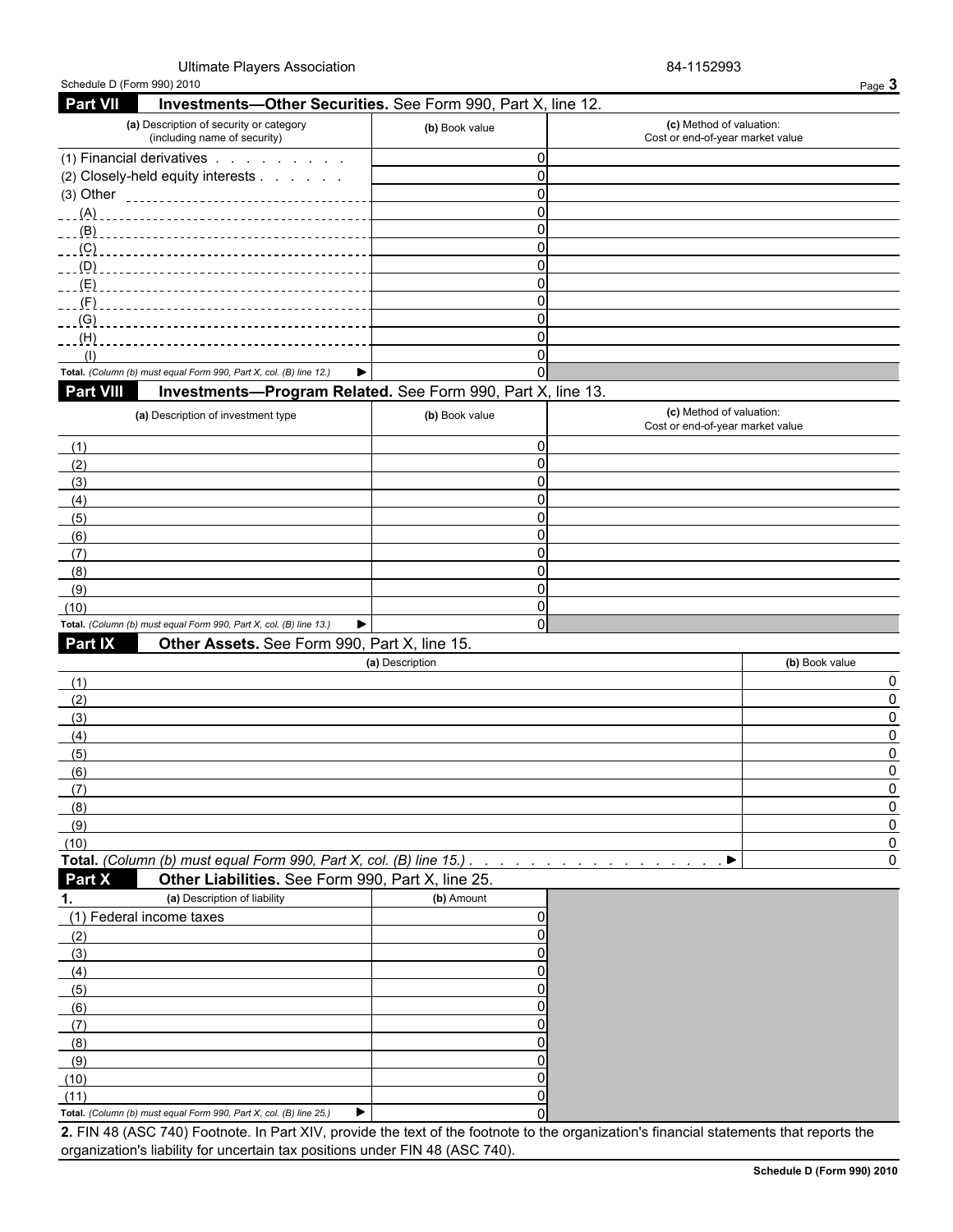Ultimate Players Association — 84-1152993

Schedule D (Form 990) 2010

## Part VII Investments—Other Securities. See Form 990, Part X, line 12.

| (a) Description of security or category (including name of security) | (b) Book value | (c) Method of valuation: Cost or end-of-year market value |
|---|---|---|
| (1) Financial derivatives | 0 | |
| (2) Closely-held equity interests | 0 | |
| (3) Other | 0 | |
| (A) | 0 | |
| (B) | 0 | |
| (C) | 0 | |
| (D) | 0 | |
| (E) | 0 | |
| (F) | 0 | |
| (G) | 0 | |
| (H) | 0 | |
| (I) | 0 | |
| **Total.** *(Column (b) must equal Form 990, Part X, col. (B) line 12.)* ▶ | 0 | |

## Part VIII Investments—Program Related. See Form 990, Part X, line 13.

| (a) Description of investment type | (b) Book value | (c) Method of valuation: Cost or end-of-year market value |
|---|---|---|
| (1) | 0 | |
| (2) | 0 | |
| (3) | 0 | |
| (4) | 0 | |
| (5) | 0 | |
| (6) | 0 | |
| (7) | 0 | |
| (8) | 0 | |
| (9) | 0 | |
| (10) | 0 | |
| **Total.** *(Column (b) must equal Form 990, Part X, col. (B) line 13.)* ▶ | 0 | |

## Part IX Other Assets. See Form 990, Part X, line 15.

| (a) Description | (b) Book value |
|---|---|
| (1) | 0 |
| (2) | 0 |
| (3) | 0 |
| (4) | 0 |
| (5) | 0 |
| (6) | 0 |
| (7) | 0 |
| (8) | 0 |
| (9) | 0 |
| (10) | 0 |
| **Total.** *(Column (b) must equal Form 990, Part X, col. (B) line 15.)* ▶ | 0 |

## Part X Other Liabilities. See Form 990, Part X, line 25.

| 1. (a) Description of liability | (b) Amount |
|---|---|
| (1) Federal income taxes | 0 |
| (2) | 0 |
| (3) | 0 |
| (4) | 0 |
| (5) | 0 |
| (6) | 0 |
| (7) | 0 |
| (8) | 0 |
| (9) | 0 |
| (10) | 0 |
| (11) | 0 |
| **Total.** *(Column (b) must equal Form 990, Part X, col. (B) line 25.)* ▶ | 0 |

**2.** FIN 48 (ASC 740) Footnote. In Part XIV, provide the text of the footnote to the organization's financial statements that reports the organization's liability for uncertain tax positions under FIN 48 (ASC 740).

**Schedule D (Form 990) 2010**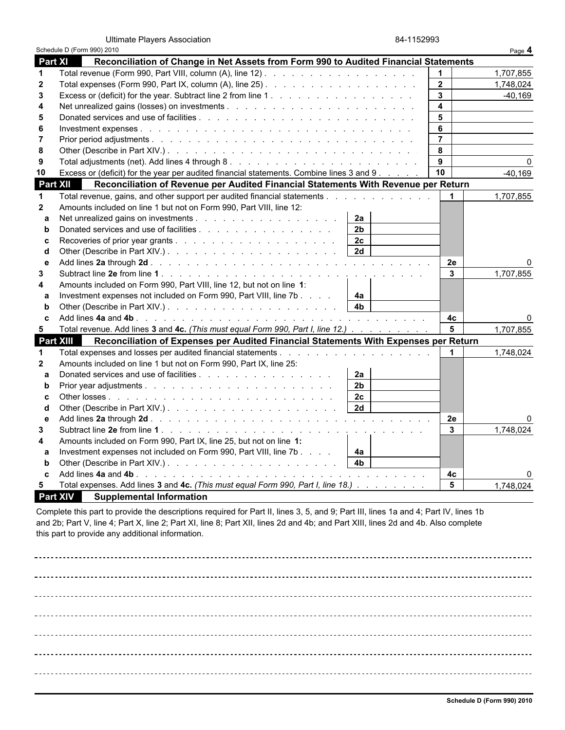Ultimate Players Association 84-1152993

Schedule D (Form 990) 2010 Page **4**

## Part XI Reconciliation of Change in Net Assets from Form 990 to Audited Financial Statements

| Line | Description | | Amount |
|---|---|---|---|
| 1 | Total revenue (Form 990, Part VIII, column (A), line 12) | 1 | 1,707,855 |
| 2 | Total expenses (Form 990, Part IX, column (A), line 25) | 2 | 1,748,024 |
| 3 | Excess or (deficit) for the year. Subtract line 2 from line 1 | 3 | -40,169 |
| 4 | Net unrealized gains (losses) on investments | 4 | |
| 5 | Donated services and use of facilities | 5 | |
| 6 | Investment expenses | 6 | |
| 7 | Prior period adjustments | 7 | |
| 8 | Other (Describe in Part XIV.) | 8 | |
| 9 | Total adjustments (net). Add lines 4 through 8 | 9 | 0 |
| 10 | Excess or (deficit) for the year per audited financial statements. Combine lines 3 and 9 | 10 | -40,169 |

## Part XII Reconciliation of Revenue per Audited Financial Statements With Revenue per Return

| Line | Description | | | | Amount |
|---|---|---|---|---|---|
| 1 | Total revenue, gains, and other support per audited financial statements | | | 1 | 1,707,855 |
| 2 | Amounts included on line 1 but not on Form 990, Part VIII, line 12: | | | | |
| a | Net unrealized gains on investments | 2a | | | |
| b | Donated services and use of facilities | 2b | | | |
| c | Recoveries of prior year grants | 2c | | | |
| d | Other (Describe in Part XIV.) | 2d | | | |
| e | Add lines **2a** through **2d** | | | 2e | 0 |
| 3 | Subtract line **2e** from line **1** | | | 3 | 1,707,855 |
| 4 | Amounts included on Form 990, Part VIII, line 12, but not on line **1**: | | | | |
| a | Investment expenses not included on Form 990, Part VIII, line 7b | 4a | | | |
| b | Other (Describe in Part XIV.) | 4b | | | |
| c | Add lines **4a** and **4b** | | | 4c | 0 |
| 5 | Total revenue. Add lines **3** and **4c.** *(This must equal Form 990, Part I, line 12.)* | | | 5 | 1,707,855 |

## Part XIII Reconciliation of Expenses per Audited Financial Statements With Expenses per Return

| Line | Description | | | | Amount |
|---|---|---|---|---|---|
| 1 | Total expenses and losses per audited financial statements | | | 1 | 1,748,024 |
| 2 | Amounts included on line 1 but not on Form 990, Part IX, line 25: | | | | |
| a | Donated services and use of facilities | 2a | | | |
| b | Prior year adjustments | 2b | | | |
| c | Other losses | 2c | | | |
| d | Other (Describe in Part XIV.) | 2d | | | |
| e | Add lines **2a** through **2d** | | | 2e | 0 |
| 3 | Subtract line **2e** from line **1** | | | 3 | 1,748,024 |
| 4 | Amounts included on Form 990, Part IX, line 25, but not on line **1:** | | | | |
| a | Investment expenses not included on Form 990, Part VIII, line 7b | 4a | | | |
| b | Other (Describe in Part XIV.) | 4b | | | |
| c | Add lines **4a** and **4b** | | | 4c | 0 |
| 5 | Total expenses. Add lines **3** and **4c.** *(This must equal Form 990, Part I, line 18.)* | | | 5 | 1,748,024 |

## Part XIV Supplemental Information

Complete this part to provide the descriptions required for Part II, lines 3, 5, and 9; Part III, lines 1a and 4; Part IV, lines 1b and 2b; Part V, line 4; Part X, line 2; Part XI, line 8; Part XII, lines 2d and 4b; and Part XIII, lines 2d and 4b. Also complete this part to provide any additional information.

**Schedule D (Form 990) 2010**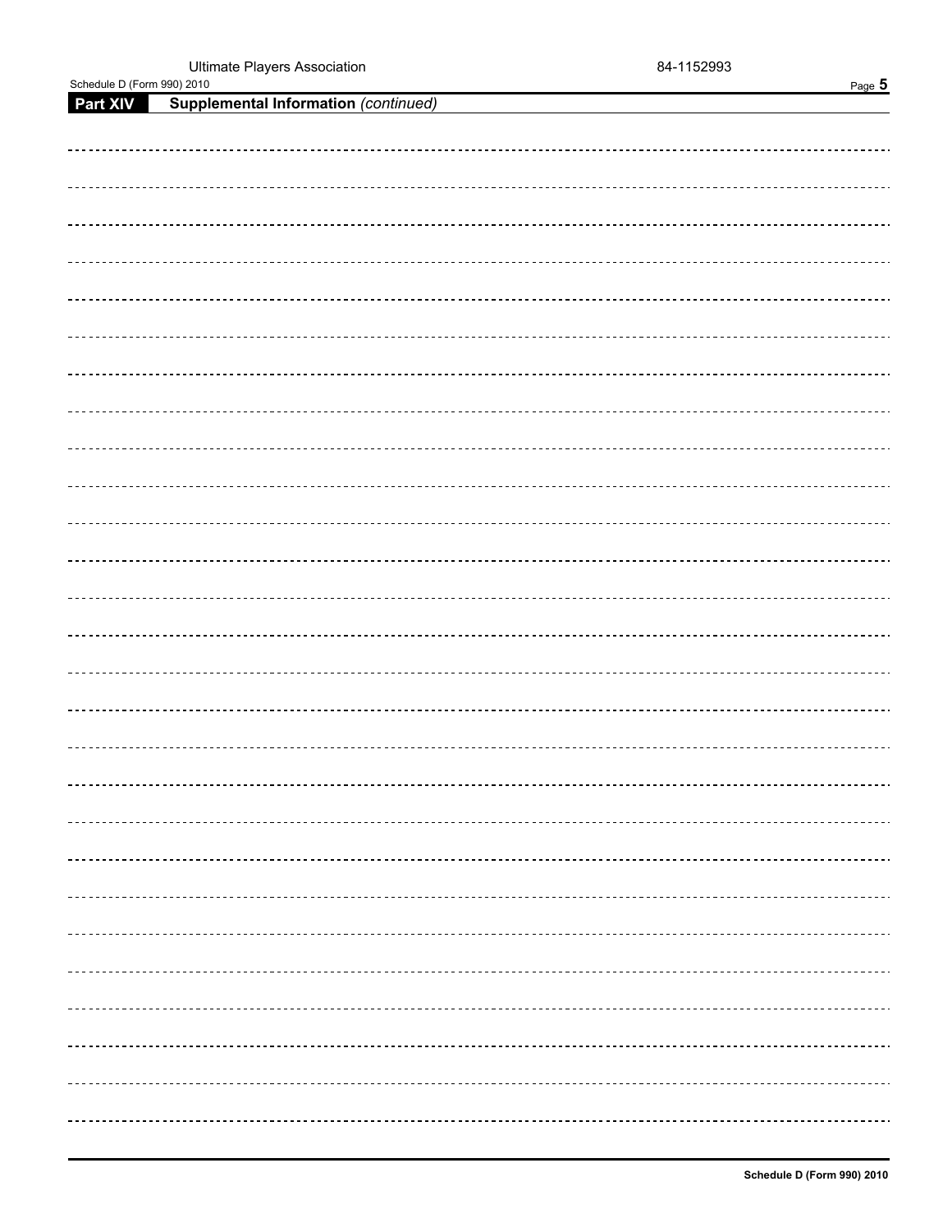Ultimate Players Association 84-1152993

Schedule D (Form 990) 2010

## Part XIV Supplemental Information *(continued)*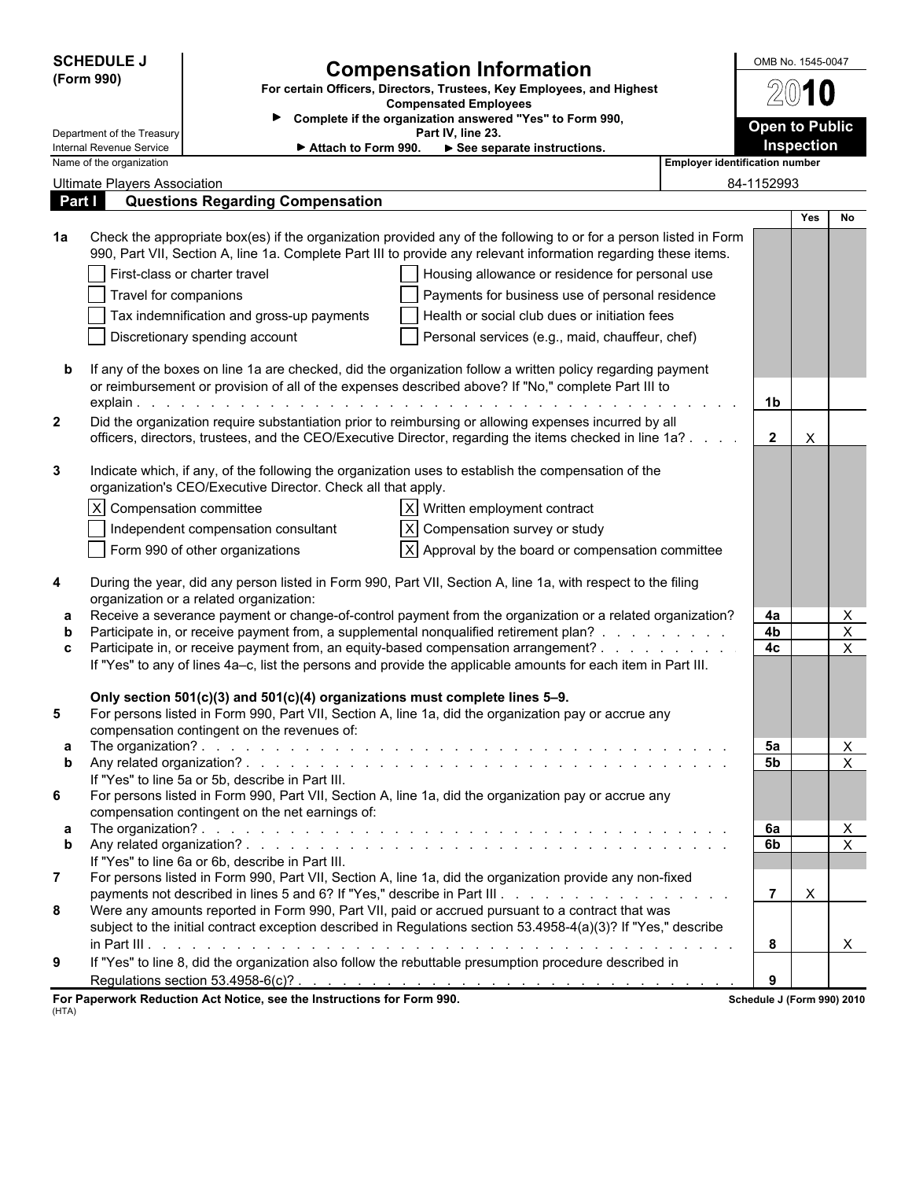**SCHEDULE J (Form 990)**

Department of the Treasury
Internal Revenue Service

# Compensation Information

**For certain Officers, Directors, Trustees, Key Employees, and Highest Compensated Employees**

▶ **Complete if the organization answered "Yes" to Form 990, Part IV, line 23.**

▶ **Attach to Form 990.** ▶ **See separate instructions.**

OMB No. 1545-0047

**2010**

**Open to Public Inspection**

| Name of the organization | Employer identification number |
|---|---|
| Ultimate Players Association | 84-1152993 |

## Part I Questions Regarding Compensation

| | | | Yes | No |
|---|---|---|---|---|
| **1a** | Check the appropriate box(es) if the organization provided any of the following to or for a person listed in Form 990, Part VII, Section A, line 1a. Complete Part III to provide any relevant information regarding these items.<br>☐ First-class or charter travel ☐ Housing allowance or residence for personal use<br>☐ Travel for companions ☐ Payments for business use of personal residence<br>☐ Tax indemnification and gross-up payments ☐ Health or social club dues or initiation fees<br>☐ Discretionary spending account ☐ Personal services (e.g., maid, chauffeur, chef) | | | |
| **b** | If any of the boxes on line 1a are checked, did the organization follow a written policy regarding payment or reimbursement or provision of all of the expenses described above? If "No," complete Part III to explain | **1b** | | |
| **2** | Did the organization require substantiation prior to reimbursing or allowing expenses incurred by all officers, directors, trustees, and the CEO/Executive Director, regarding the items checked in line 1a? | **2** | X | |
| **3** | Indicate which, if any, of the following the organization uses to establish the compensation of the organization's CEO/Executive Director. Check all that apply.<br>☒ Compensation committee ☒ Written employment contract<br>☐ Independent compensation consultant ☒ Compensation survey or study<br>☐ Form 990 of other organizations ☒ Approval by the board or compensation committee | | | |
| **4** | During the year, did any person listed in Form 990, Part VII, Section A, line 1a, with respect to the filing organization or a related organization: | | | |
| **a** | Receive a severance payment or change-of-control payment from the organization or a related organization? | **4a** | | X |
| **b** | Participate in, or receive payment from, a supplemental nonqualified retirement plan? | **4b** | | X |
| **c** | Participate in, or receive payment from, an equity-based compensation arrangement?<br>If "Yes" to any of lines 4a–c, list the persons and provide the applicable amounts for each item in Part III. | **4c** | | X |
| | **Only section 501(c)(3) and 501(c)(4) organizations must complete lines 5–9.** | | | |
| **5** | For persons listed in Form 990, Part VII, Section A, line 1a, did the organization pay or accrue any compensation contingent on the revenues of: | | | |
| **a** | The organization? | **5a** | | X |
| **b** | Any related organization?<br>If "Yes" to line 5a or 5b, describe in Part III. | **5b** | | X |
| **6** | For persons listed in Form 990, Part VII, Section A, line 1a, did the organization pay or accrue any compensation contingent on the net earnings of: | | | |
| **a** | The organization? | **6a** | | X |
| **b** | Any related organization?<br>If "Yes" to line 6a or 6b, describe in Part III. | **6b** | | X |
| **7** | For persons listed in Form 990, Part VII, Section A, line 1a, did the organization provide any non-fixed payments not described in lines 5 and 6? If "Yes," describe in Part III | **7** | X | |
| **8** | Were any amounts reported in Form 990, Part VII, paid or accrued pursuant to a contract that was subject to the initial contract exception described in Regulations section 53.4958-4(a)(3)? If "Yes," describe in Part III | **8** | | X |
| **9** | If "Yes" to line 8, did the organization also follow the rebuttable presumption procedure described in Regulations section 53.4958-6(c)? | **9** | | |

**For Paperwork Reduction Act Notice, see the Instructions for Form 990.** (HTA) **Schedule J (Form 990) 2010**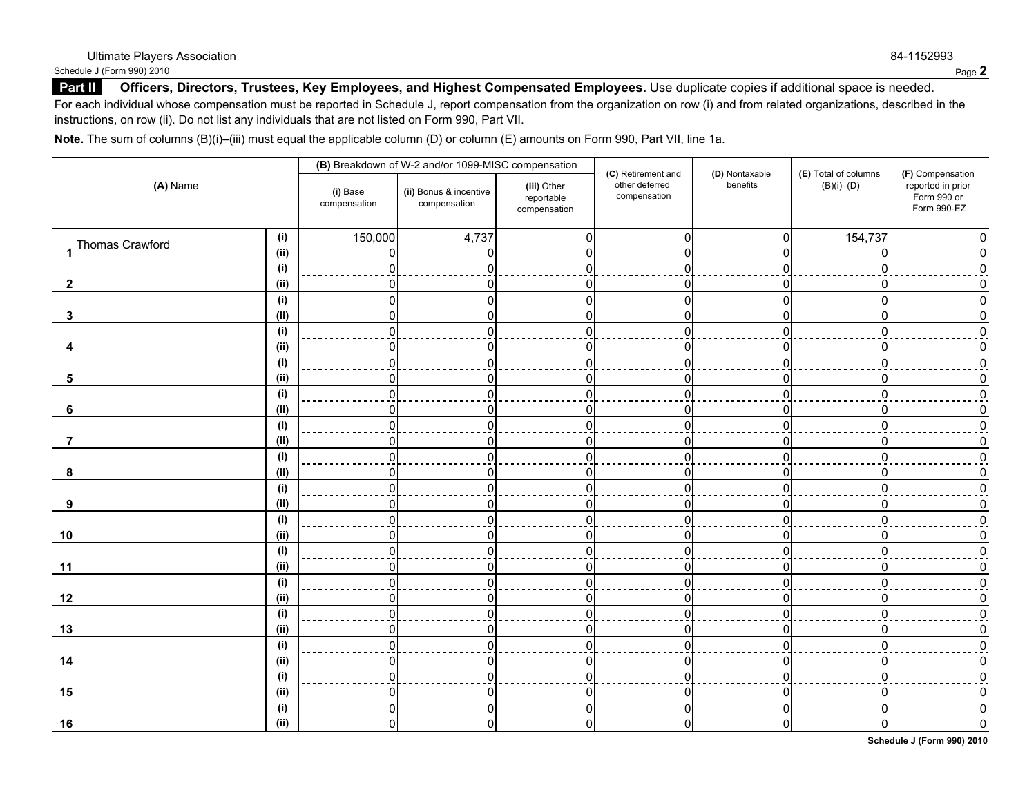Ultimate Players Association 84-1152993

Schedule J (Form 990) 2010

## Part II Officers, Directors, Trustees, Key Employees, and Highest Compensated Employees. 

Use duplicate copies if additional space is needed.

For each individual whose compensation must be reported in Schedule J, report compensation from the organization on row (i) and from related organizations, described in the instructions, on row (ii). Do not list any individuals that are not listed on Form 990, Part VII.

**Note.** The sum of columns (B)(i)–(iii) must equal the applicable column (D) or column (E) amounts on Form 990, Part VII, line 1a.

| (A) Name | | (B) Breakdown of W-2 and/or 1099-MISC compensation | | | (C) Retirement and other deferred compensation | (D) Nontaxable benefits | (E) Total of columns (B)(i)–(D) | (F) Compensation reported in prior Form 990 or Form 990-EZ |
|---|---|---|---|---|---|---|---|---|
| | | (i) Base compensation | (ii) Bonus & incentive compensation | (iii) Other reportable compensation | | | | |
| 1 Thomas Crawford | (i) | 150,000 | 4,737 | 0 | 0 | 0 | 154,737 | 0 |
| | (ii) | 0 | 0 | 0 | 0 | 0 | 0 | 0 |
| 2 | (i) | 0 | 0 | 0 | 0 | 0 | 0 | 0 |
| | (ii) | 0 | 0 | 0 | 0 | 0 | 0 | 0 |
| 3 | (i) | 0 | 0 | 0 | 0 | 0 | 0 | 0 |
| | (ii) | 0 | 0 | 0 | 0 | 0 | 0 | 0 |
| 4 | (i) | 0 | 0 | 0 | 0 | 0 | 0 | 0 |
| | (ii) | 0 | 0 | 0 | 0 | 0 | 0 | 0 |
| 5 | (i) | 0 | 0 | 0 | 0 | 0 | 0 | 0 |
| | (ii) | 0 | 0 | 0 | 0 | 0 | 0 | 0 |
| 6 | (i) | 0 | 0 | 0 | 0 | 0 | 0 | 0 |
| | (ii) | 0 | 0 | 0 | 0 | 0 | 0 | 0 |
| 7 | (i) | 0 | 0 | 0 | 0 | 0 | 0 | 0 |
| | (ii) | 0 | 0 | 0 | 0 | 0 | 0 | 0 |
| 8 | (i) | 0 | 0 | 0 | 0 | 0 | 0 | 0 |
| | (ii) | 0 | 0 | 0 | 0 | 0 | 0 | 0 |
| 9 | (i) | 0 | 0 | 0 | 0 | 0 | 0 | 0 |
| | (ii) | 0 | 0 | 0 | 0 | 0 | 0 | 0 |
| 10 | (i) | 0 | 0 | 0 | 0 | 0 | 0 | 0 |
| | (ii) | 0 | 0 | 0 | 0 | 0 | 0 | 0 |
| 11 | (i) | 0 | 0 | 0 | 0 | 0 | 0 | 0 |
| | (ii) | 0 | 0 | 0 | 0 | 0 | 0 | 0 |
| 12 | (i) | 0 | 0 | 0 | 0 | 0 | 0 | 0 |
| | (ii) | 0 | 0 | 0 | 0 | 0 | 0 | 0 |
| 13 | (i) | 0 | 0 | 0 | 0 | 0 | 0 | 0 |
| | (ii) | 0 | 0 | 0 | 0 | 0 | 0 | 0 |
| 14 | (i) | 0 | 0 | 0 | 0 | 0 | 0 | 0 |
| | (ii) | 0 | 0 | 0 | 0 | 0 | 0 | 0 |
| 15 | (i) | 0 | 0 | 0 | 0 | 0 | 0 | 0 |
| | (ii) | 0 | 0 | 0 | 0 | 0 | 0 | 0 |
| 16 | (i) | 0 | 0 | 0 | 0 | 0 | 0 | 0 |
| | (ii) | 0 | 0 | 0 | 0 | 0 | 0 | 0 |

Schedule J (Form 990) 2010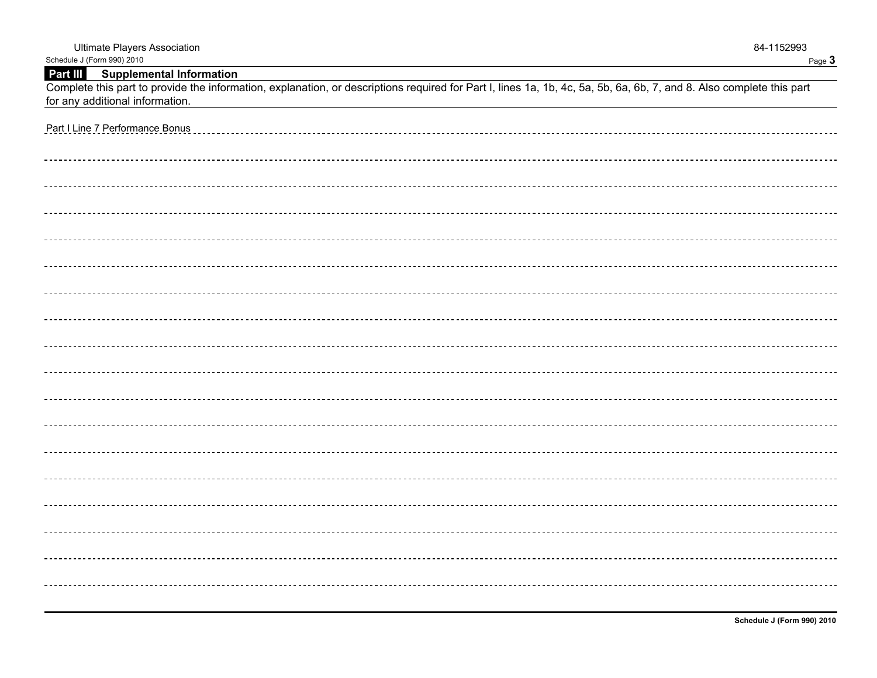Ultimate Players Association 84-1152993

Schedule J (Form 990) 2010

## Part III Supplemental Information

Complete this part to provide the information, explanation, or descriptions required for Part I, lines 1a, 1b, 4c, 5a, 5b, 6a, 6b, 7, and 8. Also complete this part for any additional information.

Part I Line 7 Performance Bonus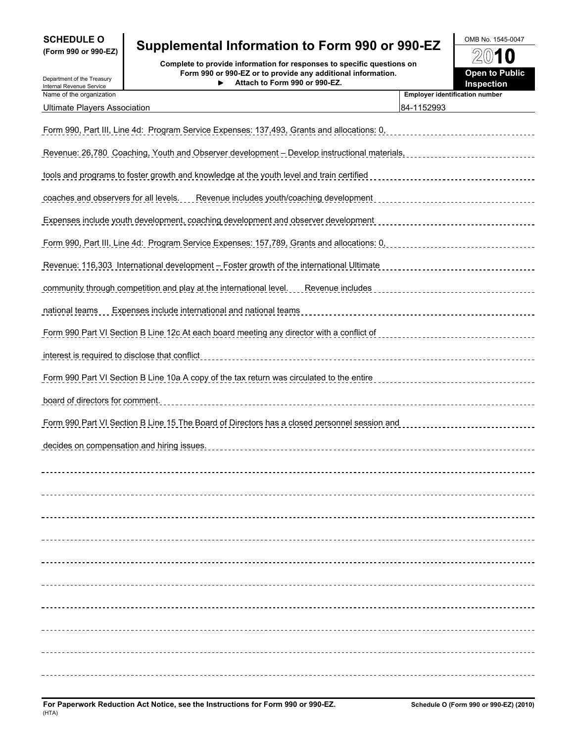**SCHEDULE O**
**(Form 990 or 990-EZ)**

Department of the Treasury
Internal Revenue Service

# Supplemental Information to Form 990 or 990-EZ

**Complete to provide information for responses to specific questions on Form 990 or 990-EZ or to provide any additional information.**
**► Attach to Form 990 or 990-EZ.**

OMB No. 1545-0047

**2010**

**Open to Public Inspection**

| Name of the organization | Employer identification number |
|---|---|
| Ultimate Players Association | 84-1152993 |

Form 990, Part III, Line 4d: Program Service Expenses: 137,493, Grants and allocations: 0, Revenue: 26,780 Coaching, Youth and Observer development – Develop instructional materials, tools and programs to foster growth and knowledge at the youth level and train certified coaches and observers for all levels. Revenue includes youth/coaching development Expenses include youth development, coaching development and observer development

Form 990, Part III, Line 4d: Program Service Expenses: 157,789, Grants and allocations: 0, Revenue: 116,303 International development – Foster growth of the international Ultimate community through competition and play at the international level. Revenue includes national teams Expenses include international and national teams

Form 990 Part VI Section B Line 12c At each board meeting any director with a conflict of interest is required to disclose that conflict

Form 990 Part VI Section B Line 10a A copy of the tax return was circulated to the entire board of directors for comment.

Form 990 Part VI Section B Line 15 The Board of Directors has a closed personnel session and decides on compensation and hiring issues.

**For Paperwork Reduction Act Notice, see the Instructions for Form 990 or 990-EZ.** (HTA) **Schedule O (Form 990 or 990-EZ) (2010)**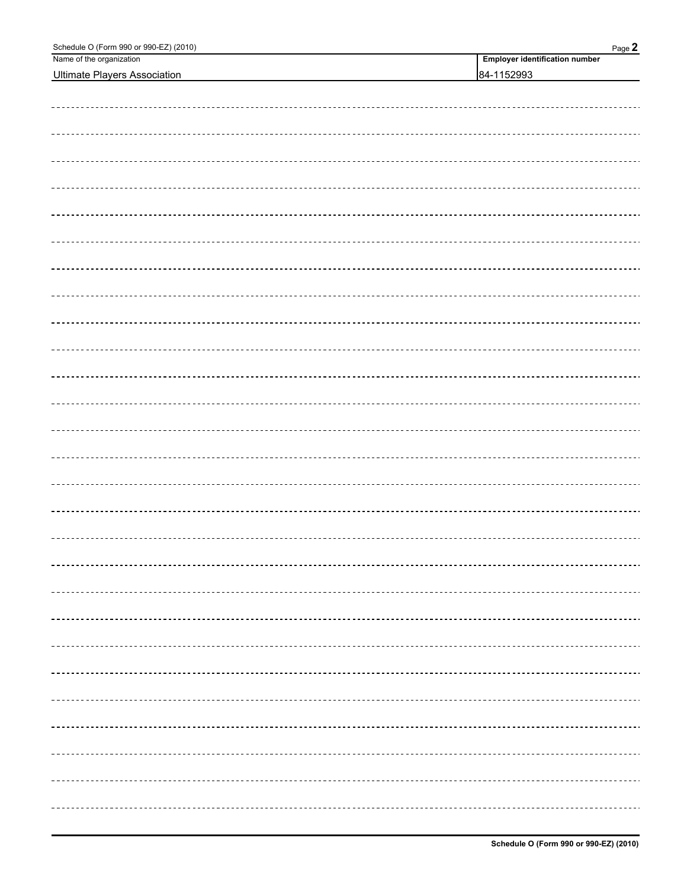| Name of the organization | Employer identification number |
| --- | --- |
| Ultimate Players Association | 84-1152993 |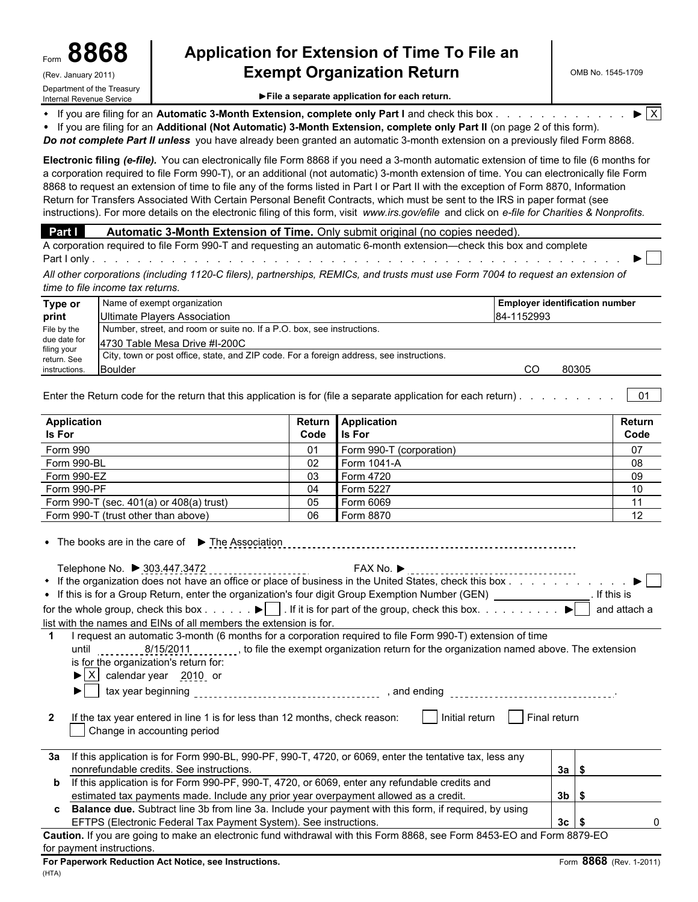Form **8868** (Rev. January 2011)
Department of the Treasury
Internal Revenue Service

# Application for Extension of Time To File an Exempt Organization Return

OMB No. 1545-1709

▶**File a separate application for each return.**

- If you are filing for an **Automatic 3-Month Extension, complete only Part I** and check this box . . . . . . . . . . . . . ▶ [X]
- If you are filing for an **Additional (Not Automatic) 3-Month Extension, complete only Part II** (on page 2 of this form).

***Do not complete Part II unless*** you have already been granted an automatic 3-month extension on a previously filed Form 8868.

**Electronic filing *(e-file).*** You can electronically file Form 8868 if you need a 3-month automatic extension of time to file (6 months for a corporation required to file Form 990-T), or an additional (not automatic) 3-month extension of time. You can electronically file Form 8868 to request an extension of time to file any of the forms listed in Part I or Part II with the exception of Form 8870, Information Return for Transfers Associated With Certain Personal Benefit Contracts, which must be sent to the IRS in paper format (see instructions). For more details on the electronic filing of this form, visit *www.irs.gov/efile* and click on *e-file for Charities & Nonprofits.*

## Part I — Automatic 3-Month Extension of Time. Only submit original (no copies needed).

A corporation required to file Form 990-T and requesting an automatic 6-month extension—check this box and complete Part I only . . . . . . . . . . . . . . . . . . . . . . . . . . . . . . . . . . . . . . ▶ [ ]

*All other corporations (including 1120-C filers), partnerships, REMICs, and trusts must use Form 7004 to request an extension of time to file income tax returns.*

| Type or print | Name of exempt organization | Employer identification number |
|---|---|---|
| File by the due date for filing your return. See instructions. | Ultimate Players Association | 84-1152993 |
| | Number, street, and room or suite no. If a P.O. box, see instructions. | |
| | 4730 Table Mesa Drive #I-200C | |
| | City, town or post office, state, and ZIP code. For a foreign address, see instructions. | |
| | Boulder CO 80305 | |

Enter the Return code for the return that this application is for (file a separate application for each return) . . . . . . . . . . 01

| Application Is For | Return Code | Application Is For | Return Code |
|---|---|---|---|
| Form 990 | 01 | Form 990-T (corporation) | 07 |
| Form 990-BL | 02 | Form 1041-A | 08 |
| Form 990-EZ | 03 | Form 4720 | 09 |
| Form 990-PF | 04 | Form 5227 | 10 |
| Form 990-T (sec. 401(a) or 408(a) trust) | 05 | Form 6069 | 11 |
| Form 990-T (trust other than above) | 06 | Form 8870 | 12 |

- The books are in the care of ▶ The Association

Telephone No. ▶ 303.447.3472 FAX No. ▶

- If the organization does not have an office or place of business in the United States, check this box . . . . . . . . . . . . ▶ [ ]
- If this is for a Group Return, enter the organization's four digit Group Exemption Number (GEN) \_\_\_\_\_\_\_\_. If this is for the whole group, check this box . . . . . . ▶ [ ] . If it is for part of the group, check this box. . . . . . . . . . ▶ [ ] and attach a list with the names and EINs of all members the extension is for.

**1** I request an automatic 3-month (6 months for a corporation required to file Form 990-T) extension of time until 8/15/2011, to file the exempt organization return for the organization named above. The extension is for the organization's return for:

▶ [X] calendar year 2010 or

▶ [ ] tax year beginning \_\_\_\_\_\_\_\_, and ending \_\_\_\_\_\_\_\_.

**2** If the tax year entered in line 1 is for less than 12 months, check reason: [ ] Initial return [ ] Final return [ ] Change in accounting period

| | | | |
|---|---|---|---|
| **3a** | If this application is for Form 990-BL, 990-PF, 990-T, 4720, or 6069, enter the tentative tax, less any nonrefundable credits. See instructions. | 3a | $ |
| **b** | If this application is for Form 990-PF, 990-T, 4720, or 6069, enter any refundable credits and estimated tax payments made. Include any prior year overpayment allowed as a credit. | 3b | $ |
| **c** | **Balance due.** Subtract line 3b from line 3a. Include your payment with this form, if required, by using EFTPS (Electronic Federal Tax Payment System). See instructions. | 3c | $ 0 |

**Caution.** If you are going to make an electronic fund withdrawal with this Form 8868, see Form 8453-EO and Form 8879-EO for payment instructions.

**For Paperwork Reduction Act Notice, see Instructions.** Form **8868** (Rev. 1-2011)

(HTA)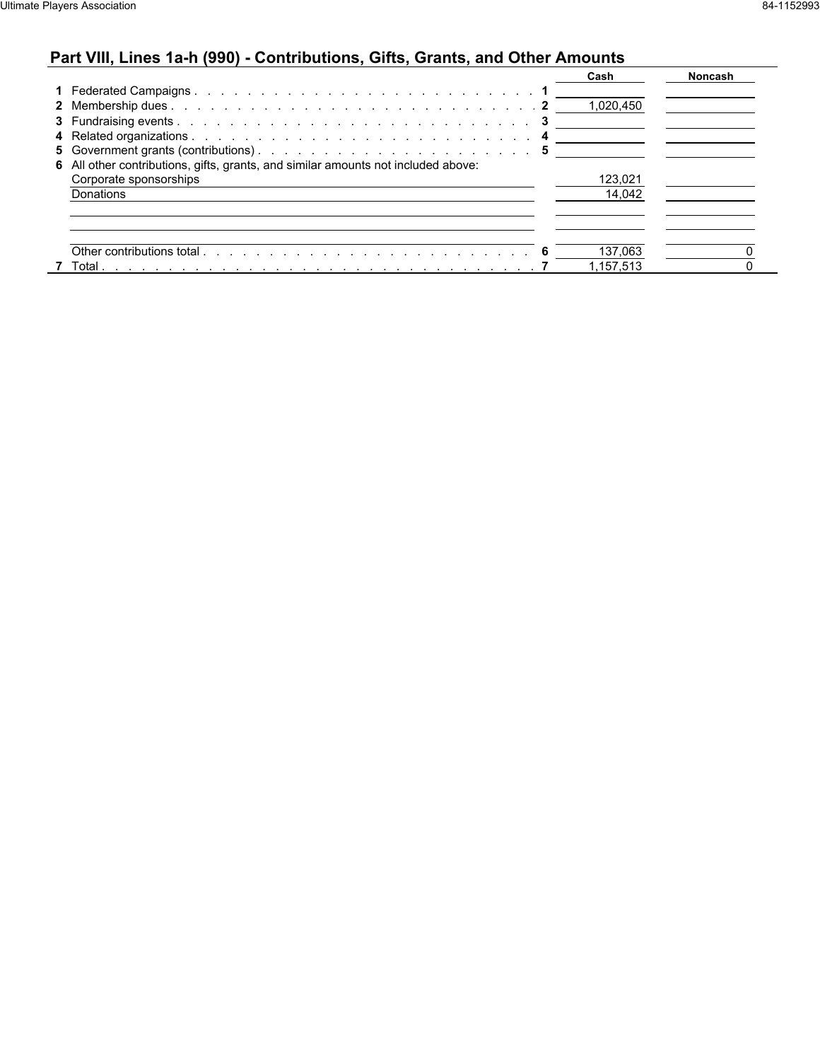## Part VIII, Lines 1a-h (990) - Contributions, Gifts, Grants, and Other Amounts

| | | Line | Cash | Noncash |
|---|---|---|---|---|
| 1 | Federated Campaigns | 1 | | |
| 2 | Membership dues | 2 | 1,020,450 | |
| 3 | Fundraising events | 3 | | |
| 4 | Related organizations | 4 | | |
| 5 | Government grants (contributions) | 5 | | |
| 6 | All other contributions, gifts, grants, and similar amounts not included above: | | | |
| | Corporate sponsorships | | 123,021 | |
| | Donations | | 14,042 | |
| | Other contributions total | 6 | 137,063 | 0 |
| 7 | Total | 7 | 1,157,513 | 0 |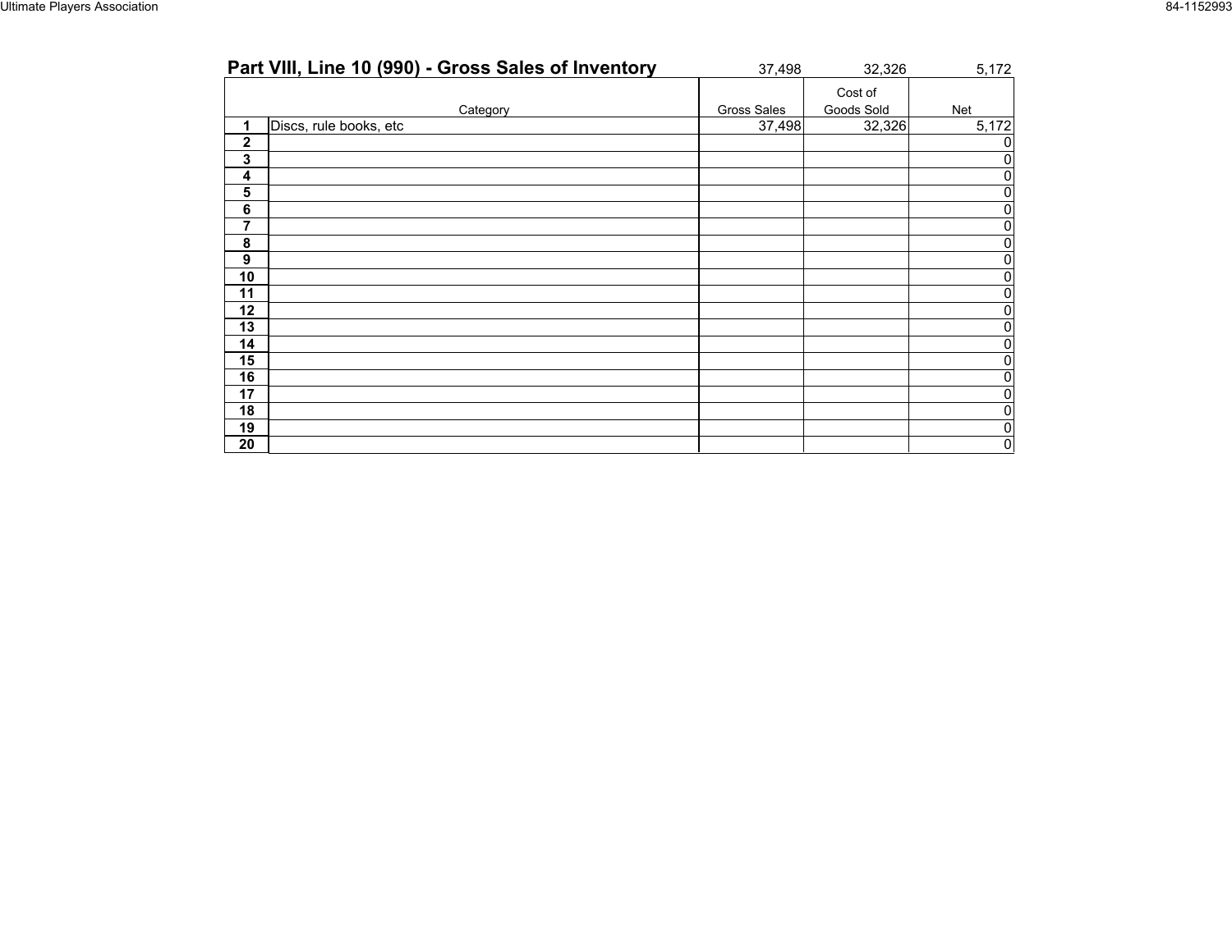## Part VIII, Line 10 (990) - Gross Sales of Inventory

| | Category | Gross Sales | Cost of Goods Sold | Net |
|---|---|---|---|---|
| | | 37,498 | 32,326 | 5,172 |
| 1 | Discs, rule books, etc | 37,498 | 32,326 | 5,172 |
| 2 | | | | 0 |
| 3 | | | | 0 |
| 4 | | | | 0 |
| 5 | | | | 0 |
| 6 | | | | 0 |
| 7 | | | | 0 |
| 8 | | | | 0 |
| 9 | | | | 0 |
| 10 | | | | 0 |
| 11 | | | | 0 |
| 12 | | | | 0 |
| 13 | | | | 0 |
| 14 | | | | 0 |
| 15 | | | | 0 |
| 16 | | | | 0 |
| 17 | | | | 0 |
| 18 | | | | 0 |
| 19 | | | | 0 |
| 20 | | | | 0 |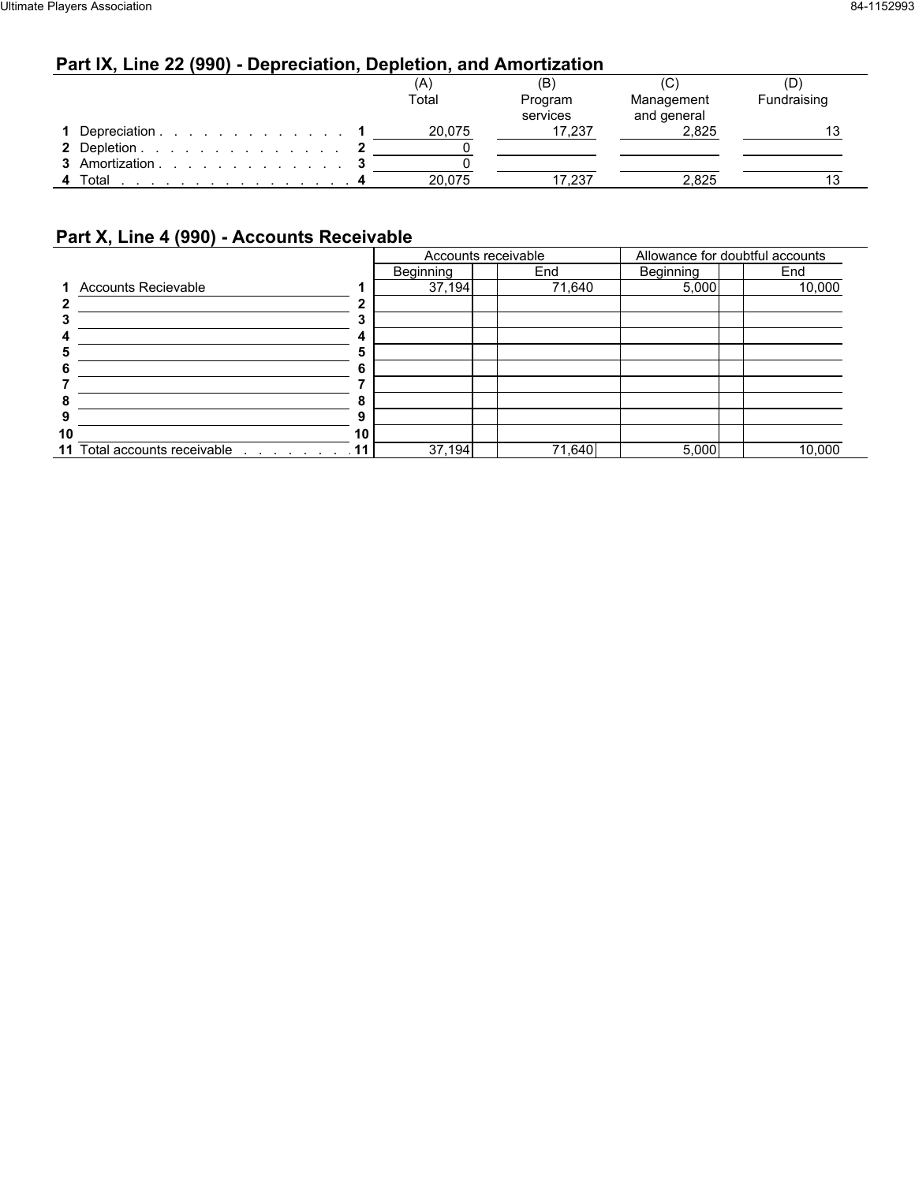## Part IX, Line 22 (990) - Depreciation, Depletion, and Amortization

| | | (A) Total | (B) Program services | (C) Management and general | (D) Fundraising |
|---|---|---|---|---|---|
| 1 Depreciation | 1 | 20,075 | 17,237 | 2,825 | 13 |
| 2 Depletion | 2 | 0 | | | |
| 3 Amortization | 3 | 0 | | | |
| 4 Total | 4 | 20,075 | 17,237 | 2,825 | 13 |

## Part X, Line 4 (990) - Accounts Receivable

| | | Accounts receivable | | Allowance for doubtful accounts | |
|---|---|---|---|---|---|
| | | Beginning | End | Beginning | End |
| 1 Accounts Recievable | 1 | 37,194 | 71,640 | 5,000 | 10,000 |
| 2 | 2 | | | | |
| 3 | 3 | | | | |
| 4 | 4 | | | | |
| 5 | 5 | | | | |
| 6 | 6 | | | | |
| 7 | 7 | | | | |
| 8 | 8 | | | | |
| 9 | 9 | | | | |
| 10 | 10 | | | | |
| 11 Total accounts receivable | 11 | 37,194 | 71,640 | 5,000 | 10,000 |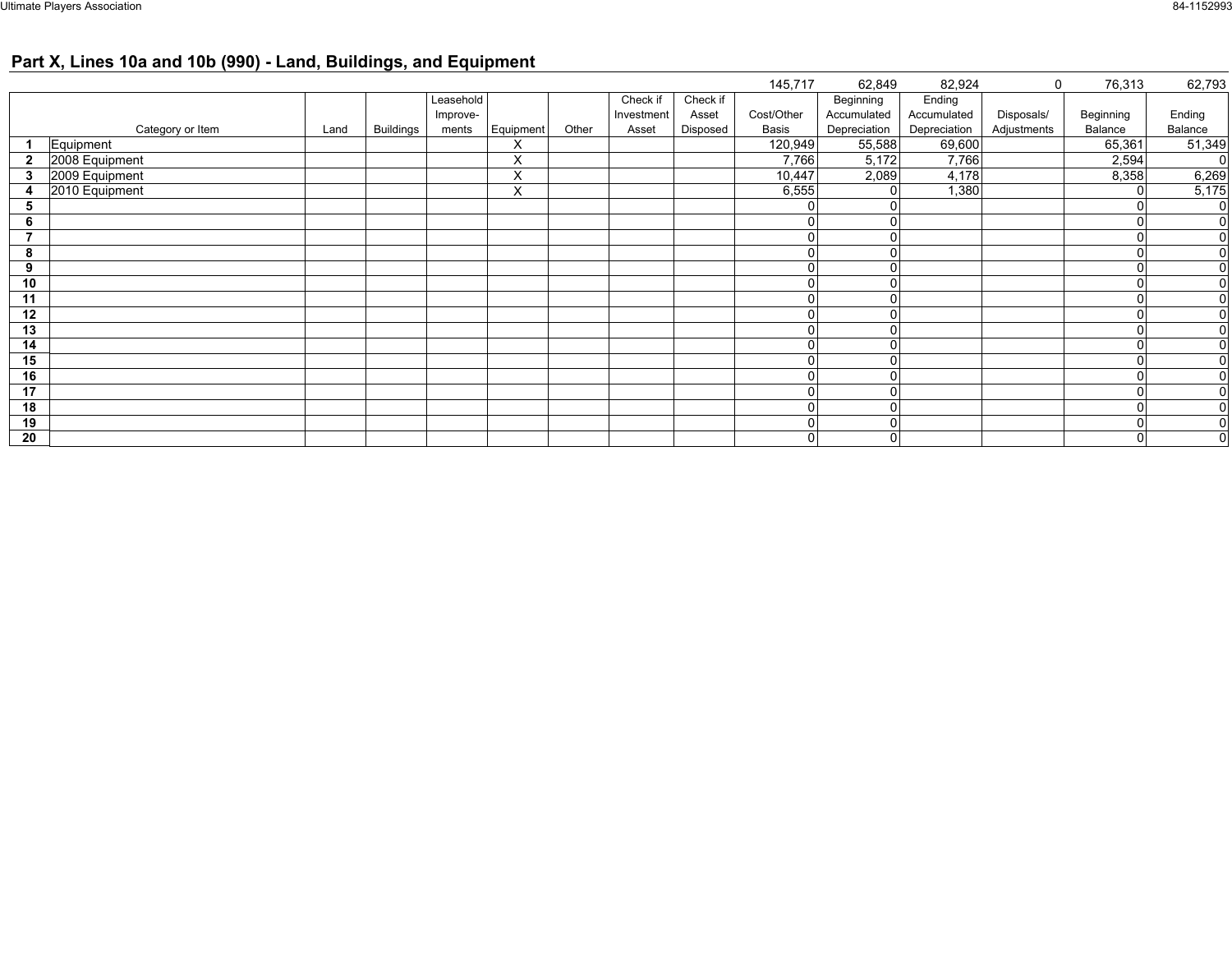## Part X, Lines 10a and 10b (990) - Land, Buildings, and Equipment

| | Category or Item | Land | Buildings | Leasehold Improve-ments | Equipment | Other | Check if Investment Asset | Check if Asset Disposed | Cost/Other Basis | Beginning Accumulated Depreciation | Ending Accumulated Depreciation | Disposals/ Adjustments | Beginning Balance | Ending Balance |
|---|---|---|---|---|---|---|---|---|---|---|---|---|---|---|
| | | | | | | | | | 145,717 | 62,849 | 82,924 | 0 | 76,313 | 62,793 |
| 1 | Equipment | | | | X | | | | 120,949 | 55,588 | 69,600 | | 65,361 | 51,349 |
| 2 | 2008 Equipment | | | | X | | | | 7,766 | 5,172 | 7,766 | | 2,594 | 0 |
| 3 | 2009 Equipment | | | | X | | | | 10,447 | 2,089 | 4,178 | | 8,358 | 6,269 |
| 4 | 2010 Equipment | | | | X | | | | 6,555 | 0 | 1,380 | | 0 | 5,175 |
| 5 | | | | | | | | | 0 | 0 | | | 0 | 0 |
| 6 | | | | | | | | | 0 | 0 | | | 0 | 0 |
| 7 | | | | | | | | | 0 | 0 | | | 0 | 0 |
| 8 | | | | | | | | | 0 | 0 | | | 0 | 0 |
| 9 | | | | | | | | | 0 | 0 | | | 0 | 0 |
| 10 | | | | | | | | | 0 | 0 | | | 0 | 0 |
| 11 | | | | | | | | | 0 | 0 | | | 0 | 0 |
| 12 | | | | | | | | | 0 | 0 | | | 0 | 0 |
| 13 | | | | | | | | | 0 | 0 | | | 0 | 0 |
| 14 | | | | | | | | | 0 | 0 | | | 0 | 0 |
| 15 | | | | | | | | | 0 | 0 | | | 0 | 0 |
| 16 | | | | | | | | | 0 | 0 | | | 0 | 0 |
| 17 | | | | | | | | | 0 | 0 | | | 0 | 0 |
| 18 | | | | | | | | | 0 | 0 | | | 0 | 0 |
| 19 | | | | | | | | | 0 | 0 | | | 0 | 0 |
| 20 | | | | | | | | | 0 | 0 | | | 0 | 0 |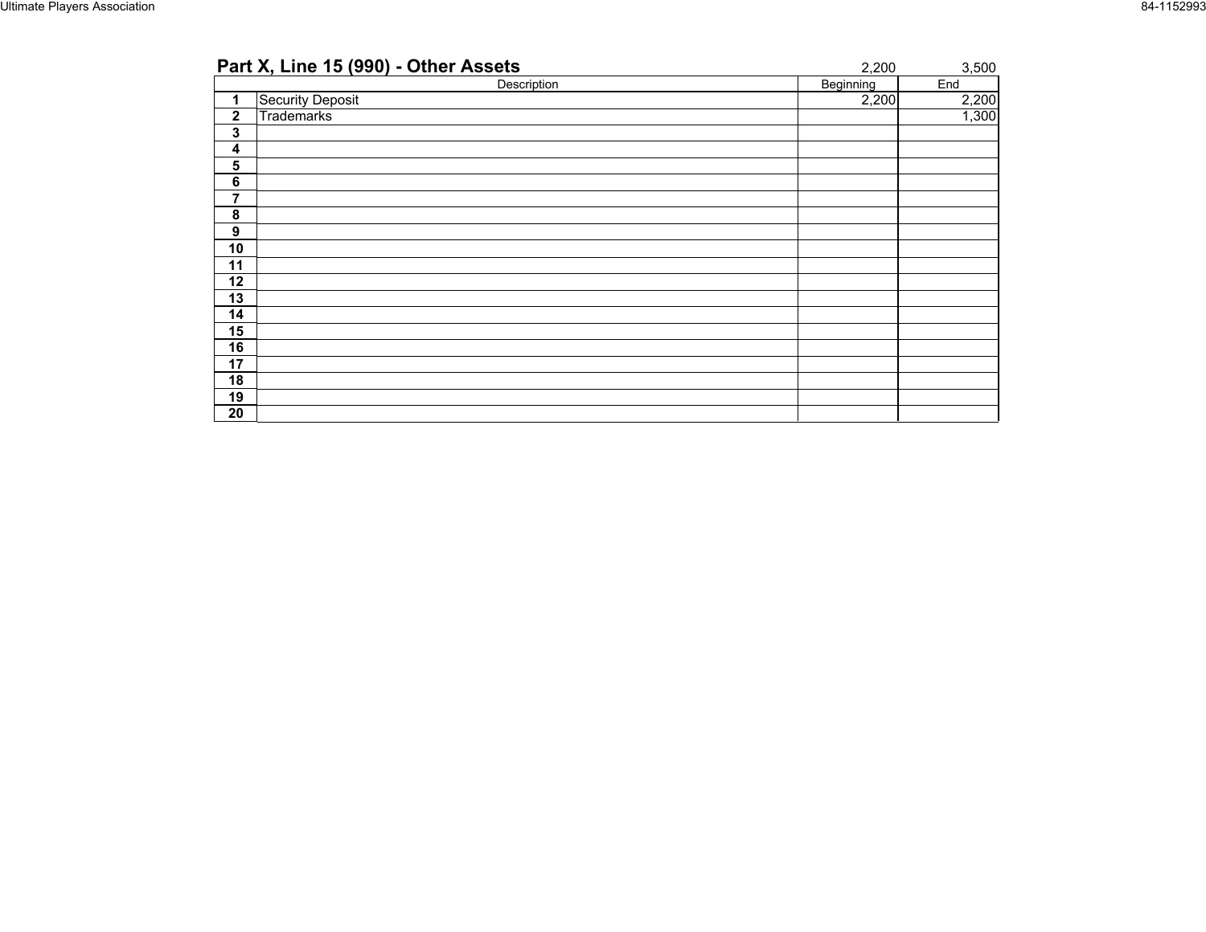## Part X, Line 15 (990) - Other Assets

| | Description | Beginning | End |
|---|---|---|---|
| | | 2,200 | 3,500 |
| 1 | Security Deposit | 2,200 | 2,200 |
| 2 | Trademarks | | 1,300 |
| 3 | | | |
| 4 | | | |
| 5 | | | |
| 6 | | | |
| 7 | | | |
| 8 | | | |
| 9 | | | |
| 10 | | | |
| 11 | | | |
| 12 | | | |
| 13 | | | |
| 14 | | | |
| 15 | | | |
| 16 | | | |
| 17 | | | |
| 18 | | | |
| 19 | | | |
| 20 | | | |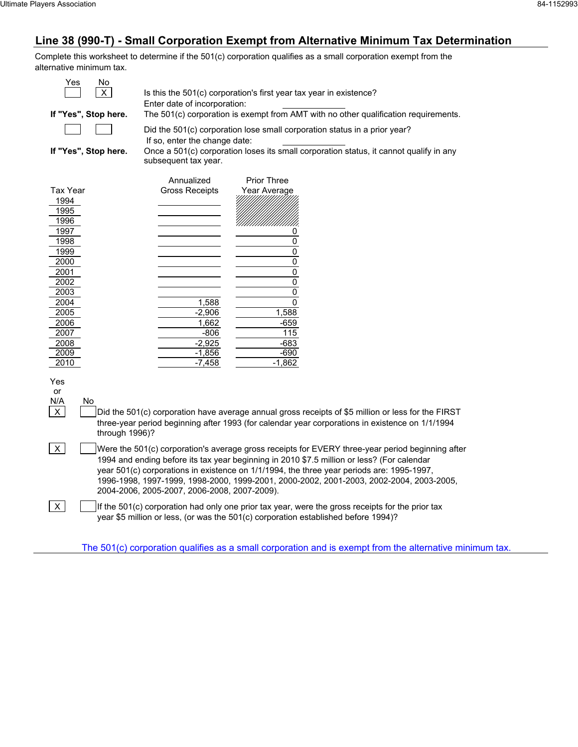## Line 38 (990-T) - Small Corporation Exempt from Alternative Minimum Tax Determination

Complete this worksheet to determine if the 501(c) corporation qualifies as a small corporation exempt from the alternative minimum tax.

| Yes | No | |
|---|---|---|
| [ ] | [X] | Is this the 501(c) corporation's first year tax year in existence?<br>Enter date of incorporation: ____________ |

**If "Yes", Stop here.** The 501(c) corporation is exempt from AMT with no other qualification requirements.

| Yes | No | |
|---|---|---|
| [ ] | [ ] | Did the 501(c) corporation lose small corporation status in a prior year?<br>If so, enter the change date: ____________ |

**If "Yes", Stop here.** Once a 501(c) corporation loses its small corporation status, it cannot qualify in any subsequent tax year.

| Tax Year | Annualized Gross Receipts | Prior Three Year Average |
|---|---|---|
| 1994 | | |
| 1995 | | |
| 1996 | | |
| 1997 | | 0 |
| 1998 | | 0 |
| 1999 | | 0 |
| 2000 | | 0 |
| 2001 | | 0 |
| 2002 | | 0 |
| 2003 | | 0 |
| 2004 | 1,588 | 0 |
| 2005 | -2,906 | 1,588 |
| 2006 | 1,662 | -659 |
| 2007 | -806 | 115 |
| 2008 | -2,925 | -683 |
| 2009 | -1,856 | -690 |
| 2010 | -7,458 | -1,862 |

| Yes or N/A | No | |
|---|---|---|
| [X] | [ ] | Did the 501(c) corporation have average annual gross receipts of $5 million or less for the FIRST three-year period beginning after 1993 (for calendar year corporations in existence on 1/1/1994 through 1996)? |
| [X] | [ ] | Were the 501(c) corporation's average gross receipts for EVERY three-year period beginning after 1994 and ending before its tax year beginning in 2010 $7.5 million or less? (For calendar year 501(c) corporations in existence on 1/1/1994, the three year periods are: 1995-1997, 1996-1998, 1997-1999, 1998-2000, 1999-2001, 2000-2002, 2001-2003, 2002-2004, 2003-2005, 2004-2006, 2005-2007, 2006-2008, 2007-2009). |
| [X] | [ ] | If the 501(c) corporation had only one prior tax year, were the gross receipts for the prior tax year $5 million or less, (or was the 501(c) corporation established before 1994)? |

The 501(c) corporation qualifies as a small corporation and is exempt from the alternative minimum tax.